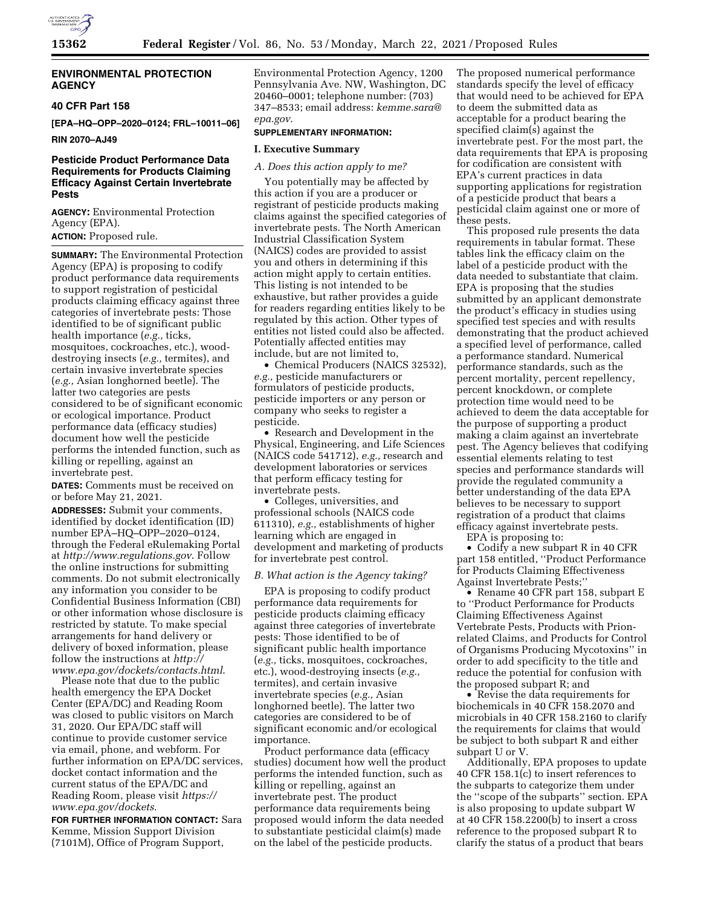## ENVIRONMENTAL PROTECTION AGENCY

### 40 CFR Part 158

**[EPA–HQ–OPP–2020–0124; FRL–10011–06]**

**RIN 2070–AJ49**

### Pesticide Product Performance Data Requirements for Products Claiming Efficacy Against Certain Invertebrate Pests

**AGENCY:** Environmental Protection Agency (EPA).

**ACTION:** Proposed rule.

**SUMMARY:** The Environmental Protection Agency (EPA) is proposing to codify product performance data requirements to support registration of pesticidal products claiming efficacy against three categories of invertebrate pests: Those identified to be of significant public health importance (*e.g.,* ticks, mosquitoes, cockroaches, etc.), wood-destroying insects (*e.g.,* termites), and certain invasive invertebrate species (*e.g.,* Asian longhorned beetle). The latter two categories are pests considered to be of significant economic or ecological importance. Product performance data (efficacy studies) document how well the pesticide performs the intended function, such as killing or repelling, against an invertebrate pest.

**DATES:** Comments must be received on or before May 21, 2021.

**ADDRESSES:** Submit your comments, identified by docket identification (ID) number EPA–HQ–OPP–2020–0124, through the Federal eRulemaking Portal at *http://www.regulations.gov*. Follow the online instructions for submitting comments. Do not submit electronically any information you consider to be Confidential Business Information (CBI) or other information whose disclosure is restricted by statute. To make special arrangements for hand delivery or delivery of boxed information, please follow the instructions at *http://www.epa.gov/dockets/contacts.html*.

Please note that due to the public health emergency the EPA Docket Center (EPA/DC) and Reading Room was closed to public visitors on March 31, 2020. Our EPA/DC staff will continue to provide customer service via email, phone, and webform. For further information on EPA/DC services, docket contact information and the current status of the EPA/DC and Reading Room, please visit *https://www.epa.gov/dockets*.

**FOR FURTHER INFORMATION CONTACT:** Sara Kemme, Mission Support Division (7101M), Office of Program Support, Environmental Protection Agency, 1200 Pennsylvania Ave. NW, Washington, DC 20460–0001; telephone number: (703) 347–8533; email address: *kemme.sara@epa.gov*.

**SUPPLEMENTARY INFORMATION:**

### I. Executive Summary

#### *A. Does this action apply to me?*

You potentially may be affected by this action if you are a producer or registrant of pesticide products making claims against the specified categories of invertebrate pests. The North American Industrial Classification System (NAICS) codes are provided to assist you and others in determining if this action might apply to certain entities. This listing is not intended to be exhaustive, but rather provides a guide for readers regarding entities likely to be regulated by this action. Other types of entities not listed could also be affected. Potentially affected entities may include, but are not limited to,

- Chemical Producers (NAICS 32532), *e.g.,* pesticide manufacturers or formulators of pesticide products, pesticide importers or any person or company who seeks to register a pesticide.
- Research and Development in the Physical, Engineering, and Life Sciences (NAICS code 541712), *e.g.,* research and development laboratories or services that perform efficacy testing for invertebrate pests.
- Colleges, universities, and professional schools (NAICS code 611310), *e.g.,* establishments of higher learning which are engaged in development and marketing of products for invertebrate pest control.

#### *B. What action is the Agency taking?*

EPA is proposing to codify product performance data requirements for pesticide products claiming efficacy against three categories of invertebrate pests: Those identified to be of significant public health importance (*e.g.,* ticks, mosquitoes, cockroaches, etc.), wood-destroying insects (*e.g.,* termites), and certain invasive invertebrate species (*e.g.,* Asian longhorned beetle). The latter two categories are considered to be of significant economic and/or ecological importance.

Product performance data (efficacy studies) document how well the product performs the intended function, such as killing or repelling, against an invertebrate pest. The product performance data requirements being proposed would inform the data needed to substantiate pesticidal claim(s) made on the label of the pesticide products. The proposed numerical performance standards specify the level of efficacy that would need to be achieved for EPA to deem the submitted data as acceptable for a product bearing the specified claim(s) against the invertebrate pest. For the most part, the data requirements that EPA is proposing for codification are consistent with EPA's current practices in data supporting applications for registration of a pesticide product that bears a pesticidal claim against one or more of these pests.

This proposed rule presents the data requirements in tabular format. These tables link the efficacy claim on the label of a pesticide product with the data needed to substantiate that claim. EPA is proposing that the studies submitted by an applicant demonstrate the product's efficacy in studies using specified test species and with results demonstrating that the product achieved a specified level of performance, called a performance standard. Numerical performance standards, such as the percent mortality, percent repellency, percent knockdown, or complete protection time would need to be achieved to deem the data acceptable for the purpose of supporting a product making a claim against an invertebrate pest. The Agency believes that codifying essential elements relating to test species and performance standards will provide the regulated community a better understanding of the data EPA believes to be necessary to support registration of a product that claims efficacy against invertebrate pests.

EPA is proposing to:

- Codify a new subpart R in 40 CFR part 158 entitled, ''Product Performance for Products Claiming Effectiveness Against Invertebrate Pests;''
- Rename 40 CFR part 158, subpart E to ''Product Performance for Products Claiming Effectiveness Against Vertebrate Pests, Products with Prion-related Claims, and Products for Control of Organisms Producing Mycotoxins'' in order to add specificity to the title and reduce the potential for confusion with the proposed subpart R; and
- Revise the data requirements for biochemicals in 40 CFR 158.2070 and microbials in 40 CFR 158.2160 to clarify the requirements for claims that would be subject to both subpart R and either subpart U or V.

Additionally, EPA proposes to update 40 CFR 158.1(c) to insert references to the subparts to categorize them under the ''scope of the subparts'' section. EPA is also proposing to update subpart W at 40 CFR 158.2200(b) to insert a cross reference to the proposed subpart R to clarify the status of a product that bears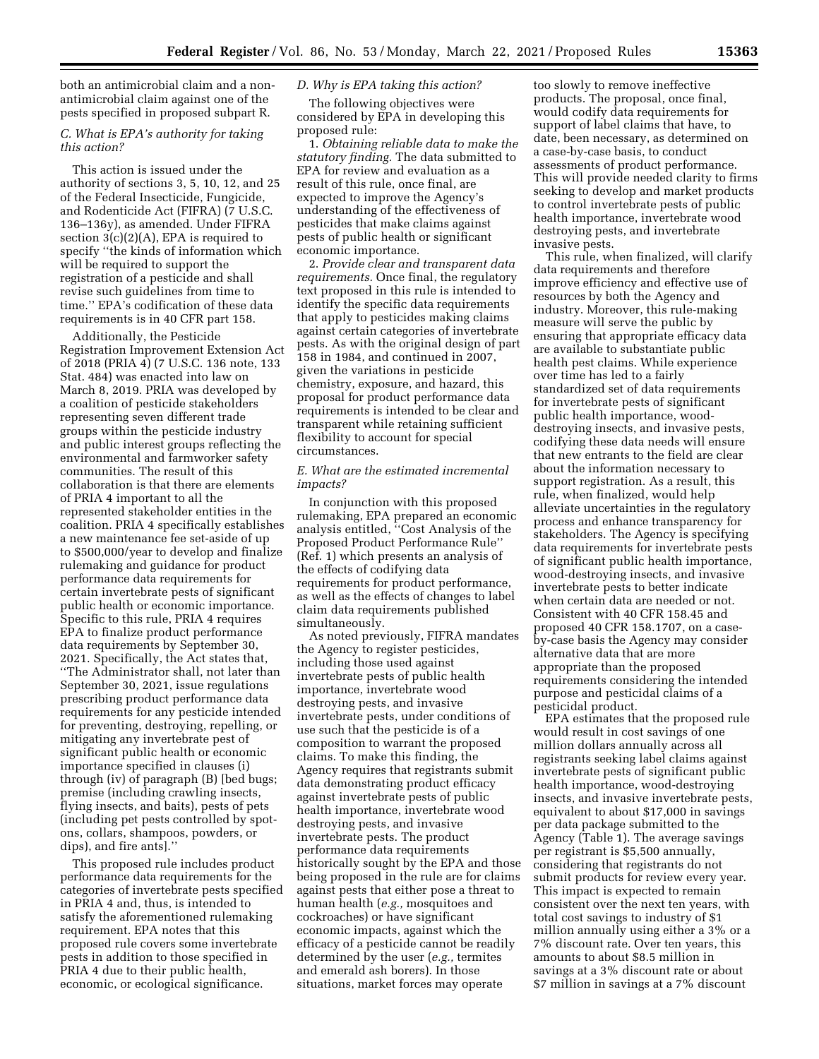both an antimicrobial claim and a non-antimicrobial claim against one of the pests specified in proposed subpart R.

### C. What is EPA's authority for taking this action?

This action is issued under the authority of sections 3, 5, 10, 12, and 25 of the Federal Insecticide, Fungicide, and Rodenticide Act (FIFRA) (7 U.S.C. 136–136y), as amended. Under FIFRA section 3(c)(2)(A), EPA is required to specify "the kinds of information which will be required to support the registration of a pesticide and shall revise such guidelines from time to time." EPA's codification of these data requirements is in 40 CFR part 158.

Additionally, the Pesticide Registration Improvement Extension Act of 2018 (PRIA 4) (7 U.S.C. 136 note, 133 Stat. 484) was enacted into law on March 8, 2019. PRIA was developed by a coalition of pesticide stakeholders representing seven different trade groups within the pesticide industry and public interest groups reflecting the environmental and farmworker safety communities. The result of this collaboration is that there are elements of PRIA 4 important to all the represented stakeholder entities in the coalition. PRIA 4 specifically establishes a new maintenance fee set-aside of up to $500,000/year to develop and finalize rulemaking and guidance for product performance data requirements for certain invertebrate pests of significant public health or economic importance. Specific to this rule, PRIA 4 requires EPA to finalize product performance data requirements by September 30, 2021. Specifically, the Act states that, "The Administrator shall, not later than September 30, 2021, issue regulations prescribing product performance data requirements for any pesticide intended for preventing, destroying, repelling, or mitigating any invertebrate pest of significant public health or economic importance specified in clauses (i) through (iv) of paragraph (B) [bed bugs; premise (including crawling insects, flying insects, and baits), pests of pets (including pet pests controlled by spot-ons, collars, shampoos, powders, or dips), and fire ants]."

This proposed rule includes product performance data requirements for the categories of invertebrate pests specified in PRIA 4 and, thus, is intended to satisfy the aforementioned rulemaking requirement. EPA notes that this proposed rule covers some invertebrate pests in addition to those specified in PRIA 4 due to their public health, economic, or ecological significance.

### D. Why is EPA taking this action?

The following objectives were considered by EPA in developing this proposed rule:

1. *Obtaining reliable data to make the statutory finding.* The data submitted to EPA for review and evaluation as a result of this rule, once final, are expected to improve the Agency's understanding of the effectiveness of pesticides that make claims against pests of public health or significant economic importance.

2. *Provide clear and transparent data requirements.* Once final, the regulatory text proposed in this rule is intended to identify the specific data requirements that apply to pesticides making claims against certain categories of invertebrate pests. As with the original design of part 158 in 1984, and continued in 2007, given the variations in pesticide chemistry, exposure, and hazard, this proposal for product performance data requirements is intended to be clear and transparent while retaining sufficient flexibility to account for special circumstances.

### E. What are the estimated incremental impacts?

In conjunction with this proposed rulemaking, EPA prepared an economic analysis entitled, "Cost Analysis of the Proposed Product Performance Rule" (Ref. 1) which presents an analysis of the effects of codifying data requirements for product performance, as well as the effects of changes to label claim data requirements published simultaneously.

As noted previously, FIFRA mandates the Agency to register pesticides, including those used against invertebrate pests of public health importance, invertebrate wood destroying pests, and invasive invertebrate pests, under conditions of use such that the pesticide is of a composition to warrant the proposed claims. To make this finding, the Agency requires that registrants submit data demonstrating product efficacy against invertebrate pests of public health importance, invertebrate wood destroying pests, and invasive invertebrate pests. The product performance data requirements historically sought by the EPA and those being proposed in the rule are for claims against pests that either pose a threat to human health (*e.g.,* mosquitoes and cockroaches) or have significant economic impacts, against which the efficacy of a pesticide cannot be readily determined by the user (*e.g.,* termites and emerald ash borers). In those situations, market forces may operate too slowly to remove ineffective products. The proposal, once final, would codify data requirements for support of label claims that have, to date, been necessary, as determined on a case-by-case basis, to conduct assessments of product performance. This will provide needed clarity to firms seeking to develop and market products to control invertebrate pests of public health importance, invertebrate wood destroying pests, and invertebrate invasive pests.

This rule, when finalized, will clarify data requirements and therefore improve efficiency and effective use of resources by both the Agency and industry. Moreover, this rule-making measure will serve the public by ensuring that appropriate efficacy data are available to substantiate public health pest claims. While experience over time has led to a fairly standardized set of data requirements for invertebrate pests of significant public health importance, wood-destroying insects, and invasive pests, codifying these data needs will ensure that new entrants to the field are clear about the information necessary to support registration. As a result, this rule, when finalized, would help alleviate uncertainties in the regulatory process and enhance transparency for stakeholders. The Agency is specifying data requirements for invertebrate pests of significant public health importance, wood-destroying insects, and invasive invertebrate pests to better indicate when certain data are needed or not. Consistent with 40 CFR 158.45 and proposed 40 CFR 158.1707, on a case-by-case basis the Agency may consider alternative data that are more appropriate than the proposed requirements considering the intended purpose and pesticidal claims of a pesticidal product.

EPA estimates that the proposed rule would result in cost savings of one million dollars annually across all registrants seeking label claims against invertebrate pests of significant public health importance, wood-destroying insects, and invasive invertebrate pests, equivalent to about $17,000 in savings per data package submitted to the Agency (Table 1). The average savings per registrant is $5,500 annually, considering that registrants do not submit products for review every year. This impact is expected to remain consistent over the next ten years, with total cost savings to industry of $1 million annually using either a 3% or a 7% discount rate. Over ten years, this amounts to about $8.5 million in savings at a 3% discount rate or about $7 million in savings at a 7% discount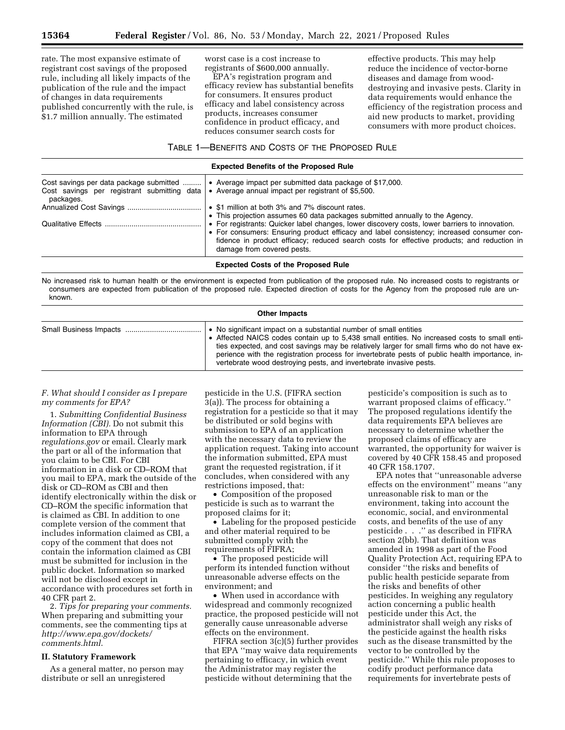rate. The most expansive estimate of registrant cost savings of the proposed rule, including all likely impacts of the publication of the rule and the impact of changes in data requirements published concurrently with the rule, is $1.7 million annually. The estimated worst case is a cost increase to registrants of $600,000 annually.

EPA's registration program and efficacy review has substantial benefits for consumers. It ensures product efficacy and label consistency across products, increases consumer confidence in product efficacy, and reduces consumer search costs for effective products. This may help reduce the incidence of vector-borne diseases and damage from wood-destroying and invasive pests. Clarity in data requirements would enhance the efficiency of the registration process and aid new products to market, providing consumers with more product choices.

TABLE 1—BENEFITS AND COSTS OF THE PROPOSED RULE

| Expected Benefits of the Proposed Rule | |
|---|---|
| Cost savings per data package submitted | • Average impact per submitted data package of $17,000. |
| Cost savings per registrant submitting data packages. | • Average annual impact per registrant of $5,500. |
| Annualized Cost Savings | • $1 million at both 3% and 7% discount rates.<br>• This projection assumes 60 data packages submitted annually to the Agency. |
| Qualitative Effects | • For registrants: Quicker label changes, lower discovery costs, lower barriers to innovation.<br>• For consumers: Ensuring product efficacy and label consistency; increased consumer confidence in product efficacy; reduced search costs for effective products; and reduction in damage from covered pests. |
| **Expected Costs of the Proposed Rule** | |
| No increased risk to human health or the environment is expected from publication of the proposed rule. No increased costs to registrants or consumers are expected from publication of the proposed rule. Expected direction of costs for the Agency from the proposed rule are unknown. | |
| **Other Impacts** | |
| Small Business Impacts | • No significant impact on a substantial number of small entities<br>• Affected NAICS codes contain up to 5,438 small entities. No increased costs to small entities expected, and cost savings may be relatively larger for small firms who do not have experience with the registration process for invertebrate pests of public health importance, invertebrate wood destroying pests, and invertebrate invasive pests. |

### F. What should I consider as I prepare my comments for EPA?

1. *Submitting Confidential Business Information (CBI).* Do not submit this information to EPA through *regulations.gov* or email. Clearly mark the part or all of the information that you claim to be CBI. For CBI information in a disk or CD–ROM that you mail to EPA, mark the outside of the disk or CD–ROM as CBI and then identify electronically within the disk or CD–ROM the specific information that is claimed as CBI. In addition to one complete version of the comment that includes information claimed as CBI, a copy of the comment that does not contain the information claimed as CBI must be submitted for inclusion in the public docket. Information so marked will not be disclosed except in accordance with procedures set forth in 40 CFR part 2.

2. *Tips for preparing your comments.* When preparing and submitting your comments, see the commenting tips at *http://www.epa.gov/dockets/comments.html*.

## II. Statutory Framework

As a general matter, no person may distribute or sell an unregistered pesticide in the U.S. (FIFRA section 3(a)). The process for obtaining a registration for a pesticide so that it may be distributed or sold begins with submission to EPA of an application with the necessary data to review the application request. Taking into account the information submitted, EPA must grant the requested registration, if it concludes, when considered with any restrictions imposed, that:

- Composition of the proposed pesticide is such as to warrant the proposed claims for it;
- Labeling for the proposed pesticide and other material required to be submitted comply with the requirements of FIFRA;
- The proposed pesticide will perform its intended function without unreasonable adverse effects on the environment; and
- When used in accordance with widespread and commonly recognized practice, the proposed pesticide will not generally cause unreasonable adverse effects on the environment.

FIFRA section 3(c)(5) further provides that EPA "may waive data requirements pertaining to efficacy, in which event the Administrator may register the pesticide without determining that the pesticide's composition is such as to warrant proposed claims of efficacy." The proposed regulations identify the data requirements EPA believes are necessary to determine whether the proposed claims of efficacy are warranted, the opportunity for waiver is covered by 40 CFR 158.45 and proposed 40 CFR 158.1707.

EPA notes that "unreasonable adverse effects on the environment" means "any unreasonable risk to man or the environment, taking into account the economic, social, and environmental costs, and benefits of the use of any pesticide . . ." as described in FIFRA section 2(bb). That definition was amended in 1998 as part of the Food Quality Protection Act, requiring EPA to consider "the risks and benefits of public health pesticide separate from the risks and benefits of other pesticides. In weighing any regulatory action concerning a public health pesticide under this Act, the administrator shall weigh any risks of the pesticide against the health risks such as the disease transmitted by the vector to be controlled by the pesticide." While this rule proposes to codify product performance data requirements for invertebrate pests of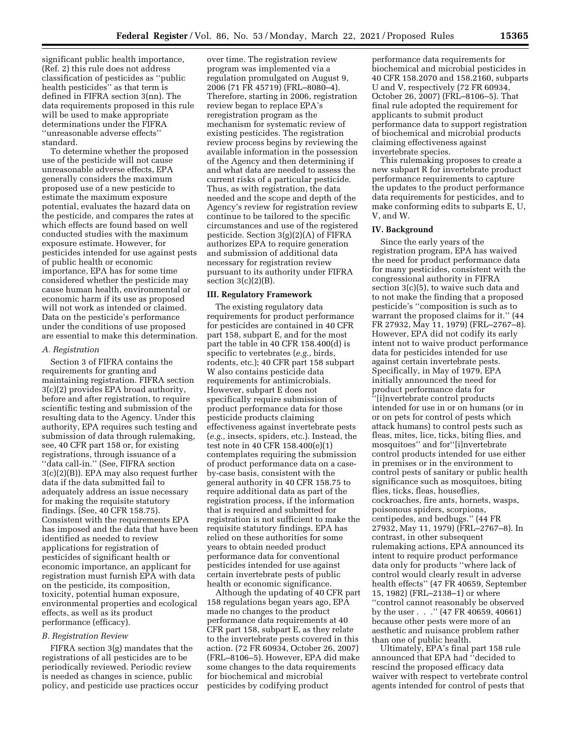significant public health importance, (Ref. 2) this rule does not address classification of pesticides as ''public health pesticides'' as that term is defined in FIFRA section 3(nn). The data requirements proposed in this rule will be used to make appropriate determinations under the FIFRA ''unreasonable adverse effects'' standard.

To determine whether the proposed use of the pesticide will not cause unreasonable adverse effects, EPA generally considers the maximum proposed use of a new pesticide to estimate the maximum exposure potential, evaluates the hazard data on the pesticide, and compares the rates at which effects are found based on well conducted studies with the maximum exposure estimate. However, for pesticides intended for use against pests of public health or economic importance, EPA has for some time considered whether the pesticide may cause human health, environmental or economic harm if its use as proposed will not work as intended or claimed. Data on the pesticide's performance under the conditions of use proposed are essential to make this determination.

### A. Registration

Section 3 of FIFRA contains the requirements for granting and maintaining registration. FIFRA section 3(c)(2) provides EPA broad authority, before and after registration, to require scientific testing and submission of the resulting data to the Agency. Under this authority, EPA requires such testing and submission of data through rulemaking, see, 40 CFR part 158 or, for existing registrations, through issuance of a ''data call-in.'' (See, FIFRA section 3(c)(2)(B)). EPA may also request further data if the data submitted fail to adequately address an issue necessary for making the requisite statutory findings. (See, 40 CFR 158.75). Consistent with the requirements EPA has imposed and the data that have been identified as needed to review applications for registration of pesticides of significant health or economic importance, an applicant for registration must furnish EPA with data on the pesticide, its composition, toxicity, potential human exposure, environmental properties and ecological effects, as well as its product performance (efficacy).

### B. Registration Review

FIFRA section 3(g) mandates that the registrations of all pesticides are to be periodically reviewed. Periodic review is needed as changes in science, public policy, and pesticide use practices occur over time. The registration review program was implemented via a regulation promulgated on August 9, 2006 (71 FR 45719) (FRL–8080–4). Therefore, starting in 2006, registration review began to replace EPA's reregistration program as the mechanism for systematic review of existing pesticides. The registration review process begins by reviewing the available information in the possession of the Agency and then determining if and what data are needed to assess the current risks of a particular pesticide. Thus, as with registration, the data needed and the scope and depth of the Agency's review for registration review continue to be tailored to the specific circumstances and use of the registered pesticide. Section 3(g)(2)(A) of FIFRA authorizes EPA to require generation and submission of additional data necessary for registration review pursuant to its authority under FIFRA section 3(c)(2)(B).

## III. Regulatory Framework

The existing regulatory data requirements for product performance for pesticides are contained in 40 CFR part 158, subpart E, and for the most part the table in 40 CFR 158.400(d) is specific to vertebrates (*e.g.,* birds, rodents, etc.); 40 CFR part 158 subpart W also contains pesticide data requirements for antimicrobials. However, subpart E does not specifically require submission of product performance data for those pesticide products claiming effectiveness against invertebrate pests (*e.g.,* insects, spiders, etc.). Instead, the test note in 40 CFR 158.400(e)(1) contemplates requiring the submission of product performance data on a case-by-case basis, consistent with the general authority in 40 CFR 158.75 to require additional data as part of the registration process, if the information that is required and submitted for registration is not sufficient to make the requisite statutory findings. EPA has relied on these authorities for some years to obtain needed product performance data for conventional pesticides intended for use against certain invertebrate pests of public health or economic significance.

Although the updating of 40 CFR part 158 regulations began years ago, EPA made no changes to the product performance data requirements at 40 CFR part 158, subpart E, as they relate to the invertebrate pests covered in this action. (72 FR 60934, October 26, 2007) (FRL–8106–5). However, EPA did make some changes to the data requirements for biochemical and microbial pesticides by codifying product performance data requirements for biochemical and microbial pesticides in 40 CFR 158.2070 and 158.2160, subparts U and V, respectively (72 FR 60934, October 26, 2007) (FRL–8106–5). That final rule adopted the requirement for applicants to submit product performance data to support registration of biochemical and microbial products claiming effectiveness against invertebrate species.

This rulemaking proposes to create a new subpart R for invertebrate product performance requirements to capture the updates to the product performance data requirements for pesticides, and to make conforming edits to subparts E, U, V, and W.

## IV. Background

Since the early years of the registration program, EPA has waived the need for product performance data for many pesticides, consistent with the congressional authority in FIFRA section 3(c)(5), to waive such data and to not make the finding that a proposed pesticide's ''composition is such as to warrant the proposed claims for it.'' (44 FR 27932, May 11, 1979) (FRL–2767–8). However, EPA did not codify its early intent not to waive product performance data for pesticides intended for use against certain invertebrate pests. Specifically, in May of 1979, EPA initially announced the need for product performance data for ''[i]nvertebrate control products intended for use in or on humans (or in or on pets for control of pests which attack humans) to control pests such as fleas, mites, lice, ticks, biting flies, and mosquitoes'' and for''[i]nvertebrate control products intended for use either in premises or in the environment to control pests of sanitary or public health significance such as mosquitoes, biting flies, ticks, fleas, houseflies, cockroaches, fire ants, hornets, wasps, poisonous spiders, scorpions, centipedes, and bedbugs.'' (44 FR 27932, May 11, 1979) (FRL–2767–8). In contrast, in other subsequent rulemaking actions, EPA announced its intent to require product performance data only for products ''where lack of control would clearly result in adverse health effects'' (47 FR 40659, September 15, 1982) (FRL–2138–1) or where ''control cannot reasonably be observed by the user . . .'' (47 FR 40659, 40661) because other pests were more of an aesthetic and nuisance problem rather than one of public health.

Ultimately, EPA's final part 158 rule announced that EPA had ''decided to rescind the proposed efficacy data waiver with respect to vertebrate control agents intended for control of pests that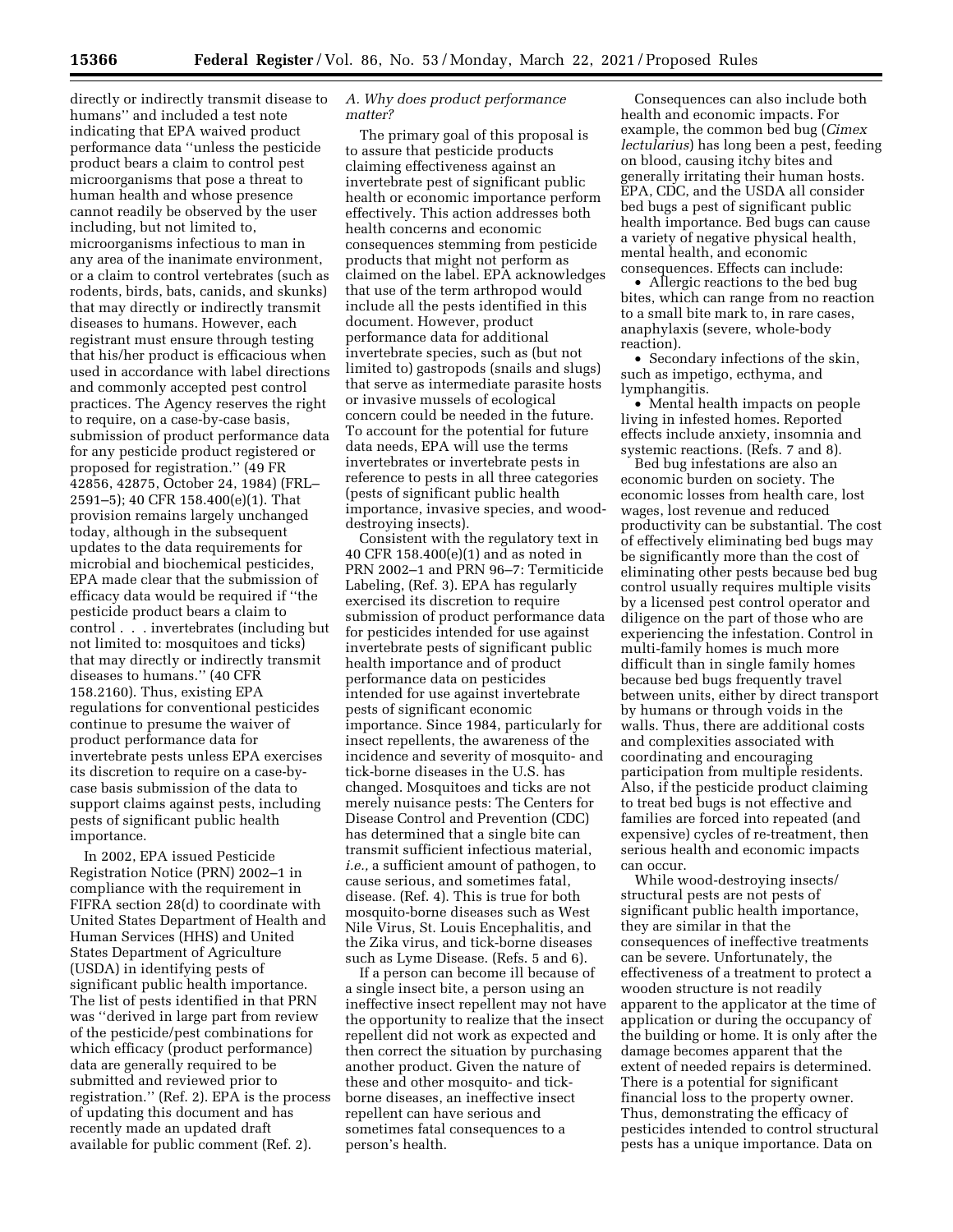directly or indirectly transmit disease to humans'' and included a test note indicating that EPA waived product performance data ''unless the pesticide product bears a claim to control pest microorganisms that pose a threat to human health and whose presence cannot readily be observed by the user including, but not limited to, microorganisms infectious to man in any area of the inanimate environment, or a claim to control vertebrates (such as rodents, birds, bats, canids, and skunks) that may directly or indirectly transmit diseases to humans. However, each registrant must ensure through testing that his/her product is efficacious when used in accordance with label directions and commonly accepted pest control practices. The Agency reserves the right to require, on a case-by-case basis, submission of product performance data for any pesticide product registered or proposed for registration.'' (49 FR 42856, 42875, October 24, 1984) (FRL–2591–5); 40 CFR 158.400(e)(1). That provision remains largely unchanged today, although in the subsequent updates to the data requirements for microbial and biochemical pesticides, EPA made clear that the submission of efficacy data would be required if ''the pesticide product bears a claim to control . . . invertebrates (including but not limited to: mosquitoes and ticks) that may directly or indirectly transmit diseases to humans.'' (40 CFR 158.2160). Thus, existing EPA regulations for conventional pesticides continue to presume the waiver of product performance data for invertebrate pests unless EPA exercises its discretion to require on a case-by-case basis submission of the data to support claims against pests, including pests of significant public health importance.

In 2002, EPA issued Pesticide Registration Notice (PRN) 2002–1 in compliance with the requirement in FIFRA section 28(d) to coordinate with United States Department of Health and Human Services (HHS) and United States Department of Agriculture (USDA) in identifying pests of significant public health importance. The list of pests identified in that PRN was ''derived in large part from review of the pesticide/pest combinations for which efficacy (product performance) data are generally required to be submitted and reviewed prior to registration.'' (Ref. 2). EPA is the process of updating this document and has recently made an updated draft available for public comment (Ref. 2).

### *A. Why does product performance matter?*

The primary goal of this proposal is to assure that pesticide products claiming effectiveness against an invertebrate pest of significant public health or economic importance perform effectively. This action addresses both health concerns and economic consequences stemming from pesticide products that might not perform as claimed on the label. EPA acknowledges that use of the term arthropod would include all the pests identified in this document. However, product performance data for additional invertebrate species, such as (but not limited to) gastropods (snails and slugs) that serve as intermediate parasite hosts or invasive mussels of ecological concern could be needed in the future. To account for the potential for future data needs, EPA will use the terms invertebrates or invertebrate pests in reference to pests in all three categories (pests of significant public health importance, invasive species, and wood-destroying insects).

Consistent with the regulatory text in 40 CFR 158.400(e)(1) and as noted in PRN 2002–1 and PRN 96–7: Termiticide Labeling, (Ref. 3). EPA has regularly exercised its discretion to require submission of product performance data for pesticides intended for use against invertebrate pests of significant public health importance and of product performance data on pesticides intended for use against invertebrate pests of significant economic importance. Since 1984, particularly for insect repellents, the awareness of the incidence and severity of mosquito- and tick-borne diseases in the U.S. has changed. Mosquitoes and ticks are not merely nuisance pests: The Centers for Disease Control and Prevention (CDC) has determined that a single bite can transmit sufficient infectious material, *i.e.,* a sufficient amount of pathogen, to cause serious, and sometimes fatal, disease. (Ref. 4). This is true for both mosquito-borne diseases such as West Nile Virus, St. Louis Encephalitis, and the Zika virus, and tick-borne diseases such as Lyme Disease. (Refs. 5 and 6).

If a person can become ill because of a single insect bite, a person using an ineffective insect repellent may not have the opportunity to realize that the insect repellent did not work as expected and then correct the situation by purchasing another product. Given the nature of these and other mosquito- and tick-borne diseases, an ineffective insect repellent can have serious and sometimes fatal consequences to a person's health.

Consequences can also include both health and economic impacts. For example, the common bed bug (*Cimex lectularius*) has long been a pest, feeding on blood, causing itchy bites and generally irritating their human hosts. EPA, CDC, and the USDA all consider bed bugs a pest of significant public health importance. Bed bugs can cause a variety of negative physical health, mental health, and economic consequences. Effects can include:

- Allergic reactions to the bed bug bites, which can range from no reaction to a small bite mark to, in rare cases, anaphylaxis (severe, whole-body reaction).
- Secondary infections of the skin, such as impetigo, ecthyma, and lymphangitis.
- Mental health impacts on people living in infested homes. Reported effects include anxiety, insomnia and systemic reactions. (Refs. 7 and 8).

Bed bug infestations are also an economic burden on society. The economic losses from health care, lost wages, lost revenue and reduced productivity can be substantial. The cost of effectively eliminating bed bugs may be significantly more than the cost of eliminating other pests because bed bug control usually requires multiple visits by a licensed pest control operator and diligence on the part of those who are experiencing the infestation. Control in multi-family homes is much more difficult than in single family homes because bed bugs frequently travel between units, either by direct transport by humans or through voids in the walls. Thus, there are additional costs and complexities associated with coordinating and encouraging participation from multiple residents. Also, if the pesticide product claiming to treat bed bugs is not effective and families are forced into repeated (and expensive) cycles of re-treatment, then serious health and economic impacts can occur.

While wood-destroying insects/structural pests are not pests of significant public health importance, they are similar in that the consequences of ineffective treatments can be severe. Unfortunately, the effectiveness of a treatment to protect a wooden structure is not readily apparent to the applicator at the time of application or during the occupancy of the building or home. It is only after the damage becomes apparent that the extent of needed repairs is determined. There is a potential for significant financial loss to the property owner. Thus, demonstrating the efficacy of pesticides intended to control structural pests has a unique importance. Data on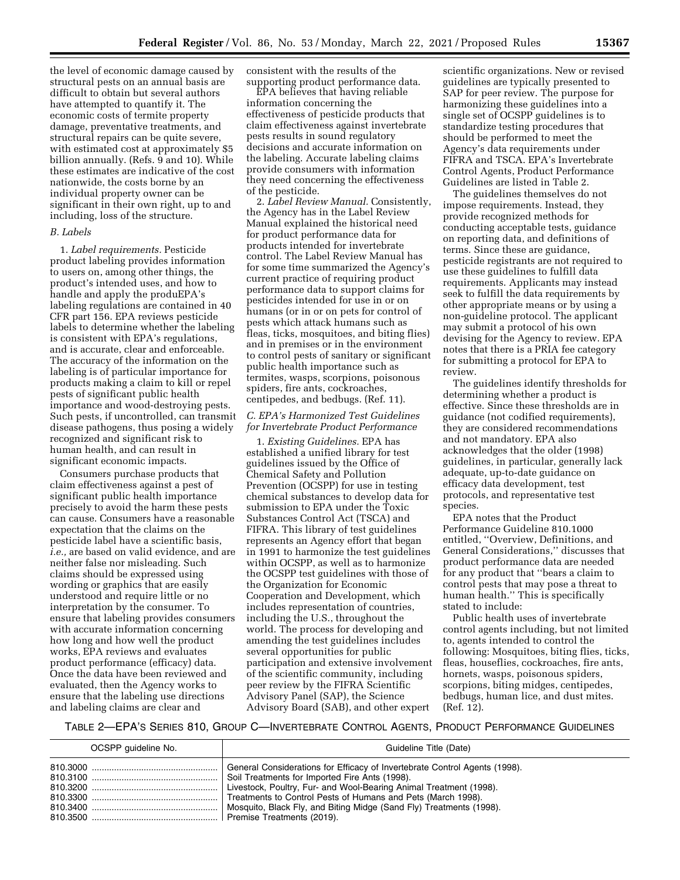the level of economic damage caused by structural pests on an annual basis are difficult to obtain but several authors have attempted to quantify it. The economic costs of termite property damage, preventative treatments, and structural repairs can be quite severe, with estimated cost at approximately $5 billion annually. (Refs. 9 and 10). While these estimates are indicative of the cost nationwide, the costs borne by an individual property owner can be significant in their own right, up to and including, loss of the structure.

### B. Labels

1. *Label requirements.* Pesticide product labeling provides information to users on, among other things, the product's intended uses, and how to handle and apply the produEPA's labeling regulations are contained in 40 CFR part 156. EPA reviews pesticide labels to determine whether the labeling is consistent with EPA's regulations, and is accurate, clear and enforceable. The accuracy of the information on the labeling is of particular importance for products making a claim to kill or repel pests of significant public health importance and wood-destroying pests. Such pests, if uncontrolled, can transmit disease pathogens, thus posing a widely recognized and significant risk to human health, and can result in significant economic impacts.

Consumers purchase products that claim effectiveness against a pest of significant public health importance precisely to avoid the harm these pests can cause. Consumers have a reasonable expectation that the claims on the pesticide label have a scientific basis, *i.e.,* are based on valid evidence, and are neither false nor misleading. Such claims should be expressed using wording or graphics that are easily understood and require little or no interpretation by the consumer. To ensure that labeling provides consumers with accurate information concerning how long and how well the product works, EPA reviews and evaluates product performance (efficacy) data. Once the data have been reviewed and evaluated, then the Agency works to ensure that the labeling use directions and labeling claims are clear and consistent with the results of the supporting product performance data.

EPA believes that having reliable information concerning the effectiveness of pesticide products that claim effectiveness against invertebrate pests results in sound regulatory decisions and accurate information on the labeling. Accurate labeling claims provide consumers with information they need concerning the effectiveness of the pesticide.

2. *Label Review Manual.* Consistently, the Agency has in the Label Review Manual explained the historical need for product performance data for products intended for invertebrate control. The Label Review Manual has for some time summarized the Agency's current practice of requiring product performance data to support claims for pesticides intended for use in or on humans (or in or on pets for control of pests which attack humans such as fleas, ticks, mosquitoes, and biting flies) and in premises or in the environment to control pests of sanitary or significant public health importance such as termites, wasps, scorpions, poisonous spiders, fire ants, cockroaches, centipedes, and bedbugs. (Ref. 11).

### C. EPA's Harmonized Test Guidelines for Invertebrate Product Performance

1. *Existing Guidelines.* EPA has established a unified library for test guidelines issued by the Office of Chemical Safety and Pollution Prevention (OCSPP) for use in testing chemical substances to develop data for submission to EPA under the Toxic Substances Control Act (TSCA) and FIFRA. This library of test guidelines represents an Agency effort that began in 1991 to harmonize the test guidelines within OCSPP, as well as to harmonize the OCSPP test guidelines with those of the Organization for Economic Cooperation and Development, which includes representation of countries, including the U.S., throughout the world. The process for developing and amending the test guidelines includes several opportunities for public participation and extensive involvement of the scientific community, including peer review by the FIFRA Scientific Advisory Panel (SAP), the Science Advisory Board (SAB), and other expert scientific organizations. New or revised guidelines are typically presented to SAP for peer review. The purpose for harmonizing these guidelines into a single set of OCSPP guidelines is to standardize testing procedures that should be performed to meet the Agency's data requirements under FIFRA and TSCA. EPA's Invertebrate Control Agents, Product Performance Guidelines are listed in Table 2.

The guidelines themselves do not impose requirements. Instead, they provide recognized methods for conducting acceptable tests, guidance on reporting data, and definitions of terms. Since these are guidance, pesticide registrants are not required to use these guidelines to fulfill data requirements. Applicants may instead seek to fulfill the data requirements by other appropriate means or by using a non-guideline protocol. The applicant may submit a protocol of his own devising for the Agency to review. EPA notes that there is a PRIA fee category for submitting a protocol for EPA to review.

The guidelines identify thresholds for determining whether a product is effective. Since these thresholds are in guidance (not codified requirements), they are considered recommendations and not mandatory. EPA also acknowledges that the older (1998) guidelines, in particular, generally lack adequate, up-to-date guidance on efficacy data development, test protocols, and representative test species.

EPA notes that the Product Performance Guideline 810.1000 entitled, "Overview, Definitions, and General Considerations," discusses that product performance data are needed for any product that "bears a claim to control pests that may pose a threat to human health." This is specifically stated to include:

Public health uses of invertebrate control agents including, but not limited to, agents intended to control the following: Mosquitoes, biting flies, ticks, fleas, houseflies, cockroaches, fire ants, hornets, wasps, poisonous spiders, scorpions, biting midges, centipedes, bedbugs, human lice, and dust mites. (Ref. 12).

TABLE 2—EPA'S SERIES 810, GROUP C—INVERTEBRATE CONTROL AGENTS, PRODUCT PERFORMANCE GUIDELINES

| OCSPP guideline No. | Guideline Title (Date) |
| --- | --- |
| 810.3000 | General Considerations for Efficacy of Invertebrate Control Agents (1998). |
| 810.3100 | Soil Treatments for Imported Fire Ants (1998). |
| 810.3200 | Livestock, Poultry, Fur- and Wool-Bearing Animal Treatment (1998). |
| 810.3300 | Treatments to Control Pests of Humans and Pets (March 1998). |
| 810.3400 | Mosquito, Black Fly, and Biting Midge (Sand Fly) Treatments (1998). |
| 810.3500 | Premise Treatments (2019). |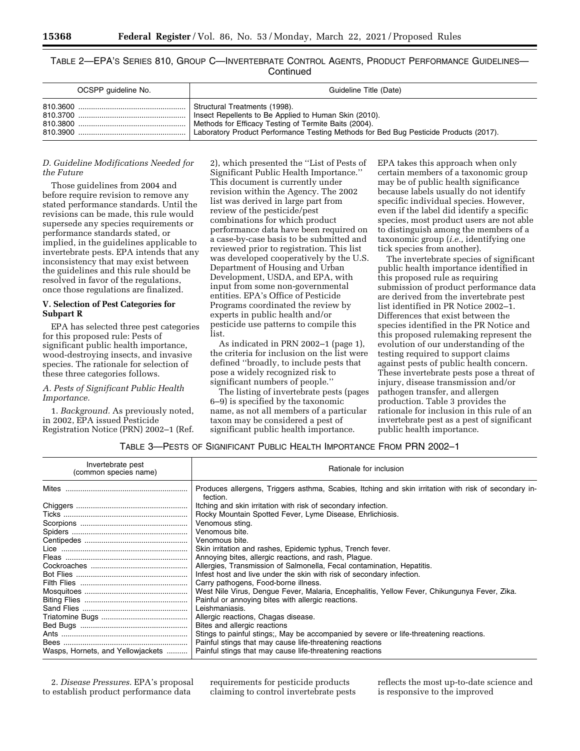TABLE 2—EPA'S SERIES 810, GROUP C—INVERTEBRATE CONTROL AGENTS, PRODUCT PERFORMANCE GUIDELINES—Continued

| OCSPP guideline No. | Guideline Title (Date) |
|---|---|
| 810.3600 | Structural Treatments (1998). |
| 810.3700 | Insect Repellents to Be Applied to Human Skin (2010). |
| 810.3800 | Methods for Efficacy Testing of Termite Baits (2004). |
| 810.3900 | Laboratory Product Performance Testing Methods for Bed Bug Pesticide Products (2017). |

### D. Guideline Modifications Needed for the Future

Those guidelines from 2004 and before require revision to remove any stated performance standards. Until the revisions can be made, this rule would supersede any species requirements or performance standards stated, or implied, in the guidelines applicable to invertebrate pests. EPA intends that any inconsistency that may exist between the guidelines and this rule should be resolved in favor of the regulations, once those regulations are finalized.

## V. Selection of Pest Categories for Subpart R

EPA has selected three pest categories for this proposed rule: Pests of significant public health importance, wood-destroying insects, and invasive species. The rationale for selection of these three categories follows.

### A. Pests of Significant Public Health Importance.

1. *Background.* As previously noted, in 2002, EPA issued Pesticide Registration Notice (PRN) 2002–1 (Ref. 2), which presented the ''List of Pests of Significant Public Health Importance.'' This document is currently under revision within the Agency. The 2002 list was derived in large part from review of the pesticide/pest combinations for which product performance data have been required on a case-by-case basis to be submitted and reviewed prior to registration. This list was developed cooperatively by the U.S. Department of Housing and Urban Development, USDA, and EPA, with input from some non-governmental entities. EPA's Office of Pesticide Programs coordinated the review by experts in public health and/or pesticide use patterns to compile this list.

As indicated in PRN 2002–1 (page 1), the criteria for inclusion on the list were defined ''broadly, to include pests that pose a widely recognized risk to significant numbers of people.''

The listing of invertebrate pests (pages 6–9) is specified by the taxonomic name, as not all members of a particular taxon may be considered a pest of significant public health importance. EPA takes this approach when only certain members of a taxonomic group may be of public health significance because labels usually do not identify specific individual species. However, even if the label did identify a specific species, most product users are not able to distinguish among the members of a taxonomic group (*i.e.,* identifying one tick species from another).

The invertebrate species of significant public health importance identified in this proposed rule as requiring submission of product performance data are derived from the invertebrate pest list identified in PR Notice 2002–1. Differences that exist between the species identified in the PR Notice and this proposed rulemaking represent the evolution of our understanding of the testing required to support claims against pests of public health concern. These invertebrate pests pose a threat of injury, disease transmission and/or pathogen transfer, and allergen production. Table 3 provides the rationale for inclusion in this rule of an invertebrate pest as a pest of significant public health importance.

TABLE 3—PESTS OF SIGNIFICANT PUBLIC HEALTH IMPORTANCE FROM PRN 2002–1

| Invertebrate pest (common species name) | Rationale for inclusion |
|---|---|
| Mites | Produces allergens, Triggers asthma, Scabies, Itching and skin irritation with risk of secondary infection. |
| Chiggers | Itching and skin irritation with risk of secondary infection. |
| Ticks | Rocky Mountain Spotted Fever, Lyme Disease, Ehrlichiosis. |
| Scorpions | Venomous sting. |
| Spiders | Venomous bite. |
| Centipedes | Venomous bite. |
| Lice | Skin irritation and rashes, Epidemic typhus, Trench fever. |
| Fleas | Annoying bites, allergic reactions, and rash, Plague. |
| Cockroaches | Allergies, Transmission of Salmonella, Fecal contamination, Hepatitis. |
| Bot Flies | Infest host and live under the skin with risk of secondary infection. |
| Filth Flies | Carry pathogens, Food-borne illness. |
| Mosquitoes | West Nile Virus, Dengue Fever, Malaria, Encephalitis, Yellow Fever, Chikungunya Fever, Zika. |
| Biting Flies | Painful or annoying bites with allergic reactions. |
| Sand Flies | Leishmaniasis. |
| Triatomine Bugs | Allergic reactions, Chagas disease. |
| Bed Bugs | Bites and allergic reactions |
| Ants | Stings to painful stings;, May be accompanied by severe or life-threatening reactions. |
| Bees | Painful stings that may cause life-threatening reactions |
| Wasps, Hornets, and Yellowjackets | Painful stings that may cause life-threatening reactions |

2. *Disease Pressures.* EPA's proposal to establish product performance data requirements for pesticide products claiming to control invertebrate pests reflects the most up-to-date science and is responsive to the improved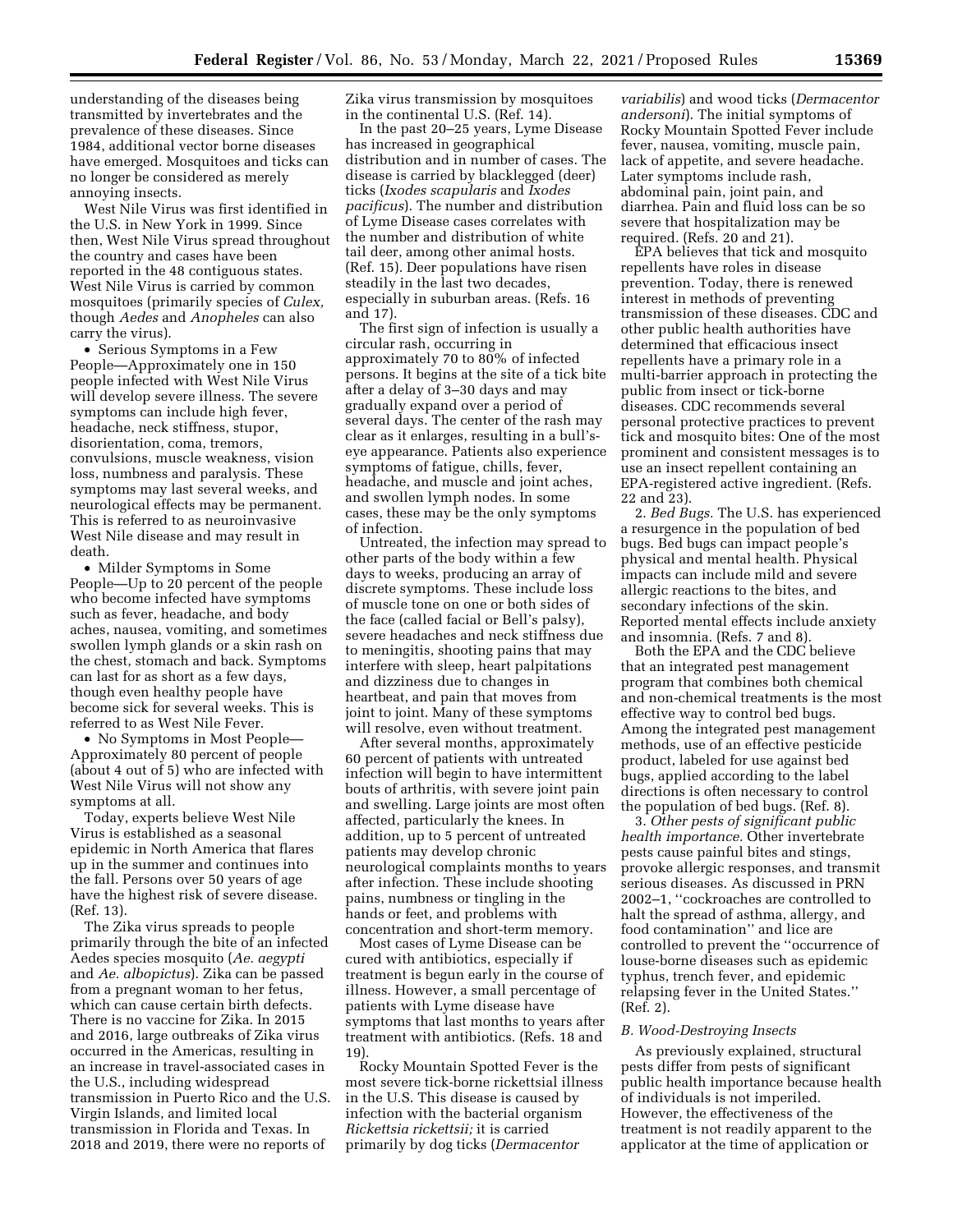understanding of the diseases being transmitted by invertebrates and the prevalence of these diseases. Since 1984, additional vector borne diseases have emerged. Mosquitoes and ticks can no longer be considered as merely annoying insects.

West Nile Virus was first identified in the U.S. in New York in 1999. Since then, West Nile Virus spread throughout the country and cases have been reported in the 48 contiguous states. West Nile Virus is carried by common mosquitoes (primarily species of *Culex,* though *Aedes* and *Anopheles* can also carry the virus).

- Serious Symptoms in a Few People—Approximately one in 150 people infected with West Nile Virus will develop severe illness. The severe symptoms can include high fever, headache, neck stiffness, stupor, disorientation, coma, tremors, convulsions, muscle weakness, vision loss, numbness and paralysis. These symptoms may last several weeks, and neurological effects may be permanent. This is referred to as neuroinvasive West Nile disease and may result in death.
- Milder Symptoms in Some People—Up to 20 percent of the people who become infected have symptoms such as fever, headache, and body aches, nausea, vomiting, and sometimes swollen lymph glands or a skin rash on the chest, stomach and back. Symptoms can last for as short as a few days, though even healthy people have become sick for several weeks. This is referred to as West Nile Fever.
- No Symptoms in Most People—Approximately 80 percent of people (about 4 out of 5) who are infected with West Nile Virus will not show any symptoms at all.

Today, experts believe West Nile Virus is established as a seasonal epidemic in North America that flares up in the summer and continues into the fall. Persons over 50 years of age have the highest risk of severe disease. (Ref. 13).

The Zika virus spreads to people primarily through the bite of an infected Aedes species mosquito (*Ae. aegypti* and *Ae. albopictus*). Zika can be passed from a pregnant woman to her fetus, which can cause certain birth defects. There is no vaccine for Zika. In 2015 and 2016, large outbreaks of Zika virus occurred in the Americas, resulting in an increase in travel-associated cases in the U.S., including widespread transmission in Puerto Rico and the U.S. Virgin Islands, and limited local transmission in Florida and Texas. In 2018 and 2019, there were no reports of Zika virus transmission by mosquitoes in the continental U.S. (Ref. 14).

In the past 20–25 years, Lyme Disease has increased in geographical distribution and in number of cases. The disease is carried by blacklegged (deer) ticks (*Ixodes scapularis* and *Ixodes pacificus*). The number and distribution of Lyme Disease cases correlates with the number and distribution of white tail deer, among other animal hosts. (Ref. 15). Deer populations have risen steadily in the last two decades, especially in suburban areas. (Refs. 16 and 17).

The first sign of infection is usually a circular rash, occurring in approximately 70 to 80% of infected persons. It begins at the site of a tick bite after a delay of 3–30 days and may gradually expand over a period of several days. The center of the rash may clear as it enlarges, resulting in a bull's-eye appearance. Patients also experience symptoms of fatigue, chills, fever, headache, and muscle and joint aches, and swollen lymph nodes. In some cases, these may be the only symptoms of infection.

Untreated, the infection may spread to other parts of the body within a few days to weeks, producing an array of discrete symptoms. These include loss of muscle tone on one or both sides of the face (called facial or Bell's palsy), severe headaches and neck stiffness due to meningitis, shooting pains that may interfere with sleep, heart palpitations and dizziness due to changes in heartbeat, and pain that moves from joint to joint. Many of these symptoms will resolve, even without treatment.

After several months, approximately 60 percent of patients with untreated infection will begin to have intermittent bouts of arthritis, with severe joint pain and swelling. Large joints are most often affected, particularly the knees. In addition, up to 5 percent of untreated patients may develop chronic neurological complaints months to years after infection. These include shooting pains, numbness or tingling in the hands or feet, and problems with concentration and short-term memory.

Most cases of Lyme Disease can be cured with antibiotics, especially if treatment is begun early in the course of illness. However, a small percentage of patients with Lyme disease have symptoms that last months to years after treatment with antibiotics. (Refs. 18 and 19).

Rocky Mountain Spotted Fever is the most severe tick-borne rickettsial illness in the U.S. This disease is caused by infection with the bacterial organism *Rickettsia rickettsii;* it is carried primarily by dog ticks (*Dermacentor variabilis*) and wood ticks (*Dermacentor andersoni*). The initial symptoms of Rocky Mountain Spotted Fever include fever, nausea, vomiting, muscle pain, lack of appetite, and severe headache. Later symptoms include rash, abdominal pain, joint pain, and diarrhea. Pain and fluid loss can be so severe that hospitalization may be required. (Refs. 20 and 21).

EPA believes that tick and mosquito repellents have roles in disease prevention. Today, there is renewed interest in methods of preventing transmission of these diseases. CDC and other public health authorities have determined that efficacious insect repellents have a primary role in a multi-barrier approach in protecting the public from insect or tick-borne diseases. CDC recommends several personal protective practices to prevent tick and mosquito bites: One of the most prominent and consistent messages is to use an insect repellent containing an EPA-registered active ingredient. (Refs. 22 and 23).

2. *Bed Bugs.* The U.S. has experienced a resurgence in the population of bed bugs. Bed bugs can impact people's physical and mental health. Physical impacts can include mild and severe allergic reactions to the bites, and secondary infections of the skin. Reported mental effects include anxiety and insomnia. (Refs. 7 and 8).

Both the EPA and the CDC believe that an integrated pest management program that combines both chemical and non-chemical treatments is the most effective way to control bed bugs. Among the integrated pest management methods, use of an effective pesticide product, labeled for use against bed bugs, applied according to the label directions is often necessary to control the population of bed bugs. (Ref. 8).

3. *Other pests of significant public health importance.* Other invertebrate pests cause painful bites and stings, provoke allergic responses, and transmit serious diseases. As discussed in PRN 2002–1, ''cockroaches are controlled to halt the spread of asthma, allergy, and food contamination'' and lice are controlled to prevent the ''occurrence of louse-borne diseases such as epidemic typhus, trench fever, and epidemic relapsing fever in the United States.'' (Ref. 2).

### *B. Wood-Destroying Insects*

As previously explained, structural pests differ from pests of significant public health importance because health of individuals is not imperiled. However, the effectiveness of the treatment is not readily apparent to the applicator at the time of application or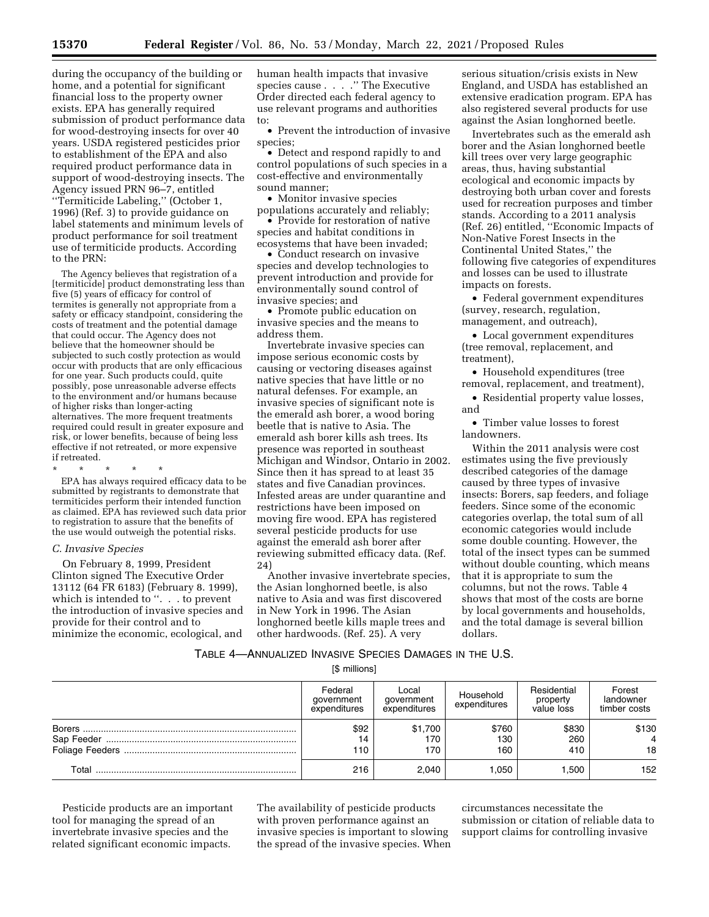during the occupancy of the building or home, and a potential for significant financial loss to the property owner exists. EPA has generally required submission of product performance data for wood-destroying insects for over 40 years. USDA registered pesticides prior to establishment of the EPA and also required product performance data in support of wood-destroying insects. The Agency issued PRN 96–7, entitled ''Termiticide Labeling,'' (October 1, 1996) (Ref. 3) to provide guidance on label statements and minimum levels of product performance for soil treatment use of termiticide products. According to the PRN:

> The Agency believes that registration of a [termiticide] product demonstrating less than five (5) years of efficacy for control of termites is generally not appropriate from a safety or efficacy standpoint, considering the costs of treatment and the potential damage that could occur. The Agency does not believe that the homeowner should be subjected to such costly protection as would occur with products that are only efficacious for one year. Such products could, quite possibly, pose unreasonable adverse effects to the environment and/or humans because of higher risks than longer-acting alternatives. The more frequent treatments required could result in greater exposure and risk, or lower benefits, because of being less effective if not retreated, or more expensive if retreated.
>
> \* \* \* \* \*
>
> EPA has always required efficacy data to be submitted by registrants to demonstrate that termiticides perform their intended function as claimed. EPA has reviewed such data prior to registration to assure that the benefits of the use would outweigh the potential risks.

### C. Invasive Species

On February 8, 1999, President Clinton signed The Executive Order 13112 (64 FR 6183) (February 8. 1999), which is intended to ''. . . to prevent the introduction of invasive species and provide for their control and to minimize the economic, ecological, and human health impacts that invasive species cause . . . .'' The Executive Order directed each federal agency to use relevant programs and authorities to:

- Prevent the introduction of invasive species;
- Detect and respond rapidly to and control populations of such species in a cost-effective and environmentally sound manner;
- Monitor invasive species populations accurately and reliably;
- Provide for restoration of native species and habitat conditions in ecosystems that have been invaded;
- Conduct research on invasive species and develop technologies to prevent introduction and provide for environmentally sound control of invasive species; and
- Promote public education on invasive species and the means to address them.

Invertebrate invasive species can impose serious economic costs by causing or vectoring diseases against native species that have little or no natural defenses. For example, an invasive species of significant note is the emerald ash borer, a wood boring beetle that is native to Asia. The emerald ash borer kills ash trees. Its presence was reported in southeast Michigan and Windsor, Ontario in 2002. Since then it has spread to at least 35 states and five Canadian provinces. Infested areas are under quarantine and restrictions have been imposed on moving fire wood. EPA has registered several pesticide products for use against the emerald ash borer after reviewing submitted efficacy data. (Ref. 24)

Another invasive invertebrate species, the Asian longhorned beetle, is also native to Asia and was first discovered in New York in 1996. The Asian longhorned beetle kills maple trees and other hardwoods. (Ref. 25). A very serious situation/crisis exists in New England, and USDA has established an extensive eradication program. EPA has also registered several products for use against the Asian longhorned beetle.

Invertebrates such as the emerald ash borer and the Asian longhorned beetle kill trees over very large geographic areas, thus, having substantial ecological and economic impacts by destroying both urban cover and forests used for recreation purposes and timber stands. According to a 2011 analysis (Ref. 26) entitled, ''Economic Impacts of Non-Native Forest Insects in the Continental United States,'' the following five categories of expenditures and losses can be used to illustrate impacts on forests.

- Federal government expenditures (survey, research, regulation, management, and outreach),
- Local government expenditures (tree removal, replacement, and treatment),
- Household expenditures (tree removal, replacement, and treatment),
- Residential property value losses, and
- Timber value losses to forest landowners.

Within the 2011 analysis were cost estimates using the five previously described categories of the damage caused by three types of invasive insects: Borers, sap feeders, and foliage feeders. Since some of the economic categories overlap, the total sum of all economic categories would include some double counting. However, the total of the insect types can be summed without double counting, which means that it is appropriate to sum the columns, but not the rows. Table 4 shows that most of the costs are borne by local governments and households, and the total damage is several billion dollars.

TABLE 4—ANNUALIZED INVASIVE SPECIES DAMAGES IN THE U.S.

[$ millions]

| | Federal government expenditures | Local government expenditures | Household expenditures | Residential property value loss | Forest landowner timber costs |
|---|---|---|---|---|---|
| Borers | $92 | $1,700 | $760 | $830 | $130 |
| Sap Feeder | 14 | 170 | 130 | 260 | 4 |
| Foliage Feeders | 110 | 170 | 160 | 410 | 18 |
| Total | 216 | 2,040 | 1,050 | 1,500 | 152 |

Pesticide products are an important tool for managing the spread of an invertebrate invasive species and the related significant economic impacts. The availability of pesticide products with proven performance against an invasive species is important to slowing the spread of the invasive species. When circumstances necessitate the submission or citation of reliable data to support claims for controlling invasive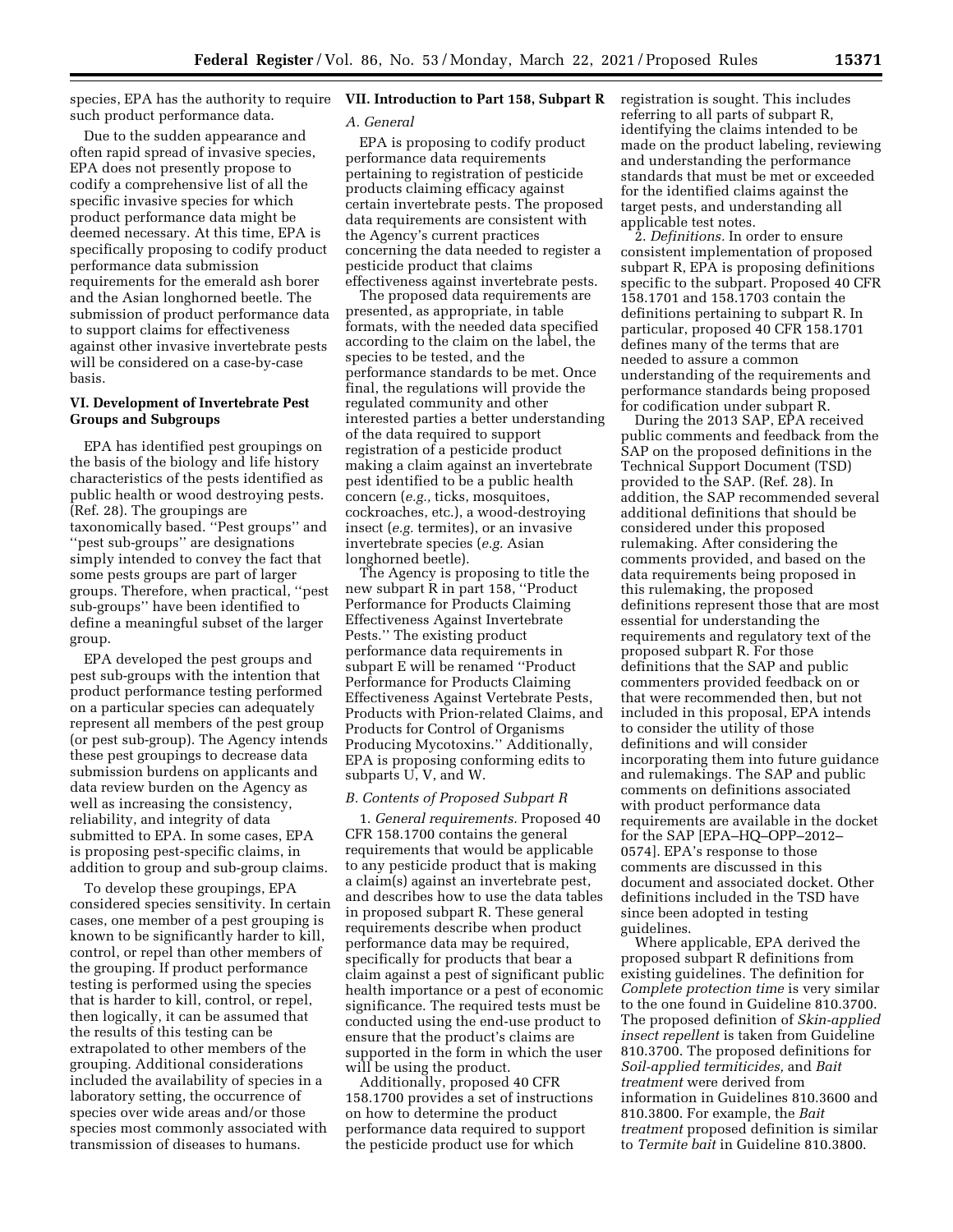species, EPA has the authority to require such product performance data.

Due to the sudden appearance and often rapid spread of invasive species, EPA does not presently propose to codify a comprehensive list of all the specific invasive species for which product performance data might be deemed necessary. At this time, EPA is specifically proposing to codify product performance data submission requirements for the emerald ash borer and the Asian longhorned beetle. The submission of product performance data to support claims for effectiveness against other invasive invertebrate pests will be considered on a case-by-case basis.

## VI. Development of Invertebrate Pest Groups and Subgroups

EPA has identified pest groupings on the basis of the biology and life history characteristics of the pests identified as public health or wood destroying pests. (Ref. 28). The groupings are taxonomically based. ''Pest groups'' and ''pest sub-groups'' are designations simply intended to convey the fact that some pests groups are part of larger groups. Therefore, when practical, ''pest sub-groups'' have been identified to define a meaningful subset of the larger group.

EPA developed the pest groups and pest sub-groups with the intention that product performance testing performed on a particular species can adequately represent all members of the pest group (or pest sub-group). The Agency intends these pest groupings to decrease data submission burdens on applicants and data review burden on the Agency as well as increasing the consistency, reliability, and integrity of data submitted to EPA. In some cases, EPA is proposing pest-specific claims, in addition to group and sub-group claims.

To develop these groupings, EPA considered species sensitivity. In certain cases, one member of a pest grouping is known to be significantly harder to kill, control, or repel than other members of the grouping. If product performance testing is performed using the species that is harder to kill, control, or repel, then logically, it can be assumed that the results of this testing can be extrapolated to other members of the grouping. Additional considerations included the availability of species in a laboratory setting, the occurrence of species over wide areas and/or those species most commonly associated with transmission of diseases to humans.

## VII. Introduction to Part 158, Subpart R

### A. General

EPA is proposing to codify product performance data requirements pertaining to registration of pesticide products claiming efficacy against certain invertebrate pests. The proposed data requirements are consistent with the Agency's current practices concerning the data needed to register a pesticide product that claims effectiveness against invertebrate pests.

The proposed data requirements are presented, as appropriate, in table formats, with the needed data specified according to the claim on the label, the species to be tested, and the performance standards to be met. Once final, the regulations will provide the regulated community and other interested parties a better understanding of the data required to support registration of a pesticide product making a claim against an invertebrate pest identified to be a public health concern (*e.g.,* ticks, mosquitoes, cockroaches, etc.), a wood-destroying insect (*e.g.* termites), or an invasive invertebrate species (*e.g.* Asian longhorned beetle).

The Agency is proposing to title the new subpart R in part 158, ''Product Performance for Products Claiming Effectiveness Against Invertebrate Pests.'' The existing product performance data requirements in subpart E will be renamed ''Product Performance for Products Claiming Effectiveness Against Vertebrate Pests, Products with Prion-related Claims, and Products for Control of Organisms Producing Mycotoxins.'' Additionally, EPA is proposing conforming edits to subparts U, V, and W.

### B. Contents of Proposed Subpart R

1. *General requirements.* Proposed 40 CFR 158.1700 contains the general requirements that would be applicable to any pesticide product that is making a claim(s) against an invertebrate pest, and describes how to use the data tables in proposed subpart R. These general requirements describe when product performance data may be required, specifically for products that bear a claim against a pest of significant public health importance or a pest of economic significance. The required tests must be conducted using the end-use product to ensure that the product's claims are supported in the form in which the user will be using the product.

Additionally, proposed 40 CFR 158.1700 provides a set of instructions on how to determine the product performance data required to support the pesticide product use for which registration is sought. This includes referring to all parts of subpart R, identifying the claims intended to be made on the product labeling, reviewing and understanding the performance standards that must be met or exceeded for the identified claims against the target pests, and understanding all applicable test notes.

2. *Definitions.* In order to ensure consistent implementation of proposed subpart R, EPA is proposing definitions specific to the subpart. Proposed 40 CFR 158.1701 and 158.1703 contain the definitions pertaining to subpart R. In particular, proposed 40 CFR 158.1701 defines many of the terms that are needed to assure a common understanding of the requirements and performance standards being proposed for codification under subpart R.

During the 2013 SAP, EPA received public comments and feedback from the SAP on the proposed definitions in the Technical Support Document (TSD) provided to the SAP. (Ref. 28). In addition, the SAP recommended several additional definitions that should be considered under this proposed rulemaking. After considering the comments provided, and based on the data requirements being proposed in this rulemaking, the proposed definitions represent those that are most essential for understanding the requirements and regulatory text of the proposed subpart R. For those definitions that the SAP and public commenters provided feedback on or that were recommended then, but not included in this proposal, EPA intends to consider the utility of those definitions and will consider incorporating them into future guidance and rulemakings. The SAP and public comments on definitions associated with product performance data requirements are available in the docket for the SAP [EPA–HQ–OPP–2012–0574]. EPA's response to those comments are discussed in this document and associated docket. Other definitions included in the TSD have since been adopted in testing guidelines.

Where applicable, EPA derived the proposed subpart R definitions from existing guidelines. The definition for *Complete protection time* is very similar to the one found in Guideline 810.3700. The proposed definition of *Skin-applied insect repellent* is taken from Guideline 810.3700. The proposed definitions for *Soil-applied termiticides,* and *Bait treatment* were derived from information in Guidelines 810.3600 and 810.3800. For example, the *Bait treatment* proposed definition is similar to *Termite bait* in Guideline 810.3800.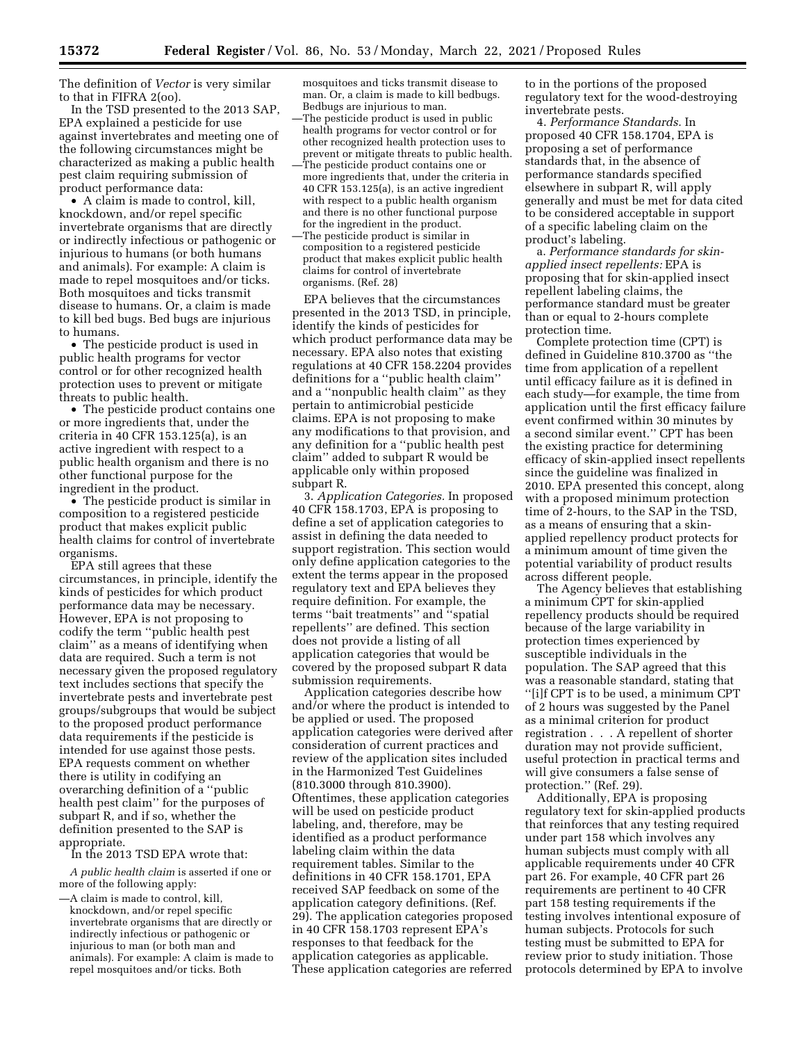The definition of *Vector* is very similar to that in FIFRA 2(oo).

In the TSD presented to the 2013 SAP, EPA explained a pesticide for use against invertebrates and meeting one of the following circumstances might be characterized as making a public health pest claim requiring submission of product performance data:

- A claim is made to control, kill, knockdown, and/or repel specific invertebrate organisms that are directly or indirectly infectious or pathogenic or injurious to humans (or both humans and animals). For example: A claim is made to repel mosquitoes and/or ticks. Both mosquitoes and ticks transmit disease to humans. Or, a claim is made to kill bed bugs. Bed bugs are injurious to humans.
- The pesticide product is used in public health programs for vector control or for other recognized health protection uses to prevent or mitigate threats to public health.
- The pesticide product contains one or more ingredients that, under the criteria in 40 CFR 153.125(a), is an active ingredient with respect to a public health organism and there is no other functional purpose for the ingredient in the product.
- The pesticide product is similar in composition to a registered pesticide product that makes explicit public health claims for control of invertebrate organisms.

EPA still agrees that these circumstances, in principle, identify the kinds of pesticides for which product performance data may be necessary. However, EPA is not proposing to codify the term ''public health pest claim'' as a means of identifying when data are required. Such a term is not necessary given the proposed regulatory text includes sections that specify the invertebrate pests and invertebrate pest groups/subgroups that would be subject to the proposed product performance data requirements if the pesticide is intended for use against those pests. EPA requests comment on whether there is utility in codifying an overarching definition of a ''public health pest claim'' for the purposes of subpart R, and if so, whether the definition presented to the SAP is appropriate.

In the 2013 TSD EPA wrote that:

> *A public health claim* is asserted if one or more of the following apply:
>
> —A claim is made to control, kill, knockdown, and/or repel specific invertebrate organisms that are directly or indirectly infectious or pathogenic or injurious to man (or both man and animals). For example: A claim is made to repel mosquitoes and/or ticks. Both mosquitoes and ticks transmit disease to man. Or, a claim is made to kill bedbugs. Bedbugs are injurious to man.
>
> —The pesticide product is used in public health programs for vector control or for other recognized health protection uses to prevent or mitigate threats to public health.
>
> —The pesticide product contains one or more ingredients that, under the criteria in 40 CFR 153.125(a), is an active ingredient with respect to a public health organism and there is no other functional purpose for the ingredient in the product.
>
> —The pesticide product is similar in composition to a registered pesticide product that makes explicit public health claims for control of invertebrate organisms. (Ref. 28)

EPA believes that the circumstances presented in the 2013 TSD, in principle, identify the kinds of pesticides for which product performance data may be necessary. EPA also notes that existing regulations at 40 CFR 158.2204 provides definitions for a ''public health claim'' and a ''nonpublic health claim'' as they pertain to antimicrobial pesticide claims. EPA is not proposing to make any modifications to that provision, and any definition for a ''public health pest claim'' added to subpart R would be applicable only within proposed subpart R.

3. *Application Categories.* In proposed 40 CFR 158.1703, EPA is proposing to define a set of application categories to assist in defining the data needed to support registration. This section would only define application categories to the extent the terms appear in the proposed regulatory text and EPA believes they require definition. For example, the terms ''bait treatments'' and ''spatial repellents'' are defined. This section does not provide a listing of all application categories that would be covered by the proposed subpart R data submission requirements.

Application categories describe how and/or where the product is intended to be applied or used. The proposed application categories were derived after consideration of current practices and review of the application sites included in the Harmonized Test Guidelines (810.3000 through 810.3900). Oftentimes, these application categories will be used on pesticide product labeling, and, therefore, may be identified as a product performance labeling claim within the data requirement tables. Similar to the definitions in 40 CFR 158.1701, EPA received SAP feedback on some of the application category definitions. (Ref. 29). The application categories proposed in 40 CFR 158.1703 represent EPA's responses to that feedback for the application categories as applicable. These application categories are referred to in the portions of the proposed regulatory text for the wood-destroying invertebrate pests.

4. *Performance Standards.* In proposed 40 CFR 158.1704, EPA is proposing a set of performance standards that, in the absence of performance standards specified elsewhere in subpart R, will apply generally and must be met for data cited to be considered acceptable in support of a specific labeling claim on the product's labeling.

a. *Performance standards for skin-applied insect repellents:* EPA is proposing that for skin-applied insect repellent labeling claims, the performance standard must be greater than or equal to 2-hours complete protection time.

Complete protection time (CPT) is defined in Guideline 810.3700 as ''the time from application of a repellent until efficacy failure as it is defined in each study—for example, the time from application until the first efficacy failure event confirmed within 30 minutes by a second similar event.'' CPT has been the existing practice for determining efficacy of skin-applied insect repellents since the guideline was finalized in 2010. EPA presented this concept, along with a proposed minimum protection time of 2-hours, to the SAP in the TSD, as a means of ensuring that a skin-applied repellency product protects for a minimum amount of time given the potential variability of product results across different people.

The Agency believes that establishing a minimum CPT for skin-applied repellency products should be required because of the large variability in protection times experienced by susceptible individuals in the population. The SAP agreed that this was a reasonable standard, stating that ''[i]f CPT is to be used, a minimum CPT of 2 hours was suggested by the Panel as a minimal criterion for product registration . . . A repellent of shorter duration may not provide sufficient, useful protection in practical terms and will give consumers a false sense of protection.'' (Ref. 29).

Additionally, EPA is proposing regulatory text for skin-applied products that reinforces that any testing required under part 158 which involves any human subjects must comply with all applicable requirements under 40 CFR part 26. For example, 40 CFR part 26 requirements are pertinent to 40 CFR part 158 testing requirements if the testing involves intentional exposure of human subjects. Protocols for such testing must be submitted to EPA for review prior to study initiation. Those protocols determined by EPA to involve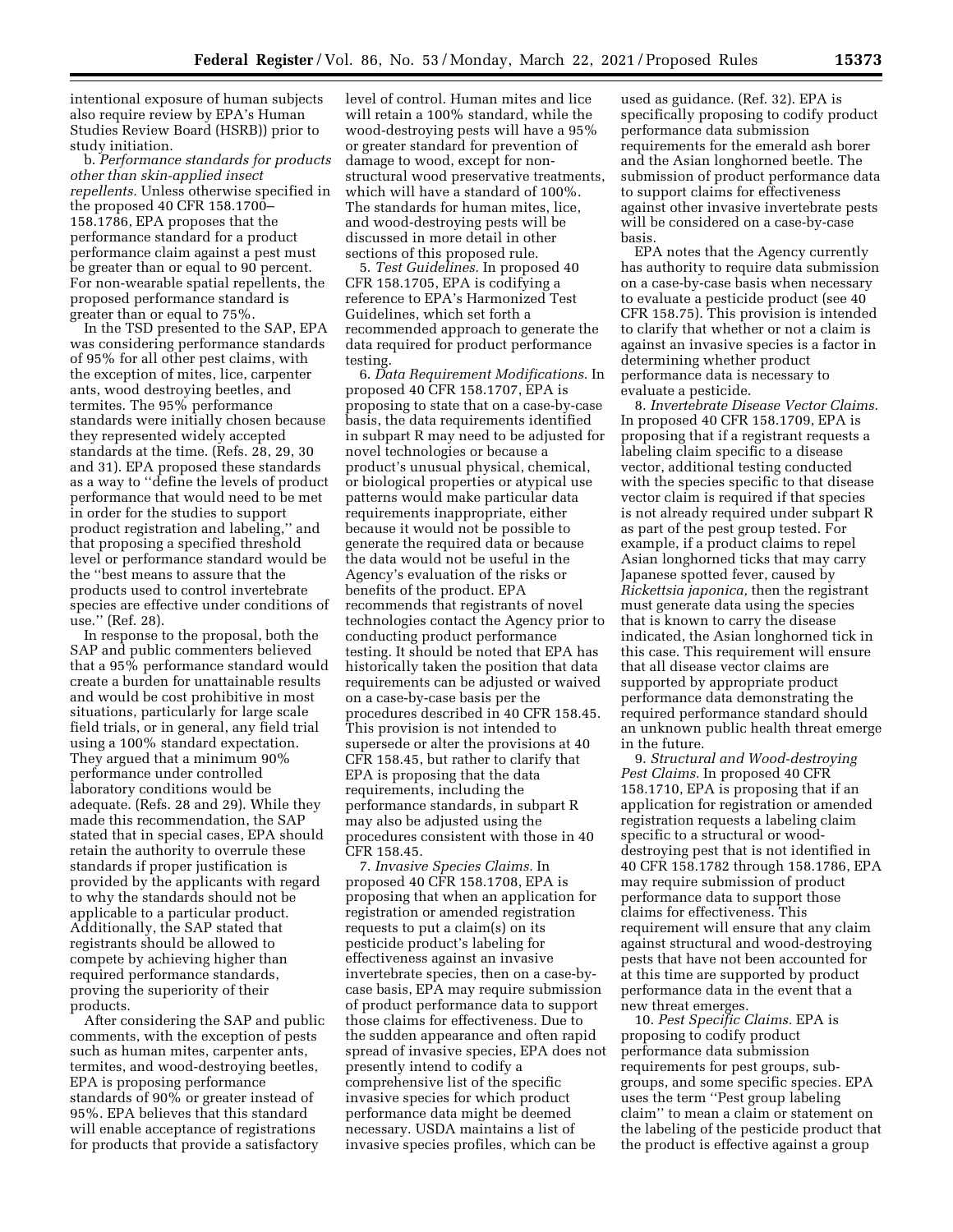intentional exposure of human subjects also require review by EPA's Human Studies Review Board (HSRB)) prior to study initiation.

b. *Performance standards for products other than skin-applied insect repellents.* Unless otherwise specified in the proposed 40 CFR 158.1700–158.1786, EPA proposes that the performance standard for a product performance claim against a pest must be greater than or equal to 90 percent. For non-wearable spatial repellents, the proposed performance standard is greater than or equal to 75%.

In the TSD presented to the SAP, EPA was considering performance standards of 95% for all other pest claims, with the exception of mites, lice, carpenter ants, wood destroying beetles, and termites. The 95% performance standards were initially chosen because they represented widely accepted standards at the time. (Refs. 28, 29, 30 and 31). EPA proposed these standards as a way to "define the levels of product performance that would need to be met in order for the studies to support product registration and labeling," and that proposing a specified threshold level or performance standard would be the "best means to assure that the products used to control invertebrate species are effective under conditions of use." (Ref. 28).

In response to the proposal, both the SAP and public commenters believed that a 95% performance standard would create a burden for unattainable results and would be cost prohibitive in most situations, particularly for large scale field trials, or in general, any field trial using a 100% standard expectation. They argued that a minimum 90% performance under controlled laboratory conditions would be adequate. (Refs. 28 and 29). While they made this recommendation, the SAP stated that in special cases, EPA should retain the authority to overrule these standards if proper justification is provided by the applicants with regard to why the standards should not be applicable to a particular product. Additionally, the SAP stated that registrants should be allowed to compete by achieving higher than required performance standards, proving the superiority of their products.

After considering the SAP and public comments, with the exception of pests such as human mites, carpenter ants, termites, and wood-destroying beetles, EPA is proposing performance standards of 90% or greater instead of 95%. EPA believes that this standard will enable acceptance of registrations for products that provide a satisfactory level of control. Human mites and lice will retain a 100% standard, while the wood-destroying pests will have a 95% or greater standard for prevention of damage to wood, except for non-structural wood preservative treatments, which will have a standard of 100%. The standards for human mites, lice, and wood-destroying pests will be discussed in more detail in other sections of this proposed rule.

5. *Test Guidelines.* In proposed 40 CFR 158.1705, EPA is codifying a reference to EPA's Harmonized Test Guidelines, which set forth a recommended approach to generate the data required for product performance testing.

6. *Data Requirement Modifications.* In proposed 40 CFR 158.1707, EPA is proposing to state that on a case-by-case basis, the data requirements identified in subpart R may need to be adjusted for novel technologies or because a product's unusual physical, chemical, or biological properties or atypical use patterns would make particular data requirements inappropriate, either because it would not be possible to generate the required data or because the data would not be useful in the Agency's evaluation of the risks or benefits of the product. EPA recommends that registrants of novel technologies contact the Agency prior to conducting product performance testing. It should be noted that EPA has historically taken the position that data requirements can be adjusted or waived on a case-by-case basis per the procedures described in 40 CFR 158.45. This provision is not intended to supersede or alter the provisions at 40 CFR 158.45, but rather to clarify that EPA is proposing that the data requirements, including the performance standards, in subpart R may also be adjusted using the procedures consistent with those in 40 CFR 158.45.

7. *Invasive Species Claims.* In proposed 40 CFR 158.1708, EPA is proposing that when an application for registration or amended registration requests to put a claim(s) on its pesticide product's labeling for effectiveness against an invasive invertebrate species, then on a case-by-case basis, EPA may require submission of product performance data to support those claims for effectiveness. Due to the sudden appearance and often rapid spread of invasive species, EPA does not presently intend to codify a comprehensive list of the specific invasive species for which product performance data might be deemed necessary. USDA maintains a list of invasive species profiles, which can be used as guidance. (Ref. 32). EPA is specifically proposing to codify product performance data submission requirements for the emerald ash borer and the Asian longhorned beetle. The submission of product performance data to support claims for effectiveness against other invasive invertebrate pests will be considered on a case-by-case basis.

EPA notes that the Agency currently has authority to require data submission on a case-by-case basis when necessary to evaluate a pesticide product (see 40 CFR 158.75). This provision is intended to clarify that whether or not a claim is against an invasive species is a factor in determining whether product performance data is necessary to evaluate a pesticide.

8. *Invertebrate Disease Vector Claims.* In proposed 40 CFR 158.1709, EPA is proposing that if a registrant requests a labeling claim specific to a disease vector, additional testing conducted with the species specific to that disease vector claim is required if that species is not already required under subpart R as part of the pest group tested. For example, if a product claims to repel Asian longhorned ticks that may carry Japanese spotted fever, caused by *Rickettsia japonica,* then the registrant must generate data using the species that is known to carry the disease indicated, the Asian longhorned tick in this case. This requirement will ensure that all disease vector claims are supported by appropriate product performance data demonstrating the required performance standard should an unknown public health threat emerge in the future.

9. *Structural and Wood-destroying Pest Claims.* In proposed 40 CFR 158.1710, EPA is proposing that if an application for registration or amended registration requests a labeling claim specific to a structural or wood-destroying pest that is not identified in 40 CFR 158.1782 through 158.1786, EPA may require submission of product performance data to support those claims for effectiveness. This requirement will ensure that any claim against structural and wood-destroying pests that have not been accounted for at this time are supported by product performance data in the event that a new threat emerges.

10. *Pest Specific Claims.* EPA is proposing to codify product performance data submission requirements for pest groups, sub-groups, and some specific species. EPA uses the term "Pest group labeling claim" to mean a claim or statement on the labeling of the pesticide product that the product is effective against a group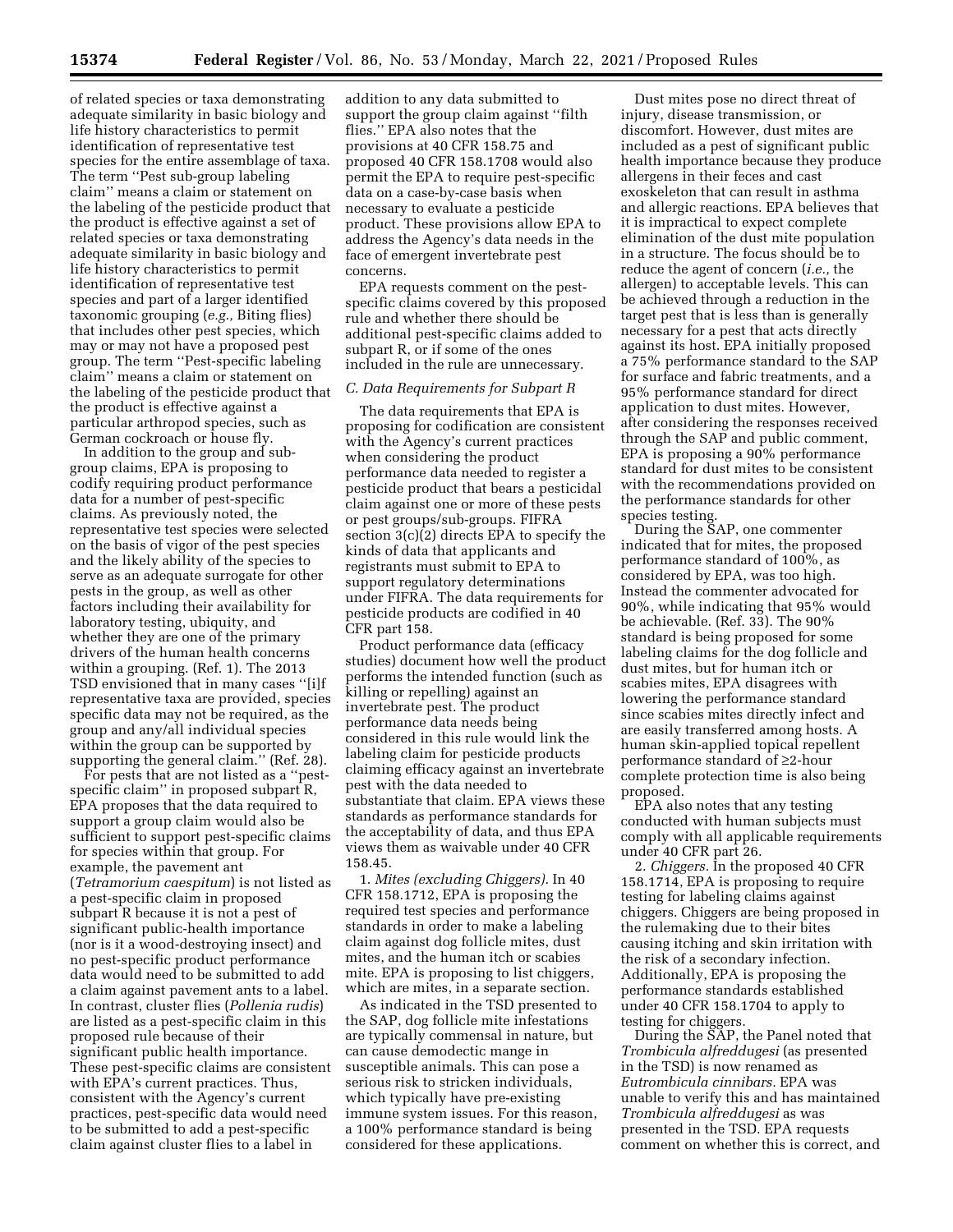of related species or taxa demonstrating adequate similarity in basic biology and life history characteristics to permit identification of representative test species for the entire assemblage of taxa. The term ''Pest sub-group labeling claim'' means a claim or statement on the labeling of the pesticide product that the product is effective against a set of related species or taxa demonstrating adequate similarity in basic biology and life history characteristics to permit identification of representative test species and part of a larger identified taxonomic grouping (*e.g.,* Biting flies) that includes other pest species, which may or may not have a proposed pest group. The term ''Pest-specific labeling claim'' means a claim or statement on the labeling of the pesticide product that the product is effective against a particular arthropod species, such as German cockroach or house fly.

In addition to the group and sub-group claims, EPA is proposing to codify requiring product performance data for a number of pest-specific claims. As previously noted, the representative test species were selected on the basis of vigor of the pest species and the likely ability of the species to serve as an adequate surrogate for other pests in the group, as well as other factors including their availability for laboratory testing, ubiquity, and whether they are one of the primary drivers of the human health concerns within a grouping. (Ref. 1). The 2013 TSD envisioned that in many cases ''[i]f representative taxa are provided, species specific data may not be required, as the group and any/all individual species within the group can be supported by supporting the general claim.'' (Ref. 28).

For pests that are not listed as a ''pest-specific claim'' in proposed subpart R, EPA proposes that the data required to support a group claim would also be sufficient to support pest-specific claims for species within that group. For example, the pavement ant (*Tetramorium caespitum*) is not listed as a pest-specific claim in proposed subpart R because it is not a pest of significant public-health importance (nor is it a wood-destroying insect) and no pest-specific product performance data would need to be submitted to add a claim against pavement ants to a label. In contrast, cluster flies (*Pollenia rudis*) are listed as a pest-specific claim in this proposed rule because of their significant public health importance. These pest-specific claims are consistent with EPA's current practices. Thus, consistent with the Agency's current practices, pest-specific data would need to be submitted to add a pest-specific claim against cluster flies to a label in addition to any data submitted to support the group claim against ''filth flies.'' EPA also notes that the provisions at 40 CFR 158.75 and proposed 40 CFR 158.1708 would also permit the EPA to require pest-specific data on a case-by-case basis when necessary to evaluate a pesticide product. These provisions allow EPA to address the Agency's data needs in the face of emergent invertebrate pest concerns.

EPA requests comment on the pest-specific claims covered by this proposed rule and whether there should be additional pest-specific claims added to subpart R, or if some of the ones included in the rule are unnecessary.

*C. Data Requirements for Subpart R*

The data requirements that EPA is proposing for codification are consistent with the Agency's current practices when considering the product performance data needed to register a pesticide product that bears a pesticidal claim against one or more of these pests or pest groups/sub-groups. FIFRA section 3(c)(2) directs EPA to specify the kinds of data that applicants and registrants must submit to EPA to support regulatory determinations under FIFRA. The data requirements for pesticide products are codified in 40 CFR part 158.

Product performance data (efficacy studies) document how well the product performs the intended function (such as killing or repelling) against an invertebrate pest. The product performance data needs being considered in this rule would link the labeling claim for pesticide products claiming efficacy against an invertebrate pest with the data needed to substantiate that claim. EPA views these standards as performance standards for the acceptability of data, and thus EPA views them as waivable under 40 CFR 158.45.

1. *Mites (excluding Chiggers).* In 40 CFR 158.1712, EPA is proposing the required test species and performance standards in order to make a labeling claim against dog follicle mites, dust mites, and the human itch or scabies mite. EPA is proposing to list chiggers, which are mites, in a separate section.

As indicated in the TSD presented to the SAP, dog follicle mite infestations are typically commensal in nature, but can cause demodectic mange in susceptible animals. This can pose a serious risk to stricken individuals, which typically have pre-existing immune system issues. For this reason, a 100% performance standard is being considered for these applications.

Dust mites pose no direct threat of injury, disease transmission, or discomfort. However, dust mites are included as a pest of significant public health importance because they produce allergens in their feces and cast exoskeleton that can result in asthma and allergic reactions. EPA believes that it is impractical to expect complete elimination of the dust mite population in a structure. The focus should be to reduce the agent of concern (*i.e.,* the allergen) to acceptable levels. This can be achieved through a reduction in the target pest that is less than is generally necessary for a pest that acts directly against its host. EPA initially proposed a 75% performance standard to the SAP for surface and fabric treatments, and a 95% performance standard for direct application to dust mites. However, after considering the responses received through the SAP and public comment, EPA is proposing a 90% performance standard for dust mites to be consistent with the recommendations provided on the performance standards for other species testing.

During the SAP, one commenter indicated that for mites, the proposed performance standard of 100%, as considered by EPA, was too high. Instead the commenter advocated for 90%, while indicating that 95% would be achievable. (Ref. 33). The 90% standard is being proposed for some labeling claims for the dog follicle and dust mites, but for human itch or scabies mites, EPA disagrees with lowering the performance standard since scabies mites directly infect and are easily transferred among hosts. A human skin-applied topical repellent performance standard of ≥2-hour complete protection time is also being proposed.

EPA also notes that any testing conducted with human subjects must comply with all applicable requirements under 40 CFR part 26.

2. *Chiggers.* In the proposed 40 CFR 158.1714, EPA is proposing to require testing for labeling claims against chiggers. Chiggers are being proposed in the rulemaking due to their bites causing itching and skin irritation with the risk of a secondary infection. Additionally, EPA is proposing the performance standards established under 40 CFR 158.1704 to apply to testing for chiggers.

During the SAP, the Panel noted that *Trombicula alfreddugesi* (as presented in the TSD) is now renamed as *Eutrombicula cinnibars.* EPA was unable to verify this and has maintained *Trombicula alfreddugesi* as was presented in the TSD. EPA requests comment on whether this is correct, and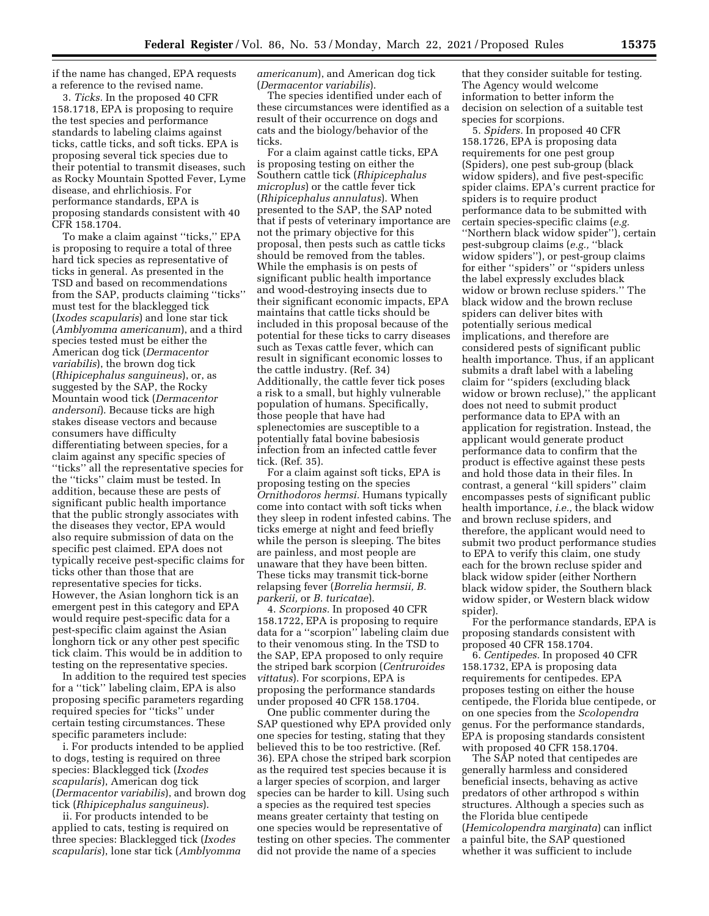if the name has changed, EPA requests a reference to the revised name.

3. *Ticks.* In the proposed 40 CFR 158.1718, EPA is proposing to require the test species and performance standards to labeling claims against ticks, cattle ticks, and soft ticks. EPA is proposing several tick species due to their potential to transmit diseases, such as Rocky Mountain Spotted Fever, Lyme disease, and ehrlichiosis. For performance standards, EPA is proposing standards consistent with 40 CFR 158.1704.

To make a claim against ''ticks,'' EPA is proposing to require a total of three hard tick species as representative of ticks in general. As presented in the TSD and based on recommendations from the SAP, products claiming ''ticks'' must test for the blacklegged tick (*Ixodes scapularis*) and lone star tick (*Amblyomma americanum*), and a third species tested must be either the American dog tick (*Dermacentor variabilis*), the brown dog tick (*Rhipicephalus sanguineus*), or, as suggested by the SAP, the Rocky Mountain wood tick (*Dermacentor andersoni*). Because ticks are high stakes disease vectors and because consumers have difficulty differentiating between species, for a claim against any specific species of ''ticks'' all the representative species for the ''ticks'' claim must be tested. In addition, because these are pests of significant public health importance that the public strongly associates with the diseases they vector, EPA would also require submission of data on the specific pest claimed. EPA does not typically receive pest-specific claims for ticks other than those that are representative species for ticks. However, the Asian longhorn tick is an emergent pest in this category and EPA would require pest-specific data for a pest-specific claim against the Asian longhorn tick or any other pest specific tick claim. This would be in addition to testing on the representative species.

In addition to the required test species for a ''tick'' labeling claim, EPA is also proposing specific parameters regarding required species for ''ticks'' under certain testing circumstances. These specific parameters include:

i. For products intended to be applied to dogs, testing is required on three species: Blacklegged tick (*Ixodes scapularis*), American dog tick (*Dermacentor variabilis*), and brown dog tick (*Rhipicephalus sanguineus*).

ii. For products intended to be applied to cats, testing is required on three species: Blacklegged tick (*Ixodes scapularis*), lone star tick (*Amblyomma americanum*), and American dog tick (*Dermacentor variabilis*).

The species identified under each of these circumstances were identified as a result of their occurrence on dogs and cats and the biology/behavior of the ticks.

For a claim against cattle ticks, EPA is proposing testing on either the Southern cattle tick (*Rhipicephalus microplus*) or the cattle fever tick (*Rhipicephalus annulatus*). When presented to the SAP, the SAP noted that if pests of veterinary importance are not the primary objective for this proposal, then pests such as cattle ticks should be removed from the tables. While the emphasis is on pests of significant public health importance and wood-destroying insects due to their significant economic impacts, EPA maintains that cattle ticks should be included in this proposal because of the potential for these ticks to carry diseases such as Texas cattle fever, which can result in significant economic losses to the cattle industry. (Ref. 34) Additionally, the cattle fever tick poses a risk to a small, but highly vulnerable population of humans. Specifically, those people that have had splenectomies are susceptible to a potentially fatal bovine babesiosis infection from an infected cattle fever tick. (Ref. 35).

For a claim against soft ticks, EPA is proposing testing on the species *Ornithodoros hermsi.* Humans typically come into contact with soft ticks when they sleep in rodent infested cabins. The ticks emerge at night and feed briefly while the person is sleeping. The bites are painless, and most people are unaware that they have been bitten. These ticks may transmit tick-borne relapsing fever (*Borrelia hermsii, B. parkerii,* or *B. turicatae*).

4. *Scorpions.* In proposed 40 CFR 158.1722, EPA is proposing to require data for a ''scorpion'' labeling claim due to their venomous sting. In the TSD to the SAP, EPA proposed to only require the striped bark scorpion (*Centruroides vittatus*). For scorpions, EPA is proposing the performance standards under proposed 40 CFR 158.1704.

One public commenter during the SAP questioned why EPA provided only one species for testing, stating that they believed this to be too restrictive. (Ref. 36). EPA chose the striped bark scorpion as the required test species because it is a larger species of scorpion, and larger species can be harder to kill. Using such a species as the required test species means greater certainty that testing on one species would be representative of testing on other species. The commenter did not provide the name of a species that they consider suitable for testing. The Agency would welcome information to better inform the decision on selection of a suitable test species for scorpions.

5. *Spiders.* In proposed 40 CFR 158.1726, EPA is proposing data requirements for one pest group (Spiders), one pest sub-group (black widow spiders), and five pest-specific spider claims. EPA's current practice for spiders is to require product performance data to be submitted with certain species-specific claims (*e.g.* ''Northern black widow spider''), certain pest-subgroup claims (*e.g.,* ''black widow spiders''), or pest-group claims for either ''spiders'' or ''spiders unless the label expressly excludes black widow or brown recluse spiders.'' The black widow and the brown recluse spiders can deliver bites with potentially serious medical implications, and therefore are considered pests of significant public health importance. Thus, if an applicant submits a draft label with a labeling claim for ''spiders (excluding black widow or brown recluse),'' the applicant does not need to submit product performance data to EPA with an application for registration. Instead, the applicant would generate product performance data to confirm that the product is effective against these pests and hold those data in their files. In contrast, a general ''kill spiders'' claim encompasses pests of significant public health importance, *i.e.,* the black widow and brown recluse spiders, and therefore, the applicant would need to submit two product performance studies to EPA to verify this claim, one study each for the brown recluse spider and black widow spider (either Northern black widow spider, the Southern black widow spider, or Western black widow spider).

For the performance standards, EPA is proposing standards consistent with proposed 40 CFR 158.1704.

6. *Centipedes.* In proposed 40 CFR 158.1732, EPA is proposing data requirements for centipedes. EPA proposes testing on either the house centipede, the Florida blue centipede, or on one species from the *Scolopendra* genus. For the performance standards, EPA is proposing standards consistent with proposed 40 CFR 158.1704.

The SAP noted that centipedes are generally harmless and considered beneficial insects, behaving as active predators of other arthropod s within structures. Although a species such as the Florida blue centipede (*Hemicolopendra marginata*) can inflict a painful bite, the SAP questioned whether it was sufficient to include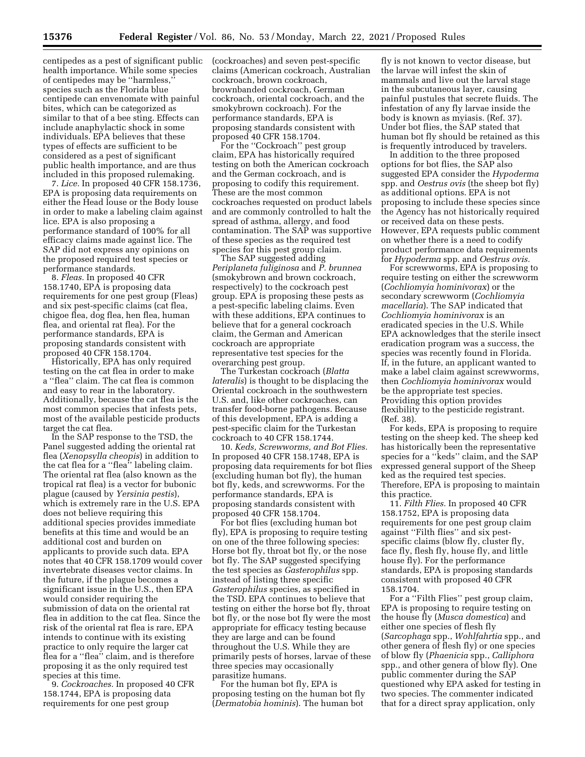centipedes as a pest of significant public health importance. While some species of centipedes may be "harmless," species such as the Florida blue centipede can envenomate with painful bites, which can be categorized as similar to that of a bee sting. Effects can include anaphylactic shock in some individuals. EPA believes that these types of effects are sufficient to be considered as a pest of significant public health importance, and are thus included in this proposed rulemaking.

7. *Lice.* In proposed 40 CFR 158.1736, EPA is proposing data requirements on either the Head louse or the Body louse in order to make a labeling claim against lice. EPA is also proposing a performance standard of 100% for all efficacy claims made against lice. The SAP did not express any opinions on the proposed required test species or performance standards.

8. *Fleas.* In proposed 40 CFR 158.1740, EPA is proposing data requirements for one pest group (Fleas) and six pest-specific claims (cat flea, chigoe flea, dog flea, hen flea, human flea, and oriental rat flea). For the performance standards, EPA is proposing standards consistent with proposed 40 CFR 158.1704.

Historically, EPA has only required testing on the cat flea in order to make a "flea" claim. The cat flea is common and easy to rear in the laboratory. Additionally, because the cat flea is the most common species that infests pets, most of the available pesticide products target the cat flea.

In the SAP response to the TSD, the Panel suggested adding the oriental rat flea (*Xenopsylla cheopis*) in addition to the cat flea for a "flea" labeling claim. The oriental rat flea (also known as the tropical rat flea) is a vector for bubonic plague (caused by *Yersinia pestis*), which is extremely rare in the U.S. EPA does not believe requiring this additional species provides immediate benefits at this time and would be an additional cost and burden on applicants to provide such data. EPA notes that 40 CFR 158.1709 would cover invertebrate diseases vector claims. In the future, if the plague becomes a significant issue in the U.S., then EPA would consider requiring the submission of data on the oriental rat flea in addition to the cat flea. Since the risk of the oriental rat flea is rare, EPA intends to continue with its existing practice to only require the larger cat flea for a "flea" claim, and is therefore proposing it as the only required test species at this time.

9. *Cockroaches.* In proposed 40 CFR 158.1744, EPA is proposing data requirements for one pest group (cockroaches) and seven pest-specific claims (American cockroach, Australian cockroach, brown cockroach, brownbanded cockroach, German cockroach, oriental cockroach, and the smokybrown cockroach). For the performance standards, EPA is proposing standards consistent with proposed 40 CFR 158.1704.

For the "Cockroach" pest group claim, EPA has historically required testing on both the American cockroach and the German cockroach, and is proposing to codify this requirement. These are the most common cockroaches requested on product labels and are commonly controlled to halt the spread of asthma, allergy, and food contamination. The SAP was supportive of these species as the required test species for this pest group claim.

The SAP suggested adding *Periplaneta fuliginosa* and *P. brunnea* (smokybrown and brown cockroach, respectively) to the cockroach pest group. EPA is proposing these pests as a pest-specific labeling claims. Even with these additions, EPA continues to believe that for a general cockroach claim, the German and American cockroach are appropriate representative test species for the overarching pest group.

The Turkestan cockroach (*Blatta lateralis*) is thought to be displacing the Oriental cockroach in the southwestern U.S. and, like other cockroaches, can transfer food-borne pathogens. Because of this development, EPA is adding a pest-specific claim for the Turkestan cockroach to 40 CFR 158.1744.

10. *Keds, Screwworms, and Bot Flies.* In proposed 40 CFR 158.1748, EPA is proposing data requirements for bot flies (excluding human bot fly), the human bot fly, keds, and screwworms. For the performance standards, EPA is proposing standards consistent with proposed 40 CFR 158.1704.

For bot flies (excluding human bot fly), EPA is proposing to require testing on one of the three following species: Horse bot fly, throat bot fly, or the nose bot fly. The SAP suggested specifying the test species as *Gasterophilus* spp. instead of listing three specific *Gasterophilus* species, as specified in the TSD. EPA continues to believe that testing on either the horse bot fly, throat bot fly, or the nose bot fly were the most appropriate for efficacy testing because they are large and can be found throughout the U.S. While they are primarily pests of horses, larvae of these three species may occasionally parasitize humans.

For the human bot fly, EPA is proposing testing on the human bot fly (*Dermatobia hominis*). The human bot fly is not known to vector disease, but the larvae will infest the skin of mammals and live out the larval stage in the subcutaneous layer, causing painful pustules that secrete fluids. The infestation of any fly larvae inside the body is known as myiasis. (Ref. 37). Under bot flies, the SAP stated that human bot fly should be retained as this is frequently introduced by travelers.

In addition to the three proposed options for bot flies, the SAP also suggested EPA consider the *Hypoderma* spp. and *Oestrus ovis* (the sheep bot fly) as additional options. EPA is not proposing to include these species since the Agency has not historically required or received data on these pests. However, EPA requests public comment on whether there is a need to codify product performance data requirements for *Hypoderma* spp. and *Oestrus ovis.*

For screwworms, EPA is proposing to require testing on either the screwworm (*Cochliomyia hominivorax*) or the secondary screwworm (*Cochliomyia macellaria*). The SAP indicated that *Cochliomyia hominivorax* is an eradicated species in the U.S. While EPA acknowledges that the sterile insect eradication program was a success, the species was recently found in Florida. If, in the future, an applicant wanted to make a label claim against screwworms, then *Cochliomyia hominivorax* would be the appropriate test species. Providing this option provides flexibility to the pesticide registrant. (Ref. 38).

For keds, EPA is proposing to require testing on the sheep ked. The sheep ked has historically been the representative species for a "keds" claim, and the SAP expressed general support of the Sheep ked as the required test species. Therefore, EPA is proposing to maintain this practice.

11. *Filth Flies.* In proposed 40 CFR 158.1752, EPA is proposing data requirements for one pest group claim against "Filth flies" and six pest-specific claims (blow fly, cluster fly, face fly, flesh fly, house fly, and little house fly). For the performance standards, EPA is proposing standards consistent with proposed 40 CFR 158.1704.

For a "Filth Flies" pest group claim, EPA is proposing to require testing on the house fly (*Musca domestica*) and either one species of flesh fly (*Sarcophaga* spp., *Wohlfahrtia* spp., and other genera of flesh fly) or one species of blow fly (*Phaenicia* spp., *Calliphora* spp., and other genera of blow fly). One public commenter during the SAP questioned why EPA asked for testing in two species. The commenter indicated that for a direct spray application, only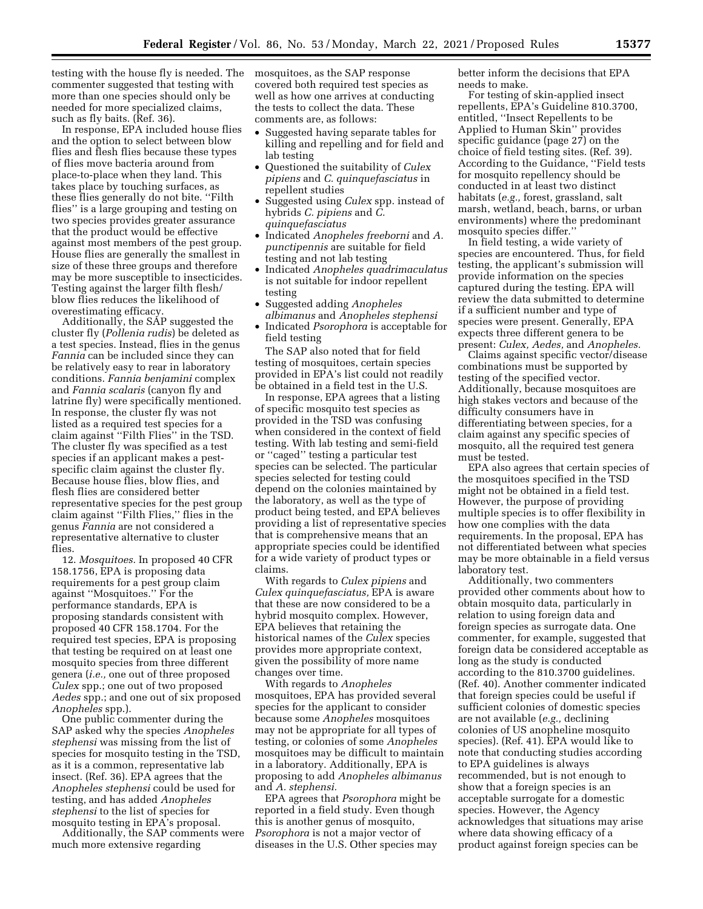testing with the house fly is needed. The commenter suggested that testing with more than one species should only be needed for more specialized claims, such as fly baits. (Ref. 36).

In response, EPA included house flies and the option to select between blow flies and flesh flies because these types of flies move bacteria around from place-to-place when they land. This takes place by touching surfaces, as these flies generally do not bite. ''Filth flies'' is a large grouping and testing on two species provides greater assurance that the product would be effective against most members of the pest group. House flies are generally the smallest in size of these three groups and therefore may be more susceptible to insecticides. Testing against the larger filth flesh/blow flies reduces the likelihood of overestimating efficacy.

Additionally, the SAP suggested the cluster fly (*Pollenia rudis*) be deleted as a test species. Instead, flies in the genus *Fannia* can be included since they can be relatively easy to rear in laboratory conditions. *Fannia benjamini* complex and *Fannia scalaris* (canyon fly and latrine fly) were specifically mentioned. In response, the cluster fly was not listed as a required test species for a claim against ''Filth Flies'' in the TSD. The cluster fly was specified as a test species if an applicant makes a pest-specific claim against the cluster fly. Because house flies, blow flies, and flesh flies are considered better representative species for the pest group claim against ''Filth Flies,'' flies in the genus *Fannia* are not considered a representative alternative to cluster flies.

12. *Mosquitoes.* In proposed 40 CFR 158.1756, EPA is proposing data requirements for a pest group claim against ''Mosquitoes.'' For the performance standards, EPA is proposing standards consistent with proposed 40 CFR 158.1704. For the required test species, EPA is proposing that testing be required on at least one mosquito species from three different genera (*i.e.,* one out of three proposed *Culex* spp.; one out of two proposed *Aedes* spp.; and one out of six proposed *Anopheles* spp.).

One public commenter during the SAP asked why the species *Anopheles stephensi* was missing from the list of species for mosquito testing in the TSD, as it is a common, representative lab insect. (Ref. 36). EPA agrees that the *Anopheles stephensi* could be used for testing, and has added *Anopheles stephensi* to the list of species for mosquito testing in EPA's proposal.

Additionally, the SAP comments were much more extensive regarding mosquitoes, as the SAP response covered both required test species as well as how one arrives at conducting the tests to collect the data. These comments are, as follows:

- Suggested having separate tables for killing and repelling and for field and lab testing
- Questioned the suitability of *Culex pipiens* and *C. quinquefasciatus* in repellent studies
- Suggested using *Culex* spp. instead of hybrids *C. pipiens* and *C. quinquefasciatus*
- Indicated *Anopheles freeborni* and *A. punctipennis* are suitable for field testing and not lab testing
- Indicated *Anopheles quadrimaculatus* is not suitable for indoor repellent testing
- Suggested adding *Anopheles albimanus* and *Anopheles stephensi*
- Indicated *Psorophora* is acceptable for field testing

The SAP also noted that for field testing of mosquitoes, certain species provided in EPA's list could not readily be obtained in a field test in the U.S.

In response, EPA agrees that a listing of specific mosquito test species as provided in the TSD was confusing when considered in the context of field testing. With lab testing and semi-field or ''caged'' testing a particular test species can be selected. The particular species selected for testing could depend on the colonies maintained by the laboratory, as well as the type of product being tested, and EPA believes providing a list of representative species that is comprehensive means that an appropriate species could be identified for a wide variety of product types or claims.

With regards to *Culex pipiens* and *Culex quinquefasciatus,* EPA is aware that these are now considered to be a hybrid mosquito complex. However, EPA believes that retaining the historical names of the *Culex* species provides more appropriate context, given the possibility of more name changes over time.

With regards to *Anopheles* mosquitoes, EPA has provided several species for the applicant to consider because some *Anopheles* mosquitoes may not be appropriate for all types of testing, or colonies of some *Anopheles* mosquitoes may be difficult to maintain in a laboratory. Additionally, EPA is proposing to add *Anopheles albimanus* and *A. stephensi.*

EPA agrees that *Psorophora* might be reported in a field study. Even though this is another genus of mosquito, *Psorophora* is not a major vector of diseases in the U.S. Other species may better inform the decisions that EPA needs to make.

For testing of skin-applied insect repellents, EPA's Guideline 810.3700, entitled, ''Insect Repellents to be Applied to Human Skin'' provides specific guidance (page 27) on the choice of field testing sites. (Ref. 39). According to the Guidance, ''Field tests for mosquito repellency should be conducted in at least two distinct habitats (*e.g.,* forest, grassland, salt marsh, wetland, beach, barns, or urban environments) where the predominant mosquito species differ.''

In field testing, a wide variety of species are encountered. Thus, for field testing, the applicant's submission will provide information on the species captured during the testing. EPA will review the data submitted to determine if a sufficient number and type of species were present. Generally, EPA expects three different genera to be present: *Culex, Aedes,* and *Anopheles.*

Claims against specific vector/disease combinations must be supported by testing of the specified vector. Additionally, because mosquitoes are high stakes vectors and because of the difficulty consumers have in differentiating between species, for a claim against any specific species of mosquito, all the required test genera must be tested.

EPA also agrees that certain species of the mosquitoes specified in the TSD might not be obtained in a field test. However, the purpose of providing multiple species is to offer flexibility in how one complies with the data requirements. In the proposal, EPA has not differentiated between what species may be more obtainable in a field versus laboratory test.

Additionally, two commenters provided other comments about how to obtain mosquito data, particularly in relation to using foreign data and foreign species as surrogate data. One commenter, for example, suggested that foreign data be considered acceptable as long as the study is conducted according to the 810.3700 guidelines. (Ref. 40). Another commenter indicated that foreign species could be useful if sufficient colonies of domestic species are not available (*e.g.,* declining colonies of US anopheline mosquito species). (Ref. 41). EPA would like to note that conducting studies according to EPA guidelines is always recommended, but is not enough to show that a foreign species is an acceptable surrogate for a domestic species. However, the Agency acknowledges that situations may arise where data showing efficacy of a product against foreign species can be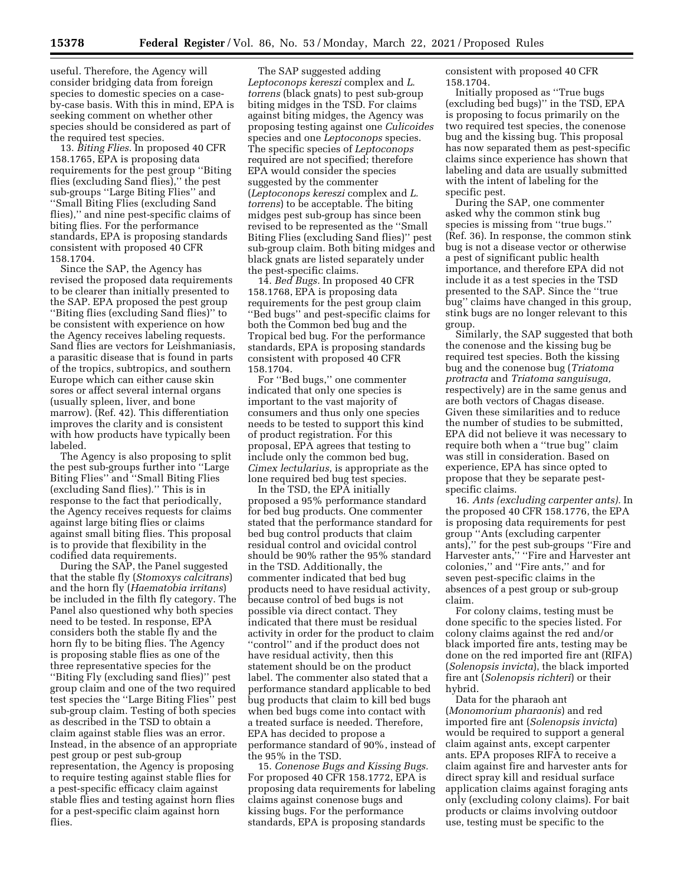useful. Therefore, the Agency will consider bridging data from foreign species to domestic species on a case-by-case basis. With this in mind, EPA is seeking comment on whether other species should be considered as part of the required test species.

13. *Biting Flies.* In proposed 40 CFR 158.1765, EPA is proposing data requirements for the pest group ''Biting flies (excluding Sand flies),'' the pest sub-groups ''Large Biting Flies'' and ''Small Biting Flies (excluding Sand flies),'' and nine pest-specific claims of biting flies. For the performance standards, EPA is proposing standards consistent with proposed 40 CFR 158.1704.

Since the SAP, the Agency has revised the proposed data requirements to be clearer than initially presented to the SAP. EPA proposed the pest group ''Biting flies (excluding Sand flies)'' to be consistent with experience on how the Agency receives labeling requests. Sand flies are vectors for Leishmaniasis, a parasitic disease that is found in parts of the tropics, subtropics, and southern Europe which can either cause skin sores or affect several internal organs (usually spleen, liver, and bone marrow). (Ref. 42). This differentiation improves the clarity and is consistent with how products have typically been labeled.

The Agency is also proposing to split the pest sub-groups further into ''Large Biting Flies'' and ''Small Biting Flies (excluding Sand flies).'' This is in response to the fact that periodically, the Agency receives requests for claims against large biting flies or claims against small biting flies. This proposal is to provide that flexibility in the codified data requirements.

During the SAP, the Panel suggested that the stable fly (*Stomoxys calcitrans*) and the horn fly (*Haematobia irritans*) be included in the filth fly category. The Panel also questioned why both species need to be tested. In response, EPA considers both the stable fly and the horn fly to be biting flies. The Agency is proposing stable flies as one of the three representative species for the ''Biting Fly (excluding sand flies)'' pest group claim and one of the two required test species the ''Large Biting Flies'' pest sub-group claim. Testing of both species as described in the TSD to obtain a claim against stable flies was an error. Instead, in the absence of an appropriate pest group or pest sub-group representation, the Agency is proposing to require testing against stable flies for a pest-specific efficacy claim against stable flies and testing against horn flies for a pest-specific claim against horn flies.

The SAP suggested adding *Leptoconops kereszi* complex and *L. torrens* (black gnats) to pest sub-group biting midges in the TSD. For claims against biting midges, the Agency was proposing testing against one *Culicoides* species and one *Leptoconops* species. The specific species of *Leptoconops* required are not specified; therefore EPA would consider the species suggested by the commenter (*Leptoconops kereszi* complex and *L. torrens*) to be acceptable. The biting midges pest sub-group has since been revised to be represented as the ''Small Biting Flies (excluding Sand flies)'' pest sub-group claim. Both biting midges and black gnats are listed separately under the pest-specific claims.

14. *Bed Bugs.* In proposed 40 CFR 158.1768, EPA is proposing data requirements for the pest group claim ''Bed bugs'' and pest-specific claims for both the Common bed bug and the Tropical bed bug. For the performance standards, EPA is proposing standards consistent with proposed 40 CFR 158.1704.

For ''Bed bugs,'' one commenter indicated that only one species is important to the vast majority of consumers and thus only one species needs to be tested to support this kind of product registration. For this proposal, EPA agrees that testing to include only the common bed bug, *Cimex lectularius,* is appropriate as the lone required bed bug test species.

In the TSD, the EPA initially proposed a 95% performance standard for bed bug products. One commenter stated that the performance standard for bed bug control products that claim residual control and ovicidal control should be 90% rather the 95% standard in the TSD. Additionally, the commenter indicated that bed bug products need to have residual activity, because control of bed bugs is not possible via direct contact. They indicated that there must be residual activity in order for the product to claim ''control'' and if the product does not have residual activity, then this statement should be on the product label. The commenter also stated that a performance standard applicable to bed bug products that claim to kill bed bugs when bed bugs come into contact with a treated surface is needed. Therefore, EPA has decided to propose a performance standard of 90%, instead of the 95% in the TSD.

15. *Conenose Bugs and Kissing Bugs.* For proposed 40 CFR 158.1772, EPA is proposing data requirements for labeling claims against conenose bugs and kissing bugs. For the performance standards, EPA is proposing standards consistent with proposed 40 CFR 158.1704.

Initially proposed as ''True bugs (excluding bed bugs)'' in the TSD, EPA is proposing to focus primarily on the two required test species, the conenose bug and the kissing bug. This proposal has now separated them as pest-specific claims since experience has shown that labeling and data are usually submitted with the intent of labeling for the specific pest.

During the SAP, one commenter asked why the common stink bug species is missing from ''true bugs.'' (Ref. 36). In response, the common stink bug is not a disease vector or otherwise a pest of significant public health importance, and therefore EPA did not include it as a test species in the TSD presented to the SAP. Since the ''true bug'' claims have changed in this group, stink bugs are no longer relevant to this group.

Similarly, the SAP suggested that both the conenose and the kissing bug be required test species. Both the kissing bug and the conenose bug (*Triatoma protracta* and *Triatoma sanguisuga,* respectively) are in the same genus and are both vectors of Chagas disease. Given these similarities and to reduce the number of studies to be submitted, EPA did not believe it was necessary to require both when a ''true bug'' claim was still in consideration. Based on experience, EPA has since opted to propose that they be separate pest-specific claims.

16. *Ants (excluding carpenter ants).* In the proposed 40 CFR 158.1776, the EPA is proposing data requirements for pest group ''Ants (excluding carpenter ants),'' for the pest sub-groups ''Fire and Harvester ants,'' ''Fire and Harvester ant colonies,'' and ''Fire ants,'' and for seven pest-specific claims in the absences of a pest group or sub-group claim.

For colony claims, testing must be done specific to the species listed. For colony claims against the red and/or black imported fire ants, testing may be done on the red imported fire ant (RIFA) (*Solenopsis invicta*), the black imported fire ant (*Solenopsis richteri*) or their hybrid.

Data for the pharaoh ant (*Monomorium pharaonis*) and red imported fire ant (*Solenopsis invicta*) would be required to support a general claim against ants, except carpenter ants. EPA proposes RIFA to receive a claim against fire and harvester ants for direct spray kill and residual surface application claims against foraging ants only (excluding colony claims). For bait products or claims involving outdoor use, testing must be specific to the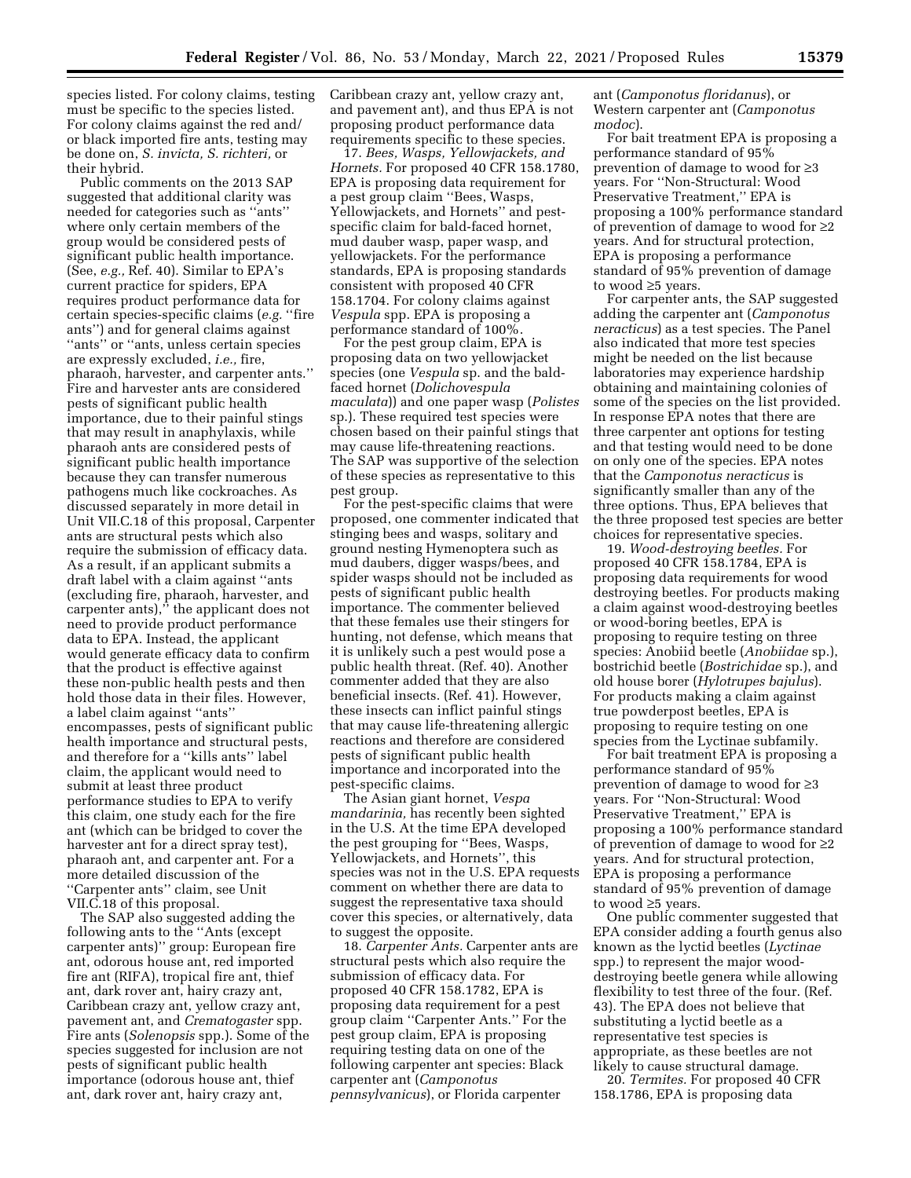species listed. For colony claims, testing must be specific to the species listed. For colony claims against the red and/or black imported fire ants, testing may be done on, *S. invicta, S. richteri,* or their hybrid.

Public comments on the 2013 SAP suggested that additional clarity was needed for categories such as "ants" where only certain members of the group would be considered pests of significant public health importance. (See, *e.g.,* Ref. 40). Similar to EPA's current practice for spiders, EPA requires product performance data for certain species-specific claims (*e.g.* "fire ants") and for general claims against "ants" or "ants, unless certain species are expressly excluded, *i.e.,* fire, pharaoh, harvester, and carpenter ants." Fire and harvester ants are considered pests of significant public health importance, due to their painful stings that may result in anaphylaxis, while pharaoh ants are considered pests of significant public health importance because they can transfer numerous pathogens much like cockroaches. As discussed separately in more detail in Unit VII.C.18 of this proposal, Carpenter ants are structural pests which also require the submission of efficacy data. As a result, if an applicant submits a draft label with a claim against "ants (excluding fire, pharaoh, harvester, and carpenter ants)," the applicant does not need to provide product performance data to EPA. Instead, the applicant would generate efficacy data to confirm that the product is effective against these non-public health pests and then hold those data in their files. However, a label claim against "ants" encompasses, pests of significant public health importance and structural pests, and therefore for a "kills ants" label claim, the applicant would need to submit at least three product performance studies to EPA to verify this claim, one study each for the fire ant (which can be bridged to cover the harvester ant for a direct spray test), pharaoh ant, and carpenter ant. For a more detailed discussion of the "Carpenter ants" claim, see Unit VII.C.18 of this proposal.

The SAP also suggested adding the following ants to the "Ants (except carpenter ants)" group: European fire ant, odorous house ant, red imported fire ant (RIFA), tropical fire ant, thief ant, dark rover ant, hairy crazy ant, Caribbean crazy ant, yellow crazy ant, pavement ant, and *Crematogaster* spp. Fire ants (*Solenopsis* spp.). Some of the species suggested for inclusion are not pests of significant public health importance (odorous house ant, thief ant, dark rover ant, hairy crazy ant, Caribbean crazy ant, yellow crazy ant, and pavement ant), and thus EPA is not proposing product performance data requirements specific to these species.

17. *Bees, Wasps, Yellowjackets, and Hornets.* For proposed 40 CFR 158.1780, EPA is proposing data requirement for a pest group claim "Bees, Wasps, Yellowjackets, and Hornets" and pest-specific claim for bald-faced hornet, mud dauber wasp, paper wasp, and yellowjackets. For the performance standards, EPA is proposing standards consistent with proposed 40 CFR 158.1704. For colony claims against *Vespula* spp. EPA is proposing a performance standard of 100%.

For the pest group claim, EPA is proposing data on two yellowjacket species (one *Vespula* sp. and the bald-faced hornet (*Dolichovespula maculata*)) and one paper wasp (*Polistes* sp.). These required test species were chosen based on their painful stings that may cause life-threatening reactions. The SAP was supportive of the selection of these species as representative to this pest group.

For the pest-specific claims that were proposed, one commenter indicated that stinging bees and wasps, solitary and ground nesting Hymenoptera such as mud daubers, digger wasps/bees, and spider wasps should not be included as pests of significant public health importance. The commenter believed that these females use their stingers for hunting, not defense, which means that it is unlikely such a pest would pose a public health threat. (Ref. 40). Another commenter added that they are also beneficial insects. (Ref. 41). However, these insects can inflict painful stings that may cause life-threatening allergic reactions and therefore are considered pests of significant public health importance and incorporated into the pest-specific claims.

The Asian giant hornet, *Vespa mandarinia,* has recently been sighted in the U.S. At the time EPA developed the pest grouping for "Bees, Wasps, Yellowjackets, and Hornets", this species was not in the U.S. EPA requests comment on whether there are data to suggest the representative taxa should cover this species, or alternatively, data to suggest the opposite.

18. *Carpenter Ants.* Carpenter ants are structural pests which also require the submission of efficacy data. For proposed 40 CFR 158.1782, EPA is proposing data requirement for a pest group claim "Carpenter Ants." For the pest group claim, EPA is proposing requiring testing data on one of the following carpenter ant species: Black carpenter ant (*Camponotus pennsylvanicus*), or Florida carpenter ant (*Camponotus floridanus*), or Western carpenter ant (*Camponotus modoc*).

For bait treatment EPA is proposing a performance standard of 95% prevention of damage to wood for ≥3 years. For "Non-Structural: Wood Preservative Treatment," EPA is proposing a 100% performance standard of prevention of damage to wood for ≥2 years. And for structural protection, EPA is proposing a performance standard of 95% prevention of damage to wood ≥5 years.

For carpenter ants, the SAP suggested adding the carpenter ant (*Camponotus neracticus*) as a test species. The Panel also indicated that more test species might be needed on the list because laboratories may experience hardship obtaining and maintaining colonies of some of the species on the list provided. In response EPA notes that there are three carpenter ant options for testing and that testing would need to be done on only one of the species. EPA notes that the *Camponotus neracticus* is significantly smaller than any of the three options. Thus, EPA believes that the three proposed test species are better choices for representative species.

19. *Wood-destroying beetles.* For proposed 40 CFR 158.1784, EPA is proposing data requirements for wood destroying beetles. For products making a claim against wood-destroying beetles or wood-boring beetles, EPA is proposing to require testing on three species: Anobiid beetle (*Anobiidae* sp.), bostrichid beetle (*Bostrichidae* sp.), and old house borer (*Hylotrupes bajulus*). For products making a claim against true powderpost beetles, EPA is proposing to require testing on one species from the Lyctinae subfamily.

For bait treatment EPA is proposing a performance standard of 95% prevention of damage to wood for ≥3 years. For "Non-Structural: Wood Preservative Treatment," EPA is proposing a 100% performance standard of prevention of damage to wood for ≥2 years. And for structural protection, EPA is proposing a performance standard of 95% prevention of damage to wood ≥5 years.

One public commenter suggested that EPA consider adding a fourth genus also known as the lyctid beetles (*Lyctinae* spp.) to represent the major wood-destroying beetle genera while allowing flexibility to test three of the four. (Ref. 43). The EPA does not believe that substituting a lyctid beetle as a representative test species is appropriate, as these beetles are not likely to cause structural damage.

20. *Termites.* For proposed 40 CFR 158.1786, EPA is proposing data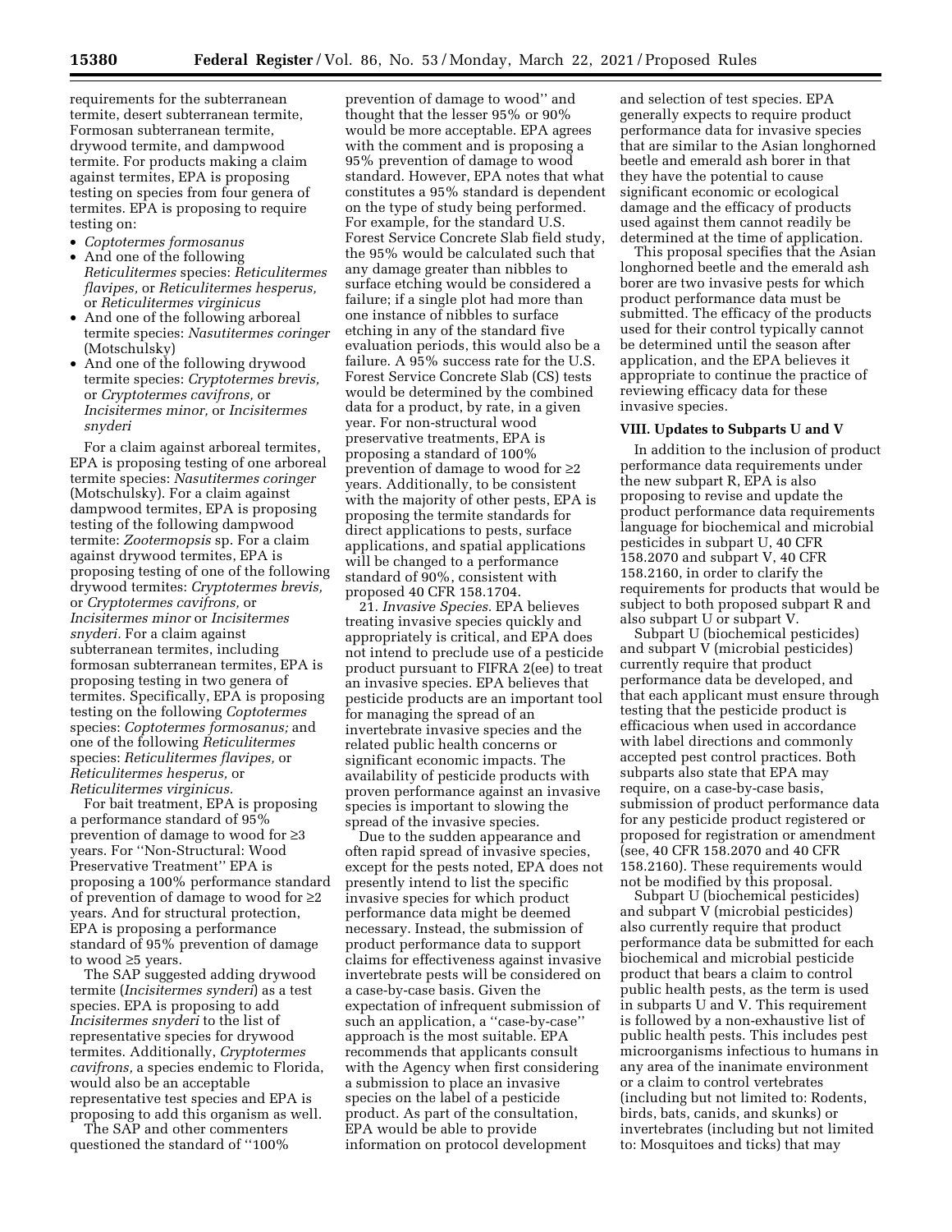requirements for the subterranean termite, desert subterranean termite, Formosan subterranean termite, drywood termite, and dampwood termite. For products making a claim against termites, EPA is proposing testing on species from four genera of termites. EPA is proposing to require testing on:

- *Coptotermes formosanus*
- And one of the following *Reticulitermes* species: *Reticulitermes flavipes,* or *Reticulitermes hesperus,* or *Reticulitermes virginicus*
- And one of the following arboreal termite species: *Nasutitermes coringer* (Motschulsky)
- And one of the following drywood termite species: *Cryptotermes brevis,* or *Cryptotermes cavifrons,* or *Incisitermes minor,* or *Incisitermes snyderi*

For a claim against arboreal termites, EPA is proposing testing of one arboreal termite species: *Nasutitermes coringer* (Motschulsky). For a claim against dampwood termites, EPA is proposing testing of the following dampwood termite: *Zootermopsis* sp. For a claim against drywood termites, EPA is proposing testing of one of the following drywood termites: *Cryptotermes brevis,* or *Cryptotermes cavifrons,* or *Incisitermes minor* or *Incisitermes snyderi.* For a claim against subterranean termites, including formosan subterranean termites, EPA is proposing testing in two genera of termites. Specifically, EPA is proposing testing on the following *Coptotermes* species: *Coptotermes formosanus;* and one of the following *Reticulitermes* species: *Reticulitermes flavipes,* or *Reticulitermes hesperus,* or *Reticulitermes virginicus.*

For bait treatment, EPA is proposing a performance standard of 95% prevention of damage to wood for ≥3 years. For ''Non-Structural: Wood Preservative Treatment'' EPA is proposing a 100% performance standard of prevention of damage to wood for ≥2 years. And for structural protection, EPA is proposing a performance standard of 95% prevention of damage to wood ≥5 years.

The SAP suggested adding drywood termite (*Incisitermes synderi*) as a test species. EPA is proposing to add *Incisitermes snyderi* to the list of representative species for drywood termites. Additionally, *Cryptotermes cavifrons,* a species endemic to Florida, would also be an acceptable representative test species and EPA is proposing to add this organism as well.

The SAP and other commenters questioned the standard of ''100% prevention of damage to wood'' and thought that the lesser 95% or 90% would be more acceptable. EPA agrees with the comment and is proposing a 95% prevention of damage to wood standard. However, EPA notes that what constitutes a 95% standard is dependent on the type of study being performed. For example, for the standard U.S. Forest Service Concrete Slab field study, the 95% would be calculated such that any damage greater than nibbles to surface etching would be considered a failure; if a single plot had more than one instance of nibbles to surface etching in any of the standard five evaluation periods, this would also be a failure. A 95% success rate for the U.S. Forest Service Concrete Slab (CS) tests would be determined by the combined data for a product, by rate, in a given year. For non-structural wood preservative treatments, EPA is proposing a standard of 100% prevention of damage to wood for ≥2 years. Additionally, to be consistent with the majority of other pests, EPA is proposing the termite standards for direct applications to pests, surface applications, and spatial applications will be changed to a performance standard of 90%, consistent with proposed 40 CFR 158.1704.

21. *Invasive Species.* EPA believes treating invasive species quickly and appropriately is critical, and EPA does not intend to preclude use of a pesticide product pursuant to FIFRA 2(ee) to treat an invasive species. EPA believes that pesticide products are an important tool for managing the spread of an invertebrate invasive species and the related public health concerns or significant economic impacts. The availability of pesticide products with proven performance against an invasive species is important to slowing the spread of the invasive species.

Due to the sudden appearance and often rapid spread of invasive species, except for the pests noted, EPA does not presently intend to list the specific invasive species for which product performance data might be deemed necessary. Instead, the submission of product performance data to support claims for effectiveness against invasive invertebrate pests will be considered on a case-by-case basis. Given the expectation of infrequent submission of such an application, a ''case-by-case'' approach is the most suitable. EPA recommends that applicants consult with the Agency when first considering a submission to place an invasive species on the label of a pesticide product. As part of the consultation, EPA would be able to provide information on protocol development and selection of test species. EPA generally expects to require product performance data for invasive species that are similar to the Asian longhorned beetle and emerald ash borer in that they have the potential to cause significant economic or ecological damage and the efficacy of products used against them cannot readily be determined at the time of application.

This proposal specifies that the Asian longhorned beetle and the emerald ash borer are two invasive pests for which product performance data must be submitted. The efficacy of the products used for their control typically cannot be determined until the season after application, and the EPA believes it appropriate to continue the practice of reviewing efficacy data for these invasive species.

## VIII. Updates to Subparts U and V

In addition to the inclusion of product performance data requirements under the new subpart R, EPA is also proposing to revise and update the product performance data requirements language for biochemical and microbial pesticides in subpart U, 40 CFR 158.2070 and subpart V, 40 CFR 158.2160, in order to clarify the requirements for products that would be subject to both proposed subpart R and also subpart U or subpart V.

Subpart U (biochemical pesticides) and subpart V (microbial pesticides) currently require that product performance data be developed, and that each applicant must ensure through testing that the pesticide product is efficacious when used in accordance with label directions and commonly accepted pest control practices. Both subparts also state that EPA may require, on a case-by-case basis, submission of product performance data for any pesticide product registered or proposed for registration or amendment (see, 40 CFR 158.2070 and 40 CFR 158.2160). These requirements would not be modified by this proposal.

Subpart U (biochemical pesticides) and subpart V (microbial pesticides) also currently require that product performance data be submitted for each biochemical and microbial pesticide product that bears a claim to control public health pests, as the term is used in subparts U and V. This requirement is followed by a non-exhaustive list of public health pests. This includes pest microorganisms infectious to humans in any area of the inanimate environment or a claim to control vertebrates (including but not limited to: Rodents, birds, bats, canids, and skunks) or invertebrates (including but not limited to: Mosquitoes and ticks) that may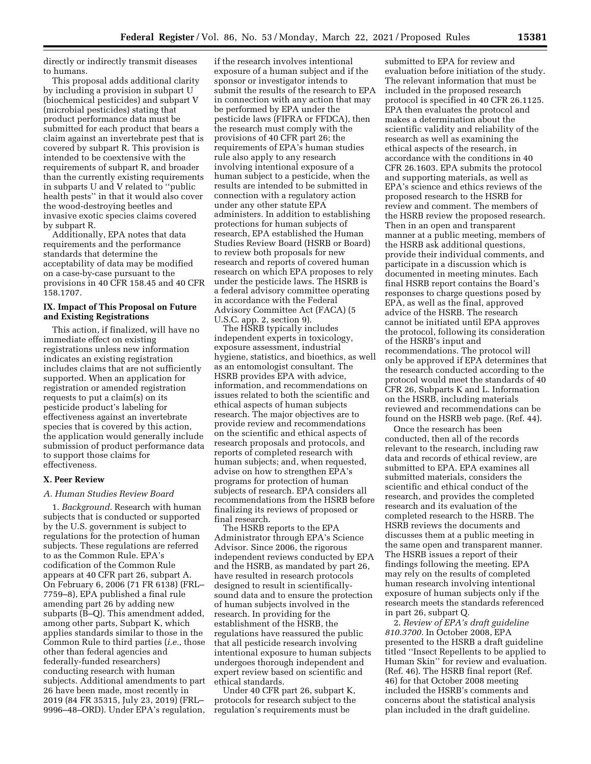directly or indirectly transmit diseases to humans.

This proposal adds additional clarity by including a provision in subpart U (biochemical pesticides) and subpart V (microbial pesticides) stating that product performance data must be submitted for each product that bears a claim against an invertebrate pest that is covered by subpart R. This provision is intended to be coextensive with the requirements of subpart R, and broader than the currently existing requirements in subparts U and V related to ''public health pests'' in that it would also cover the wood-destroying beetles and invasive exotic species claims covered by subpart R.

Additionally, EPA notes that data requirements and the performance standards that determine the acceptability of data may be modified on a case-by-case pursuant to the provisions in 40 CFR 158.45 and 40 CFR 158.1707.

## IX. Impact of This Proposal on Future and Existing Registrations

This action, if finalized, will have no immediate effect on existing registrations unless new information indicates an existing registration includes claims that are not sufficiently supported. When an application for registration or amended registration requests to put a claim(s) on its pesticide product's labeling for effectiveness against an invertebrate species that is covered by this action, the application would generally include submission of product performance data to support those claims for effectiveness.

## X. Peer Review

### A. Human Studies Review Board

1. *Background.* Research with human subjects that is conducted or supported by the U.S. government is subject to regulations for the protection of human subjects. These regulations are referred to as the Common Rule. EPA's codification of the Common Rule appears at 40 CFR part 26, subpart A. On February 6, 2006 (71 FR 6138) (FRL–7759–8), EPA published a final rule amending part 26 by adding new subparts (B–Q). This amendment added, among other parts, Subpart K, which applies standards similar to those in the Common Rule to third parties (*i.e.,* those other than federal agencies and federally-funded researchers) conducting research with human subjects. Additional amendments to part 26 have been made, most recently in 2019 (84 FR 35315, July 23, 2019) (FRL–9996–48–ORD). Under EPA's regulation, if the research involves intentional exposure of a human subject and if the sponsor or investigator intends to submit the results of the research to EPA in connection with any action that may be performed by EPA under the pesticide laws (FIFRA or FFDCA), then the research must comply with the provisions of 40 CFR part 26; the requirements of EPA's human studies rule also apply to any research involving intentional exposure of a human subject to a pesticide, when the results are intended to be submitted in connection with a regulatory action under any other statute EPA administers. In addition to establishing protections for human subjects of research, EPA established the Human Studies Review Board (HSRB or Board) to review both proposals for new research and reports of covered human research on which EPA proposes to rely under the pesticide laws. The HSRB is a federal advisory committee operating in accordance with the Federal Advisory Committee Act (FACA) (5 U.S.C. app. 2, section 9).

The HSRB typically includes independent experts in toxicology, exposure assessment, industrial hygiene, statistics, and bioethics, as well as an entomologist consultant. The HSRB provides EPA with advice, information, and recommendations on issues related to both the scientific and ethical aspects of human subjects research. The major objectives are to provide review and recommendations on the scientific and ethical aspects of research proposals and protocols, and reports of completed research with human subjects; and, when requested, advise on how to strengthen EPA's programs for protection of human subjects of research. EPA considers all recommendations from the HSRB before finalizing its reviews of proposed or final research.

The HSRB reports to the EPA Administrator through EPA's Science Advisor. Since 2006, the rigorous independent reviews conducted by EPA and the HSRB, as mandated by part 26, have resulted in research protocols designed to result in scientifically-sound data and to ensure the protection of human subjects involved in the research. In providing for the establishment of the HSRB, the regulations have reassured the public that all pesticide research involving intentional exposure to human subjects undergoes thorough independent and expert review based on scientific and ethical standards.

Under 40 CFR part 26, subpart K, protocols for research subject to the regulation's requirements must be submitted to EPA for review and evaluation before initiation of the study. The relevant information that must be included in the proposed research protocol is specified in 40 CFR 26.1125. EPA then evaluates the protocol and makes a determination about the scientific validity and reliability of the research as well as examining the ethical aspects of the research, in accordance with the conditions in 40 CFR 26.1603. EPA submits the protocol and supporting materials, as well as EPA's science and ethics reviews of the proposed research to the HSRB for review and comment. The members of the HSRB review the proposed research. Then in an open and transparent manner at a public meeting, members of the HSRB ask additional questions, provide their individual comments, and participate in a discussion which is documented in meeting minutes. Each final HSRB report contains the Board's responses to charge questions posed by EPA, as well as the final, approved advice of the HSRB. The research cannot be initiated until EPA approves the protocol, following its consideration of the HSRB's input and recommendations. The protocol will only be approved if EPA determines that the research conducted according to the protocol would meet the standards of 40 CFR 26, Subparts K and L. Information on the HSRB, including materials reviewed and recommendations can be found on the HSRB web page. (Ref. 44).

Once the research has been conducted, then all of the records relevant to the research, including raw data and records of ethical review, are submitted to EPA. EPA examines all submitted materials, considers the scientific and ethical conduct of the research, and provides the completed research and its evaluation of the completed research to the HSRB. The HSRB reviews the documents and discusses them at a public meeting in the same open and transparent manner. The HSRB issues a report of their findings following the meeting. EPA may rely on the results of completed human research involving intentional exposure of human subjects only if the research meets the standards referenced in part 26, subpart Q.

2. *Review of EPA's draft guideline 810.3700.* In October 2008, EPA presented to the HSRB a draft guideline titled ''Insect Repellents to be applied to Human Skin'' for review and evaluation. (Ref. 46). The HSRB final report (Ref. 46) for that October 2008 meeting included the HSRB's comments and concerns about the statistical analysis plan included in the draft guideline.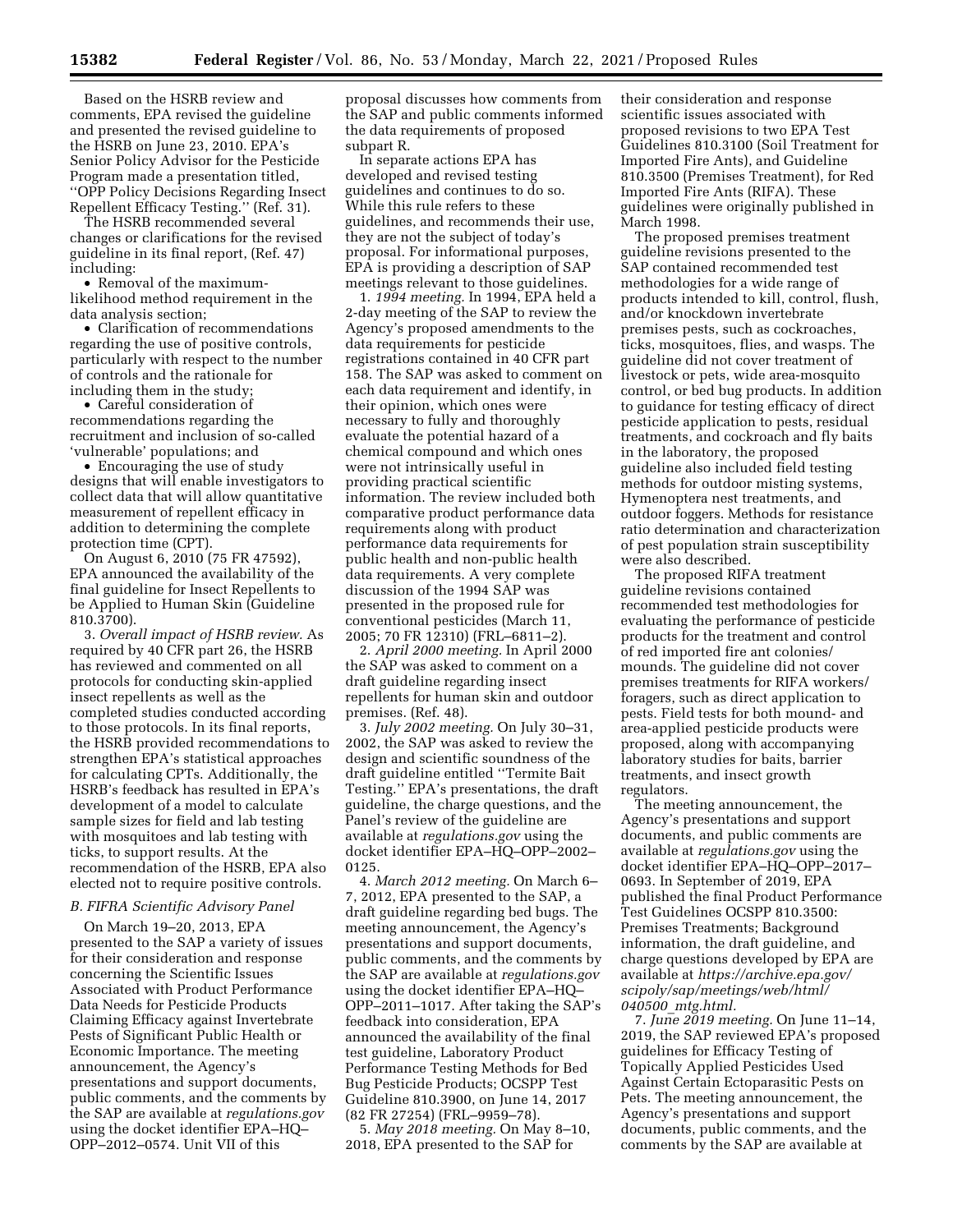Based on the HSRB review and comments, EPA revised the guideline and presented the revised guideline to the HSRB on June 23, 2010. EPA's Senior Policy Advisor for the Pesticide Program made a presentation titled, ''OPP Policy Decisions Regarding Insect Repellent Efficacy Testing.'' (Ref. 31).

The HSRB recommended several changes or clarifications for the revised guideline in its final report, (Ref. 47) including:

- Removal of the maximum-likelihood method requirement in the data analysis section;
- Clarification of recommendations regarding the use of positive controls, particularly with respect to the number of controls and the rationale for including them in the study;
- Careful consideration of recommendations regarding the recruitment and inclusion of so-called 'vulnerable' populations; and
- Encouraging the use of study designs that will enable investigators to collect data that will allow quantitative measurement of repellent efficacy in addition to determining the complete protection time (CPT).

On August 6, 2010 (75 FR 47592), EPA announced the availability of the final guideline for Insect Repellents to be Applied to Human Skin (Guideline 810.3700).

3. *Overall impact of HSRB review.* As required by 40 CFR part 26, the HSRB has reviewed and commented on all protocols for conducting skin-applied insect repellents as well as the completed studies conducted according to those protocols. In its final reports, the HSRB provided recommendations to strengthen EPA's statistical approaches for calculating CPTs. Additionally, the HSRB's feedback has resulted in EPA's development of a model to calculate sample sizes for field and lab testing with mosquitoes and lab testing with ticks, to support results. At the recommendation of the HSRB, EPA also elected not to require positive controls.

### *B. FIFRA Scientific Advisory Panel*

On March 19–20, 2013, EPA presented to the SAP a variety of issues for their consideration and response concerning the Scientific Issues Associated with Product Performance Data Needs for Pesticide Products Claiming Efficacy against Invertebrate Pests of Significant Public Health or Economic Importance. The meeting announcement, the Agency's presentations and support documents, public comments, and the comments by the SAP are available at *regulations.gov* using the docket identifier EPA–HQ–OPP–2012–0574. Unit VII of this proposal discusses how comments from the SAP and public comments informed the data requirements of proposed subpart R.

In separate actions EPA has developed and revised testing guidelines and continues to do so. While this rule refers to these guidelines, and recommends their use, they are not the subject of today's proposal. For informational purposes, EPA is providing a description of SAP meetings relevant to those guidelines.

1. *1994 meeting.* In 1994, EPA held a 2-day meeting of the SAP to review the Agency's proposed amendments to the data requirements for pesticide registrations contained in 40 CFR part 158. The SAP was asked to comment on each data requirement and identify, in their opinion, which ones were necessary to fully and thoroughly evaluate the potential hazard of a chemical compound and which ones were not intrinsically useful in providing practical scientific information. The review included both comparative product performance data requirements along with product performance data requirements for public health and non-public health data requirements. A very complete discussion of the 1994 SAP was presented in the proposed rule for conventional pesticides (March 11, 2005; 70 FR 12310) (FRL–6811–2).

2. *April 2000 meeting.* In April 2000 the SAP was asked to comment on a draft guideline regarding insect repellents for human skin and outdoor premises. (Ref. 48).

3. *July 2002 meeting.* On July 30–31, 2002, the SAP was asked to review the design and scientific soundness of the draft guideline entitled ''Termite Bait Testing.'' EPA's presentations, the draft guideline, the charge questions, and the Panel's review of the guideline are available at *regulations.gov* using the docket identifier EPA–HQ–OPP–2002–0125.

4. *March 2012 meeting.* On March 6–7, 2012, EPA presented to the SAP, a draft guideline regarding bed bugs. The meeting announcement, the Agency's presentations and support documents, public comments, and the comments by the SAP are available at *regulations.gov* using the docket identifier EPA–HQ–OPP–2011–1017. After taking the SAP's feedback into consideration, EPA announced the availability of the final test guideline, Laboratory Product Performance Testing Methods for Bed Bug Pesticide Products; OCSPP Test Guideline 810.3900, on June 14, 2017 (82 FR 27254) (FRL–9959–78).

5. *May 2018 meeting.* On May 8–10, 2018, EPA presented to the SAP for their consideration and response scientific issues associated with proposed revisions to two EPA Test Guidelines 810.3100 (Soil Treatment for Imported Fire Ants), and Guideline 810.3500 (Premises Treatment), for Red Imported Fire Ants (RIFA). These guidelines were originally published in March 1998.

The proposed premises treatment guideline revisions presented to the SAP contained recommended test methodologies for a wide range of products intended to kill, control, flush, and/or knockdown invertebrate premises pests, such as cockroaches, ticks, mosquitoes, flies, and wasps. The guideline did not cover treatment of livestock or pets, wide area-mosquito control, or bed bug products. In addition to guidance for testing efficacy of direct pesticide application to pests, residual treatments, and cockroach and fly baits in the laboratory, the proposed guideline also included field testing methods for outdoor misting systems, Hymenoptera nest treatments, and outdoor foggers. Methods for resistance ratio determination and characterization of pest population strain susceptibility were also described.

The proposed RIFA treatment guideline revisions contained recommended test methodologies for evaluating the performance of pesticide products for the treatment and control of red imported fire ant colonies/mounds. The guideline did not cover premises treatments for RIFA workers/foragers, such as direct application to pests. Field tests for both mound- and area-applied pesticide products were proposed, along with accompanying laboratory studies for baits, barrier treatments, and insect growth regulators.

The meeting announcement, the Agency's presentations and support documents, and public comments are available at *regulations.gov* using the docket identifier EPA–HQ–OPP–2017–0693. In September of 2019, EPA published the final Product Performance Test Guidelines OCSPP 810.3500: Premises Treatments; Background information, the draft guideline, and charge questions developed by EPA are available at *https://archive.epa.gov/scipoly/sap/meetings/web/html/040500_mtg.html.*

7. *June 2019 meeting.* On June 11–14, 2019, the SAP reviewed EPA's proposed guidelines for Efficacy Testing of Topically Applied Pesticides Used Against Certain Ectoparasitic Pests on Pets. The meeting announcement, the Agency's presentations and support documents, public comments, and the comments by the SAP are available at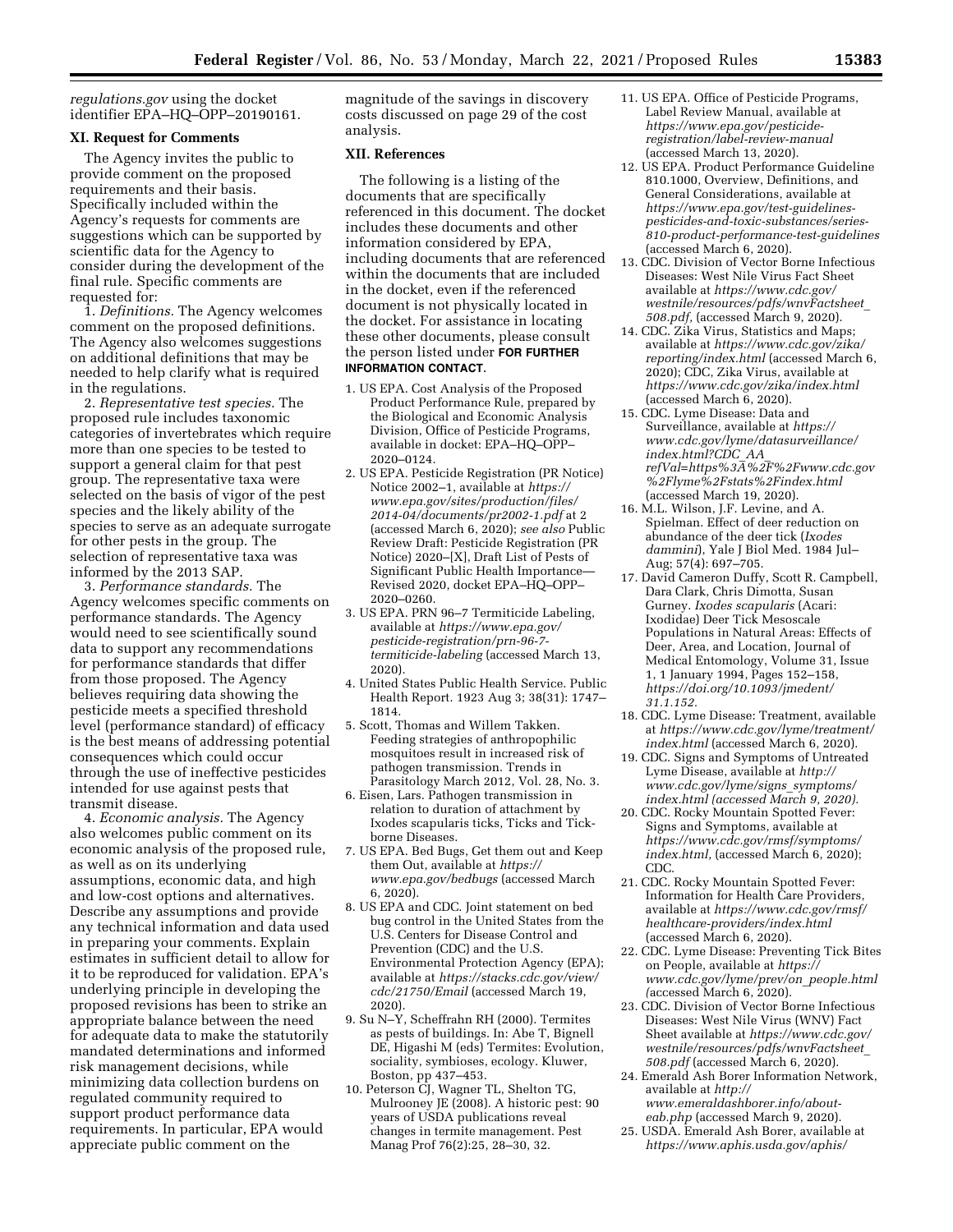*regulations.gov* using the docket identifier EPA–HQ–OPP–20190161.

## XI. Request for Comments

The Agency invites the public to provide comment on the proposed requirements and their basis. Specifically included within the Agency's requests for comments are suggestions which can be supported by scientific data for the Agency to consider during the development of the final rule. Specific comments are requested for:

1. *Definitions.* The Agency welcomes comment on the proposed definitions. The Agency also welcomes suggestions on additional definitions that may be needed to help clarify what is required in the regulations.

2. *Representative test species.* The proposed rule includes taxonomic categories of invertebrates which require more than one species to be tested to support a general claim for that pest group. The representative taxa were selected on the basis of vigor of the pest species and the likely ability of the species to serve as an adequate surrogate for other pests in the group. The selection of representative taxa was informed by the 2013 SAP.

3. *Performance standards.* The Agency welcomes specific comments on performance standards. The Agency would need to see scientifically sound data to support any recommendations for performance standards that differ from those proposed. The Agency believes requiring data showing the pesticide meets a specified threshold level (performance standard) of efficacy is the best means of addressing potential consequences which could occur through the use of ineffective pesticides intended for use against pests that transmit disease.

4. *Economic analysis.* The Agency also welcomes public comment on its economic analysis of the proposed rule, as well as on its underlying assumptions, economic data, and high and low-cost options and alternatives. Describe any assumptions and provide any technical information and data used in preparing your comments. Explain estimates in sufficient detail to allow for it to be reproduced for validation. EPA's underlying principle in developing the proposed revisions has been to strike an appropriate balance between the need for adequate data to make the statutorily mandated determinations and informed risk management decisions, while minimizing data collection burdens on regulated community required to support product performance data requirements. In particular, EPA would appreciate public comment on the magnitude of the savings in discovery costs discussed on page 29 of the cost analysis.

## XII. References

The following is a listing of the documents that are specifically referenced in this document. The docket includes these documents and other information considered by EPA, including documents that are referenced within the documents that are included in the docket, even if the referenced document is not physically located in the docket. For assistance in locating these other documents, please consult the person listed under **FOR FURTHER INFORMATION CONTACT**.

1. US EPA. Cost Analysis of the Proposed Product Performance Rule, prepared by the Biological and Economic Analysis Division, Office of Pesticide Programs, available in docket: EPA–HQ–OPP–2020–0124.
2. US EPA. Pesticide Registration (PR Notice) Notice 2002–1, available at *https://www.epa.gov/sites/production/files/2014-04/documents/pr2002-1.pdf* at 2 (accessed March 6, 2020); *see also* Public Review Draft: Pesticide Registration (PR Notice) 2020–[X], Draft List of Pests of Significant Public Health Importance—Revised 2020, docket EPA–HQ–OPP–2020–0260.
3. US EPA. PRN 96–7 Termiticide Labeling, available at *https://www.epa.gov/pesticide-registration/prn-96-7-termiticide-labeling* (accessed March 13, 2020).
4. United States Public Health Service. Public Health Report. 1923 Aug 3; 38(31): 1747–1814.
5. Scott, Thomas and Willem Takken. Feeding strategies of anthropophilic mosquitoes result in increased risk of pathogen transmission. Trends in Parasitology March 2012, Vol. 28, No. 3.
6. Eisen, Lars. Pathogen transmission in relation to duration of attachment by Ixodes scapularis ticks, Ticks and Tick-borne Diseases.
7. US EPA. Bed Bugs, Get them out and Keep them Out, available at *https://www.epa.gov/bedbugs* (accessed March 6, 2020).
8. US EPA and CDC. Joint statement on bed bug control in the United States from the U.S. Centers for Disease Control and Prevention (CDC) and the U.S. Environmental Protection Agency (EPA); available at *https://stacks.cdc.gov/view/cdc/21750/Email* (accessed March 19, 2020).
9. Su N–Y, Scheffrahn RH (2000). Termites as pests of buildings. In: Abe T, Bignell DE, Higashi M (eds) Termites: Evolution, sociality, symbioses, ecology. Kluwer, Boston, pp 437–453.
10. Peterson CJ, Wagner TL, Shelton TG, Mulrooney JE (2008). A historic pest: 90 years of USDA publications reveal changes in termite management. Pest Manag Prof 76(2):25, 28–30, 32.
11. US EPA. Office of Pesticide Programs, Label Review Manual, available at *https://www.epa.gov/pesticide-registration/label-review-manual* (accessed March 13, 2020).
12. US EPA. Product Performance Guideline 810.1000, Overview, Definitions, and General Considerations, available at *https://www.epa.gov/test-guidelines-pesticides-and-toxic-substances/series-810-product-performance-test-guidelines* (accessed March 6, 2020).
13. CDC. Division of Vector Borne Infectious Diseases: West Nile Virus Fact Sheet available at *https://www.cdc.gov/westnile/resources/pdfs/wnvFactsheet_508.pdf,* (accessed March 9, 2020).
14. CDC. Zika Virus, Statistics and Maps; available at *https://www.cdc.gov/zika/reporting/index.html* (accessed March 6, 2020); CDC, Zika Virus, available at *https://www.cdc.gov/zika/index.html* (accessed March 6, 2020).
15. CDC. Lyme Disease: Data and Surveillance, available at *https://www.cdc.gov/lyme/datasurveillance/index.html?CDC_AA_refVal=https%3A%2F%2Fwww.cdc.gov%2Flyme%2Fstats%2Findex.html* (accessed March 19, 2020).
16. M.L. Wilson, J.F. Levine, and A. Spielman. Effect of deer reduction on abundance of the deer tick (*Ixodes dammini*), Yale J Biol Med. 1984 Jul–Aug; 57(4): 697–705.
17. David Cameron Duffy, Scott R. Campbell, Dara Clark, Chris Dimotta, Susan Gurney. *Ixodes scapularis* (Acari: Ixodidae) Deer Tick Mesoscale Populations in Natural Areas: Effects of Deer, Area, and Location, Journal of Medical Entomology, Volume 31, Issue 1, 1 January 1994, Pages 152–158, *https://doi.org/10.1093/jmedent/31.1.152.*
18. CDC. Lyme Disease: Treatment, available at *https://www.cdc.gov/lyme/treatment/index.html* (accessed March 6, 2020).
19. CDC. Signs and Symptoms of Untreated Lyme Disease, available at *http://www.cdc.gov/lyme/signs_symptoms/index.html (accessed March 9, 2020).*
20. CDC. Rocky Mountain Spotted Fever: Signs and Symptoms, available at *https://www.cdc.gov/rmsf/symptoms/index.html,* (accessed March 6, 2020); CDC.
21. CDC. Rocky Mountain Spotted Fever: Information for Health Care Providers, available at *https://www.cdc.gov/rmsf/healthcare-providers/index.html* (accessed March 6, 2020).
22. CDC. Lyme Disease: Preventing Tick Bites on People, available at *https://www.cdc.gov/lyme/prev/on_people.html* (accessed March 6, 2020).
23. CDC. Division of Vector Borne Infectious Diseases: West Nile Virus (WNV) Fact Sheet available at *https://www.cdc.gov/westnile/resources/pdfs/wnvFactsheet_508.pdf* (accessed March 6, 2020).
24. Emerald Ash Borer Information Network, available at *http://www.emeraldashborer.info/about-eab.php* (accessed March 9, 2020).
25. USDA. Emerald Ash Borer, available at *https://www.aphis.usda.gov/aphis/*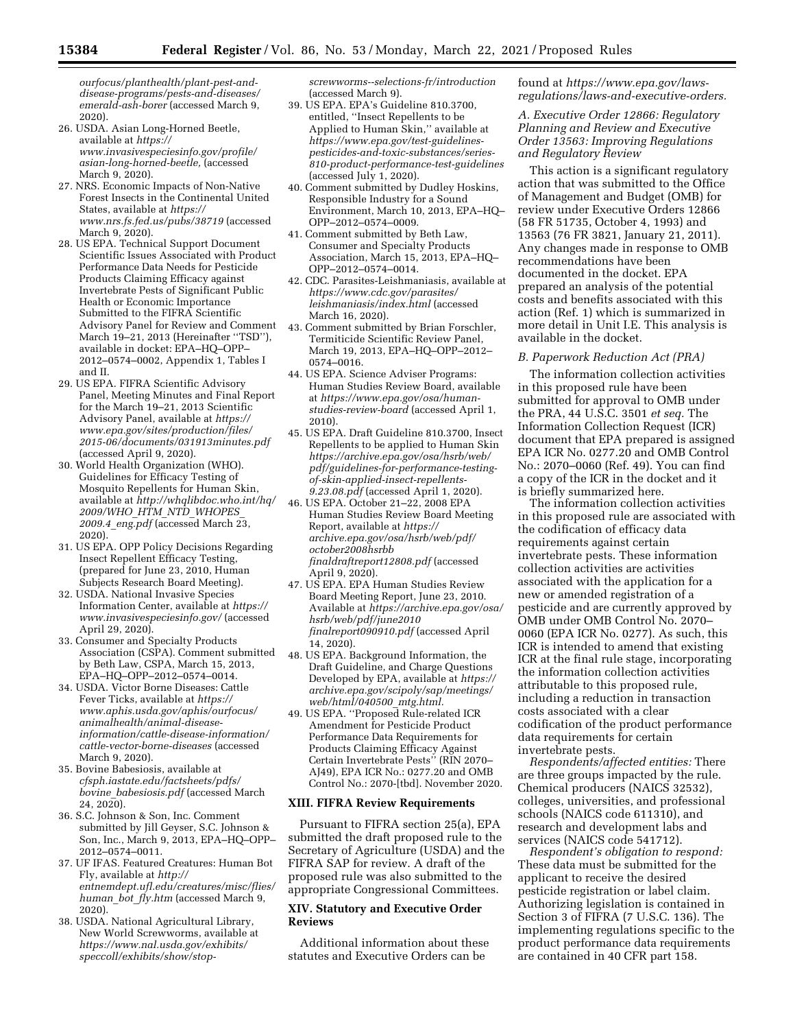*ourfocus/planthealth/plant-pest-and-disease-programs/pests-and-diseases/emerald-ash-borer* (accessed March 9, 2020).

26. USDA. Asian Long-Horned Beetle, available at *https://www.invasivespeciesinfo.gov/profile/asian-long-horned-beetle,* (accessed March 9, 2020).
27. NRS. Economic Impacts of Non-Native Forest Insects in the Continental United States, available at *https://www.nrs.fs.fed.us/pubs/38719* (accessed March 9, 2020).
28. US EPA. Technical Support Document Scientific Issues Associated with Product Performance Data Needs for Pesticide Products Claiming Efficacy against Invertebrate Pests of Significant Public Health or Economic Importance Submitted to the FIFRA Scientific Advisory Panel for Review and Comment March 19–21, 2013 (Hereinafter ''TSD''), available in docket: EPA–HQ–OPP–2012–0574–0002, Appendix 1, Tables I and II.
29. US EPA. FIFRA Scientific Advisory Panel, Meeting Minutes and Final Report for the March 19–21, 2013 Scientific Advisory Panel, available at *https://www.epa.gov/sites/production/files/2015-06/documents/031913minutes.pdf* (accessed April 9, 2020).
30. World Health Organization (WHO). Guidelines for Efficacy Testing of Mosquito Repellents for Human Skin, available at *http://whqlibdoc.who.int/hq/2009/WHO_HTM_NTD_WHOPES_2009.4_eng.pdf* (accessed March 23, 2020).
31. US EPA. OPP Policy Decisions Regarding Insect Repellent Efficacy Testing, (prepared for June 23, 2010, Human Subjects Research Board Meeting).
32. USDA. National Invasive Species Information Center, available at *https://www.invasivespeciesinfo.gov/* (accessed April 29, 2020).
33. Consumer and Specialty Products Association (CSPA). Comment submitted by Beth Law, CSPA, March 15, 2013, EPA–HQ–OPP–2012–0574–0014.
34. USDA. Victor Borne Diseases: Cattle Fever Ticks, available at *https://www.aphis.usda.gov/aphis/ourfocus/animalhealth/animal-disease-information/cattle-disease-information/cattle-vector-borne-diseases* (accessed March 9, 2020).
35. Bovine Babesiosis, available at *cfsph.iastate.edu/factsheets/pdfs/bovine_babesiosis.pdf* (accessed March 24, 2020).
36. S.C. Johnson & Son, Inc. Comment submitted by Jill Geyser, S.C. Johnson & Son, Inc., March 9, 2013, EPA–HQ–OPP–2012–0574–0011.
37. UF IFAS. Featured Creatures: Human Bot Fly, available at *http://entnemdept.ufl.edu/creatures/misc/flies/human_bot_fly.htm* (accessed March 9, 2020).
38. USDA. National Agricultural Library, New World Screwworms, available at *https://www.nal.usda.gov/exhibits/speccoll/exhibits/show/stop-screwworms--selections-fr/introduction* (accessed March 9).
39. US EPA. EPA's Guideline 810.3700, entitled, ''Insect Repellents to be Applied to Human Skin,'' available at *https://www.epa.gov/test-guidelines-pesticides-and-toxic-substances/series-810-product-performance-test-guidelines* (accessed July 1, 2020).
40. Comment submitted by Dudley Hoskins, Responsible Industry for a Sound Environment, March 10, 2013, EPA–HQ–OPP–2012–0574–0009.
41. Comment submitted by Beth Law, Consumer and Specialty Products Association, March 15, 2013, EPA–HQ–OPP–2012–0574–0014.
42. CDC. Parasites-Leishmaniasis, available at *https://www.cdc.gov/parasites/leishmaniasis/index.html* (accessed March 16, 2020).
43. Comment submitted by Brian Forschler, Termiticide Scientific Review Panel, March 19, 2013, EPA–HQ–OPP–2012–0574–0016.
44. US EPA. Science Adviser Programs: Human Studies Review Board, available at *https://www.epa.gov/osa/human-studies-review-board* (accessed April 1, 2010).
45. US EPA. Draft Guideline 810.3700, Insect Repellents to be applied to Human Skin *https://archive.epa.gov/osa/hsrb/web/pdf/guidelines-for-performance-testing-of-skin-applied-insect-repellents-9.23.08.pdf* (accessed April 1, 2020).
46. US EPA. October 21–22, 2008 EPA Human Studies Review Board Meeting Report, available at *https://archive.epa.gov/osa/hsrb/web/pdf/october2008hsrbb finaldraftreport12808.pdf* (accessed April 9, 2020).
47. US EPA. EPA Human Studies Review Board Meeting Report, June 23, 2010. Available at *https://archive.epa.gov/osa/hsrb/web/pdf/june2010 finalreport090910.pdf* (accessed April 14, 2020).
48. US EPA. Background Information, the Draft Guideline, and Charge Questions Developed by EPA, available at *https://archive.epa.gov/scipoly/sap/meetings/web/html/040500_mtg.html.*
49. US EPA. ''Proposed Rule-related ICR Amendment for Pesticide Product Performance Data Requirements for Products Claiming Efficacy Against Certain Invertebrate Pests'' (RIN 2070–AJ49), EPA ICR No.: 0277.20 and OMB Control No.: 2070-[tbd]. November 2020.

## XIII. FIFRA Review Requirements

Pursuant to FIFRA section 25(a), EPA submitted the draft proposed rule to the Secretary of Agriculture (USDA) and the FIFRA SAP for review. A draft of the proposed rule was also submitted to the appropriate Congressional Committees.

## XIV. Statutory and Executive Order Reviews

Additional information about these statutes and Executive Orders can be found at *https://www.epa.gov/laws-regulations/laws-and-executive-orders.*

### *A. Executive Order 12866: Regulatory Planning and Review and Executive Order 13563: Improving Regulations and Regulatory Review*

This action is a significant regulatory action that was submitted to the Office of Management and Budget (OMB) for review under Executive Orders 12866 (58 FR 51735, October 4, 1993) and 13563 (76 FR 3821, January 21, 2011). Any changes made in response to OMB recommendations have been documented in the docket. EPA prepared an analysis of the potential costs and benefits associated with this action (Ref. 1) which is summarized in more detail in Unit I.E. This analysis is available in the docket.

### *B. Paperwork Reduction Act (PRA)*

The information collection activities in this proposed rule have been submitted for approval to OMB under the PRA, 44 U.S.C. 3501 *et seq.* The Information Collection Request (ICR) document that EPA prepared is assigned EPA ICR No. 0277.20 and OMB Control No.: 2070–0060 (Ref. 49). You can find a copy of the ICR in the docket and it is briefly summarized here.

The information collection activities in this proposed rule are associated with the codification of efficacy data requirements against certain invertebrate pests. These information collection activities are activities associated with the application for a new or amended registration of a pesticide and are currently approved by OMB under OMB Control No. 2070–0060 (EPA ICR No. 0277). As such, this ICR is intended to amend that existing ICR at the final rule stage, incorporating the information collection activities attributable to this proposed rule, including a reduction in transaction costs associated with a clear codification of the product performance data requirements for certain invertebrate pests.

*Respondents/affected entities:* There are three groups impacted by the rule. Chemical producers (NAICS 32532), colleges, universities, and professional schools (NAICS code 611310), and research and development labs and services (NAICS code 541712).

*Respondent's obligation to respond:* These data must be submitted for the applicant to receive the desired pesticide registration or label claim. Authorizing legislation is contained in Section 3 of FIFRA (7 U.S.C. 136). The implementing regulations specific to the product performance data requirements are contained in 40 CFR part 158.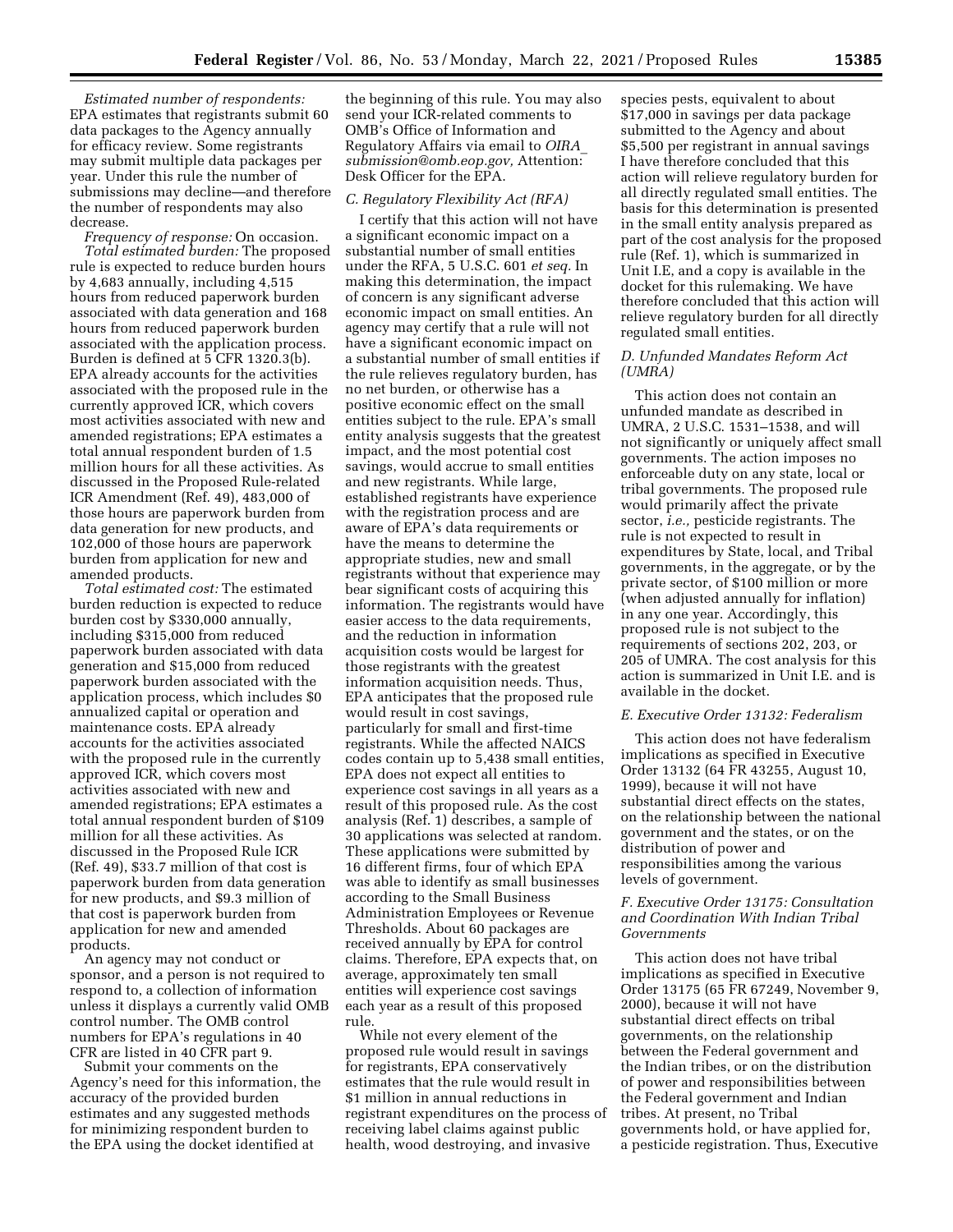*Estimated number of respondents:* EPA estimates that registrants submit 60 data packages to the Agency annually for efficacy review. Some registrants may submit multiple data packages per year. Under this rule the number of submissions may decline—and therefore the number of respondents may also decrease.

*Frequency of response:* On occasion.

*Total estimated burden:* The proposed rule is expected to reduce burden hours by 4,683 annually, including 4,515 hours from reduced paperwork burden associated with data generation and 168 hours from reduced paperwork burden associated with the application process. Burden is defined at 5 CFR 1320.3(b). EPA already accounts for the activities associated with the proposed rule in the currently approved ICR, which covers most activities associated with new and amended registrations; EPA estimates a total annual respondent burden of 1.5 million hours for all these activities. As discussed in the Proposed Rule-related ICR Amendment (Ref. 49), 483,000 of those hours are paperwork burden from data generation for new products, and 102,000 of those hours are paperwork burden from application for new and amended products.

*Total estimated cost:* The estimated burden reduction is expected to reduce burden cost by $330,000 annually, including $315,000 from reduced paperwork burden associated with data generation and $15,000 from reduced paperwork burden associated with the application process, which includes $0 annualized capital or operation and maintenance costs. EPA already accounts for the activities associated with the proposed rule in the currently approved ICR, which covers most activities associated with new and amended registrations; EPA estimates a total annual respondent burden of $109 million for all these activities. As discussed in the Proposed Rule ICR (Ref. 49), $33.7 million of that cost is paperwork burden from data generation for new products, and $9.3 million of that cost is paperwork burden from application for new and amended products.

An agency may not conduct or sponsor, and a person is not required to respond to, a collection of information unless it displays a currently valid OMB control number. The OMB control numbers for EPA's regulations in 40 CFR are listed in 40 CFR part 9.

Submit your comments on the Agency's need for this information, the accuracy of the provided burden estimates and any suggested methods for minimizing respondent burden to the EPA using the docket identified at the beginning of this rule. You may also send your ICR-related comments to OMB's Office of Information and Regulatory Affairs via email to *OIRA_submission@omb.eop.gov,* Attention: Desk Officer for the EPA.

### C. Regulatory Flexibility Act (RFA)

I certify that this action will not have a significant economic impact on a substantial number of small entities under the RFA, 5 U.S.C. 601 *et seq.* In making this determination, the impact of concern is any significant adverse economic impact on small entities. An agency may certify that a rule will not have a significant economic impact on a substantial number of small entities if the rule relieves regulatory burden, has no net burden, or otherwise has a positive economic effect on the small entities subject to the rule. EPA's small entity analysis suggests that the greatest impact, and the most potential cost savings, would accrue to small entities and new registrants. While large, established registrants have experience with the registration process and are aware of EPA's data requirements or have the means to determine the appropriate studies, new and small registrants without that experience may bear significant costs of acquiring this information. The registrants would have easier access to the data requirements, and the reduction in information acquisition costs would be largest for those registrants with the greatest information acquisition needs. Thus, EPA anticipates that the proposed rule would result in cost savings, particularly for small and first-time registrants. While the affected NAICS codes contain up to 5,438 small entities, EPA does not expect all entities to experience cost savings in all years as a result of this proposed rule. As the cost analysis (Ref. 1) describes, a sample of 30 applications was selected at random. These applications were submitted by 16 different firms, four of which EPA was able to identify as small businesses according to the Small Business Administration Employees or Revenue Thresholds. About 60 packages are received annually by EPA for control claims. Therefore, EPA expects that, on average, approximately ten small entities will experience cost savings each year as a result of this proposed rule.

While not every element of the proposed rule would result in savings for registrants, EPA conservatively estimates that the rule would result in $1 million in annual reductions in registrant expenditures on the process of receiving label claims against public health, wood destroying, and invasive species pests, equivalent to about $17,000 in savings per data package submitted to the Agency and about $5,500 per registrant in annual savings I have therefore concluded that this action will relieve regulatory burden for all directly regulated small entities. The basis for this determination is presented in the small entity analysis prepared as part of the cost analysis for the proposed rule (Ref. 1), which is summarized in Unit I.E, and a copy is available in the docket for this rulemaking. We have therefore concluded that this action will relieve regulatory burden for all directly regulated small entities.

### D. Unfunded Mandates Reform Act (UMRA)

This action does not contain an unfunded mandate as described in UMRA, 2 U.S.C. 1531–1538, and will not significantly or uniquely affect small governments. The action imposes no enforceable duty on any state, local or tribal governments. The proposed rule would primarily affect the private sector, *i.e.,* pesticide registrants. The rule is not expected to result in expenditures by State, local, and Tribal governments, in the aggregate, or by the private sector, of $100 million or more (when adjusted annually for inflation) in any one year. Accordingly, this proposed rule is not subject to the requirements of sections 202, 203, or 205 of UMRA. The cost analysis for this action is summarized in Unit I.E. and is available in the docket.

### E. Executive Order 13132: Federalism

This action does not have federalism implications as specified in Executive Order 13132 (64 FR 43255, August 10, 1999), because it will not have substantial direct effects on the states, on the relationship between the national government and the states, or on the distribution of power and responsibilities among the various levels of government.

### F. Executive Order 13175: Consultation and Coordination With Indian Tribal Governments

This action does not have tribal implications as specified in Executive Order 13175 (65 FR 67249, November 9, 2000), because it will not have substantial direct effects on tribal governments, on the relationship between the Federal government and the Indian tribes, or on the distribution of power and responsibilities between the Federal government and Indian tribes. At present, no Tribal governments hold, or have applied for, a pesticide registration. Thus, Executive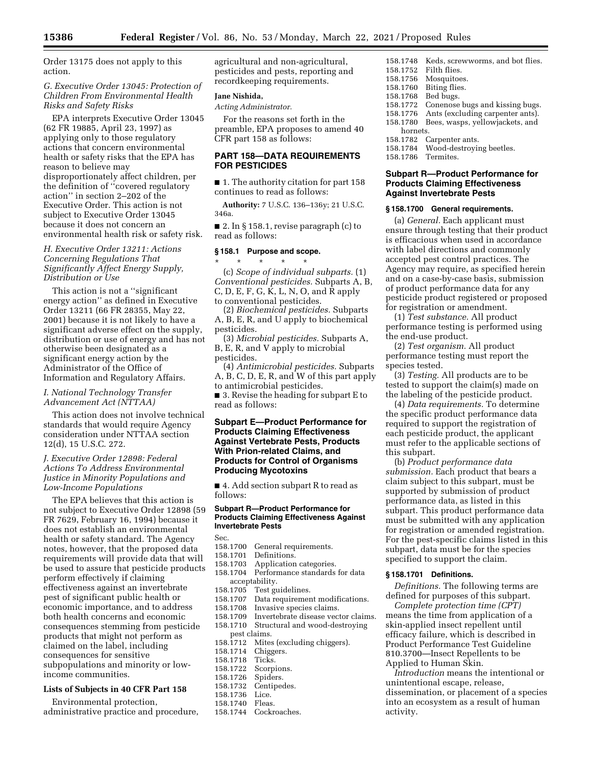Order 13175 does not apply to this action.

### G. Executive Order 13045: Protection of Children From Environmental Health Risks and Safety Risks

EPA interprets Executive Order 13045 (62 FR 19885, April 23, 1997) as applying only to those regulatory actions that concern environmental health or safety risks that the EPA has reason to believe may disproportionately affect children, per the definition of ''covered regulatory action'' in section 2–202 of the Executive Order. This action is not subject to Executive Order 13045 because it does not concern an environmental health risk or safety risk.

### H. Executive Order 13211: Actions Concerning Regulations That Significantly Affect Energy Supply, Distribution or Use

This action is not a ''significant energy action'' as defined in Executive Order 13211 (66 FR 28355, May 22, 2001) because it is not likely to have a significant adverse effect on the supply, distribution or use of energy and has not otherwise been designated as a significant energy action by the Administrator of the Office of Information and Regulatory Affairs.

### I. National Technology Transfer Advancement Act (NTTAA)

This action does not involve technical standards that would require Agency consideration under NTTAA section 12(d), 15 U.S.C. 272.

### J. Executive Order 12898: Federal Actions To Address Environmental Justice in Minority Populations and Low-Income Populations

The EPA believes that this action is not subject to Executive Order 12898 (59 FR 7629, February 16, 1994) because it does not establish an environmental health or safety standard. The Agency notes, however, that the proposed data requirements will provide data that will be used to assure that pesticide products perform effectively if claiming effectiveness against an invertebrate pest of significant public health or economic importance, and to address both health concerns and economic consequences stemming from pesticide products that might not perform as claimed on the label, including consequences for sensitive subpopulations and minority or low-income communities.

## Lists of Subjects in 40 CFR Part 158

Environmental protection, administrative practice and procedure, agricultural and non-agricultural, pesticides and pests, reporting and recordkeeping requirements.

**Jane Nishida,**

*Acting Administrator.*

For the reasons set forth in the preamble, EPA proposes to amend 40 CFR part 158 as follows:

## PART 158—DATA REQUIREMENTS FOR PESTICIDES

■ 1. The authority citation for part 158 continues to read as follows:

**Authority:** 7 U.S.C. 136–136y; 21 U.S.C. 346a.

■ 2. In § 158.1, revise paragraph (c) to read as follows:

### § 158.1 Purpose and scope.

\* \* \* \* \*

(c) *Scope of individual subparts.* (1) *Conventional pesticides.* Subparts A, B, C, D, E, F, G, K, L, N, O, and R apply to conventional pesticides.

(2) *Biochemical pesticides.* Subparts A, B, E, R, and U apply to biochemical pesticides.

(3) *Microbial pesticides.* Subparts A, B, E, R, and V apply to microbial pesticides.

(4) *Antimicrobial pesticides.* Subparts A, B, C, D, E, R, and W of this part apply to antimicrobial pesticides.

■ 3. Revise the heading for subpart E to read as follows:

## Subpart E—Product Performance for Products Claiming Effectiveness Against Vertebrate Pests, Products With Prion-related Claims, and Products for Control of Organisms Producing Mycotoxins

■ 4. Add section subpart R to read as follows:

### Subpart R—Product Performance for Products Claiming Effectiveness Against Invertebrate Pests

Sec.
158.1700 General requirements.
158.1701 Definitions.
158.1703 Application categories.
158.1704 Performance standards for data acceptability.
158.1705 Test guidelines.
158.1707 Data requirement modifications.
158.1708 Invasive species claims.
158.1709 Invertebrate disease vector claims.
158.1710 Structural and wood-destroying pest claims.
158.1712 Mites (excluding chiggers).
158.1714 Chiggers.
158.1718 Ticks.
158.1722 Scorpions.
158.1726 Spiders.
158.1732 Centipedes.
158.1736 Lice.
158.1740 Fleas.
158.1744 Cockroaches.
158.1748 Keds, screwworms, and bot flies.
158.1752 Filth flies.
158.1756 Mosquitoes.
158.1760 Biting flies.
158.1768 Bed bugs.
158.1772 Conenose bugs and kissing bugs.
158.1776 Ants (excluding carpenter ants).
158.1780 Bees, wasps, yellowjackets, and hornets.
158.1782 Carpenter ants.
158.1784 Wood-destroying beetles.
158.1786 Termites.

## Subpart R—Product Performance for Products Claiming Effectiveness Against Invertebrate Pests

### § 158.1700 General requirements.

(a) *General.* Each applicant must ensure through testing that their product is efficacious when used in accordance with label directions and commonly accepted pest control practices. The Agency may require, as specified herein and on a case-by-case basis, submission of product performance data for any pesticide product registered or proposed for registration or amendment.

(1) *Test substance.* All product performance testing is performed using the end-use product.

(2) *Test organism.* All product performance testing must report the species tested.

(3) *Testing.* All products are to be tested to support the claim(s) made on the labeling of the pesticide product.

(4) *Data requirements.* To determine the specific product performance data required to support the registration of each pesticide product, the applicant must refer to the applicable sections of this subpart.

(b) *Product performance data submission.* Each product that bears a claim subject to this subpart, must be supported by submission of product performance data, as listed in this subpart. This product performance data must be submitted with any application for registration or amended registration. For the pest-specific claims listed in this subpart, data must be for the species specified to support the claim.

### § 158.1701 Definitions.

*Definitions.* The following terms are defined for purposes of this subpart.

*Complete protection time (CPT)* means the time from application of a skin-applied insect repellent until efficacy failure, which is described in Product Performance Test Guideline 810.3700—Insect Repellents to be Applied to Human Skin.

*Introduction* means the intentional or unintentional escape, release, dissemination, or placement of a species into an ecosystem as a result of human activity.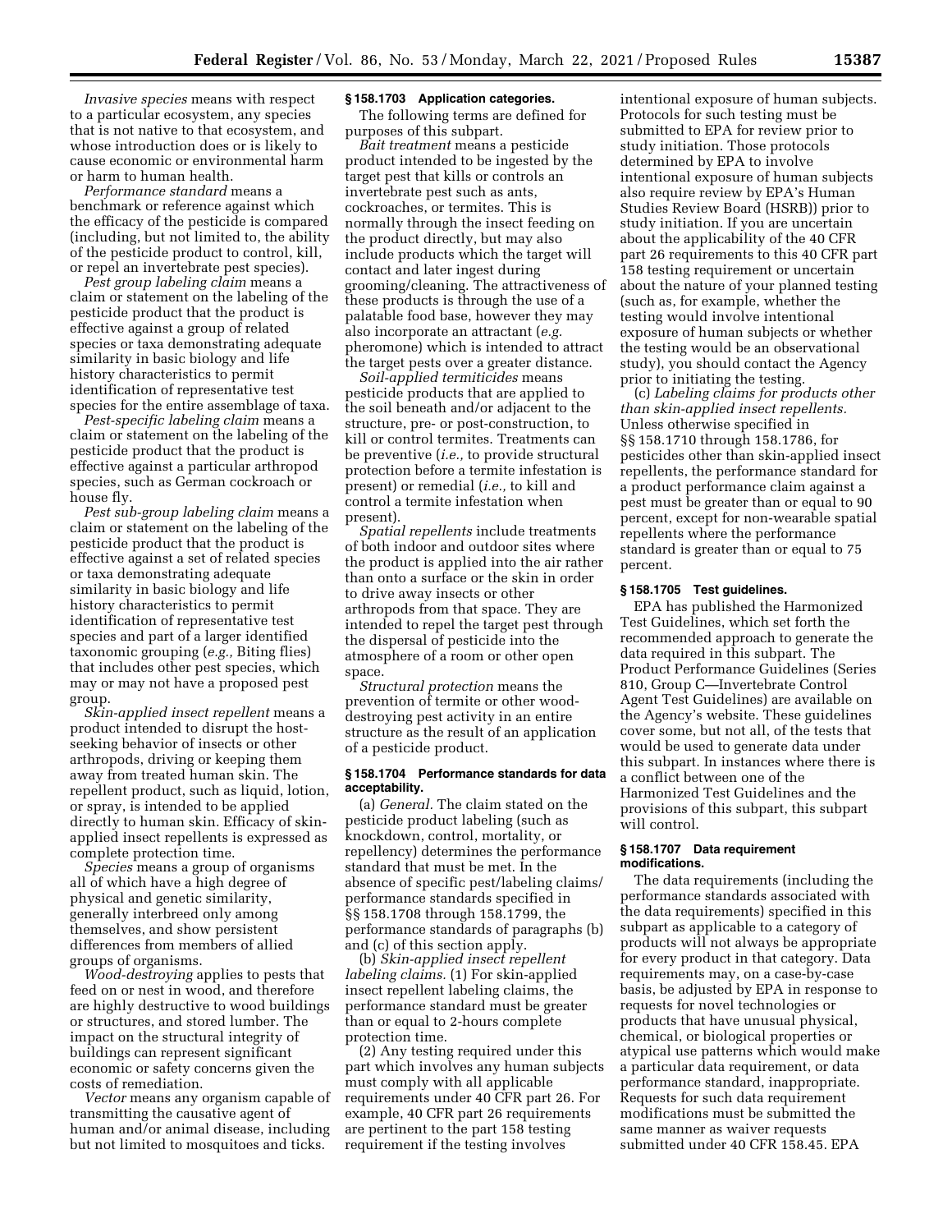*Invasive species* means with respect to a particular ecosystem, any species that is not native to that ecosystem, and whose introduction does or is likely to cause economic or environmental harm or harm to human health.

*Performance standard* means a benchmark or reference against which the efficacy of the pesticide is compared (including, but not limited to, the ability of the pesticide product to control, kill, or repel an invertebrate pest species).

*Pest group labeling claim* means a claim or statement on the labeling of the pesticide product that the product is effective against a group of related species or taxa demonstrating adequate similarity in basic biology and life history characteristics to permit identification of representative test species for the entire assemblage of taxa.

*Pest-specific labeling claim* means a claim or statement on the labeling of the pesticide product that the product is effective against a particular arthropod species, such as German cockroach or house fly.

*Pest sub-group labeling claim* means a claim or statement on the labeling of the pesticide product that the product is effective against a set of related species or taxa demonstrating adequate similarity in basic biology and life history characteristics to permit identification of representative test species and part of a larger identified taxonomic grouping (*e.g.,* Biting flies) that includes other pest species, which may or may not have a proposed pest group.

*Skin-applied insect repellent* means a product intended to disrupt the host-seeking behavior of insects or other arthropods, driving or keeping them away from treated human skin. The repellent product, such as liquid, lotion, or spray, is intended to be applied directly to human skin. Efficacy of skin-applied insect repellents is expressed as complete protection time.

*Species* means a group of organisms all of which have a high degree of physical and genetic similarity, generally interbreed only among themselves, and show persistent differences from members of allied groups of organisms.

*Wood-destroying* applies to pests that feed on or nest in wood, and therefore are highly destructive to wood buildings or structures, and stored lumber. The impact on the structural integrity of buildings can represent significant economic or safety concerns given the costs of remediation.

*Vector* means any organism capable of transmitting the causative agent of human and/or animal disease, including but not limited to mosquitoes and ticks.

### § 158.1703 Application categories.

The following terms are defined for purposes of this subpart.

*Bait treatment* means a pesticide product intended to be ingested by the target pest that kills or controls an invertebrate pest such as ants, cockroaches, or termites. This is normally through the insect feeding on the product directly, but may also include products which the target will contact and later ingest during grooming/cleaning. The attractiveness of these products is through the use of a palatable food base, however they may also incorporate an attractant (*e.g.* pheromone) which is intended to attract the target pests over a greater distance.

*Soil-applied termiticides* means pesticide products that are applied to the soil beneath and/or adjacent to the structure, pre- or post-construction, to kill or control termites. Treatments can be preventive (*i.e.,* to provide structural protection before a termite infestation is present) or remedial (*i.e.,* to kill and control a termite infestation when present).

*Spatial repellents* include treatments of both indoor and outdoor sites where the product is applied into the air rather than onto a surface or the skin in order to drive away insects or other arthropods from that space. They are intended to repel the target pest through the dispersal of pesticide into the atmosphere of a room or other open space.

*Structural protection* means the prevention of termite or other wood-destroying pest activity in an entire structure as the result of an application of a pesticide product.

### § 158.1704 Performance standards for data acceptability.

(a) *General.* The claim stated on the pesticide product labeling (such as knockdown, control, mortality, or repellency) determines the performance standard that must be met. In the absence of specific pest/labeling claims/performance standards specified in §§ 158.1708 through 158.1799, the performance standards of paragraphs (b) and (c) of this section apply.

(b) *Skin-applied insect repellent labeling claims.* (1) For skin-applied insect repellent labeling claims, the performance standard must be greater than or equal to 2-hours complete protection time.

(2) Any testing required under this part which involves any human subjects must comply with all applicable requirements under 40 CFR part 26. For example, 40 CFR part 26 requirements are pertinent to the part 158 testing requirement if the testing involves intentional exposure of human subjects. Protocols for such testing must be submitted to EPA for review prior to study initiation. Those protocols determined by EPA to involve intentional exposure of human subjects also require review by EPA's Human Studies Review Board (HSRB)) prior to study initiation. If you are uncertain about the applicability of the 40 CFR part 26 requirements to this 40 CFR part 158 testing requirement or uncertain about the nature of your planned testing (such as, for example, whether the testing would involve intentional exposure of human subjects or whether the testing would be an observational study), you should contact the Agency prior to initiating the testing.

(c) *Labeling claims for products other than skin-applied insect repellents.* Unless otherwise specified in §§ 158.1710 through 158.1786, for pesticides other than skin-applied insect repellents, the performance standard for a product performance claim against a pest must be greater than or equal to 90 percent, except for non-wearable spatial repellents where the performance standard is greater than or equal to 75 percent.

### § 158.1705 Test guidelines.

EPA has published the Harmonized Test Guidelines, which set forth the recommended approach to generate the data required in this subpart. The Product Performance Guidelines (Series 810, Group C—Invertebrate Control Agent Test Guidelines) are available on the Agency's website. These guidelines cover some, but not all, of the tests that would be used to generate data under this subpart. In instances where there is a conflict between one of the Harmonized Test Guidelines and the provisions of this subpart, this subpart will control.

### § 158.1707 Data requirement modifications.

The data requirements (including the performance standards associated with the data requirements) specified in this subpart as applicable to a category of products will not always be appropriate for every product in that category. Data requirements may, on a case-by-case basis, be adjusted by EPA in response to requests for novel technologies or products that have unusual physical, chemical, or biological properties or atypical use patterns which would make a particular data requirement, or data performance standard, inappropriate. Requests for such data requirement modifications must be submitted the same manner as waiver requests submitted under 40 CFR 158.45. EPA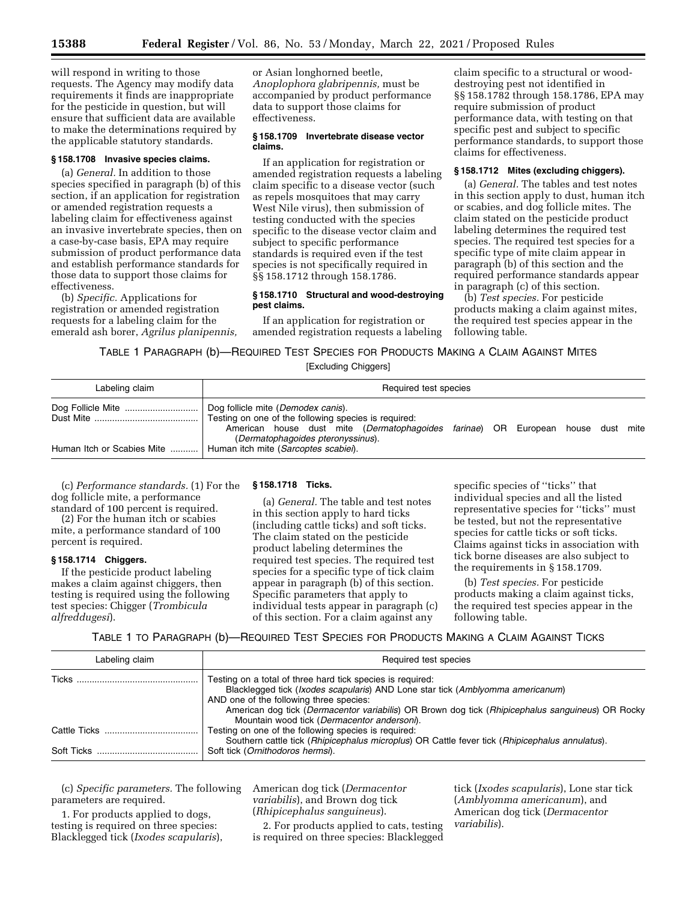will respond in writing to those requests. The Agency may modify data requirements it finds are inappropriate for the pesticide in question, but will ensure that sufficient data are available to make the determinations required by the applicable statutory standards.

### § 158.1708 Invasive species claims.

(a) *General.* In addition to those species specified in paragraph (b) of this section, if an application for registration or amended registration requests a labeling claim for effectiveness against an invasive invertebrate species, then on a case-by-case basis, EPA may require submission of product performance data and establish performance standards for those data to support those claims for effectiveness.

(b) *Specific.* Applications for registration or amended registration requests for a labeling claim for the emerald ash borer, *Agrilus planipennis,* or Asian longhorned beetle, *Anoplophora glabripennis,* must be accompanied by product performance data to support those claims for effectiveness.

### § 158.1709 Invertebrate disease vector claims.

If an application for registration or amended registration requests a labeling claim specific to a disease vector (such as repels mosquitoes that may carry West Nile virus), then submission of testing conducted with the species specific to the disease vector claim and subject to specific performance standards is required even if the test species is not specifically required in §§ 158.1712 through 158.1786.

### § 158.1710 Structural and wood-destroying pest claims.

If an application for registration or amended registration requests a labeling claim specific to a structural or wood-destroying pest not identified in §§ 158.1782 through 158.1786, EPA may require submission of product performance data, with testing on that specific pest and subject to specific performance standards, to support those claims for effectiveness.

### § 158.1712 Mites (excluding chiggers).

(a) *General.* The tables and test notes in this section apply to dust, human itch or scabies, and dog follicle mites. The claim stated on the pesticide product labeling determines the required test species. The required test species for a specific type of mite claim appear in paragraph (b) of this section and the required performance standards appear in paragraph (c) of this section.

(b) *Test species.* For pesticide products making a claim against mites, the required test species appear in the following table.

TABLE 1 PARAGRAPH (b)—REQUIRED TEST SPECIES FOR PRODUCTS MAKING A CLAIM AGAINST MITES

[Excluding Chiggers]

| Labeling claim | Required test species |
|---|---|
| Dog Follicle Mite | Dog follicle mite (*Demodex canis*). |
| Dust Mite | Testing on one of the following species is required: American house dust mite (*Dermatophagoides farinae*) OR European house dust mite (*Dermatophagoides pteronyssinus*). |
| Human Itch or Scabies Mite | Human itch mite (*Sarcoptes scabiei*). |

(c) *Performance standards.* (1) For the dog follicle mite, a performance standard of 100 percent is required.

(2) For the human itch or scabies mite, a performance standard of 100 percent is required.

### § 158.1714 Chiggers.

If the pesticide product labeling makes a claim against chiggers, then testing is required using the following test species: Chigger (*Trombicula alfreddugesi*).

### § 158.1718 Ticks.

(a) *General.* The table and test notes in this section apply to hard ticks (including cattle ticks) and soft ticks. The claim stated on the pesticide product labeling determines the required test species. The required test species for a specific type of tick claim appear in paragraph (b) of this section. Specific parameters that apply to individual tests appear in paragraph (c) of this section. For a claim against any specific species of "ticks" that individual species and all the listed representative species for "ticks" must be tested, but not the representative species for cattle ticks or soft ticks. Claims against ticks in association with tick borne diseases are also subject to the requirements in § 158.1709.

(b) *Test species.* For pesticide products making a claim against ticks, the required test species appear in the following table.

TABLE 1 TO PARAGRAPH (b)—REQUIRED TEST SPECIES FOR PRODUCTS MAKING A CLAIM AGAINST TICKS

| Labeling claim | Required test species |
|---|---|
| Ticks | Testing on a total of three hard tick species is required: Blacklegged tick (*Ixodes scapularis*) AND Lone star tick (*Amblyomma americanum*) AND one of the following three species: American dog tick (*Dermacentor variabilis*) OR Brown dog tick (*Rhipicephalus sanguineus*) OR Rocky Mountain wood tick (*Dermacentor andersoni*). |
| Cattle Ticks | Testing on one of the following species is required: Southern cattle tick (*Rhipicephalus microplus*) OR Cattle fever tick (*Rhipicephalus annulatus*). |
| Soft Ticks | Soft tick (*Ornithodoros hermsi*). |

(c) *Specific parameters.* The following parameters are required.

1. For products applied to dogs, testing is required on three species: Blacklegged tick (*Ixodes scapularis*), American dog tick (*Dermacentor variabilis*), and Brown dog tick (*Rhipicephalus sanguineus*).

2. For products applied to cats, testing is required on three species: Blacklegged tick (*Ixodes scapularis*), Lone star tick (*Amblyomma americanum*), and American dog tick (*Dermacentor variabilis*).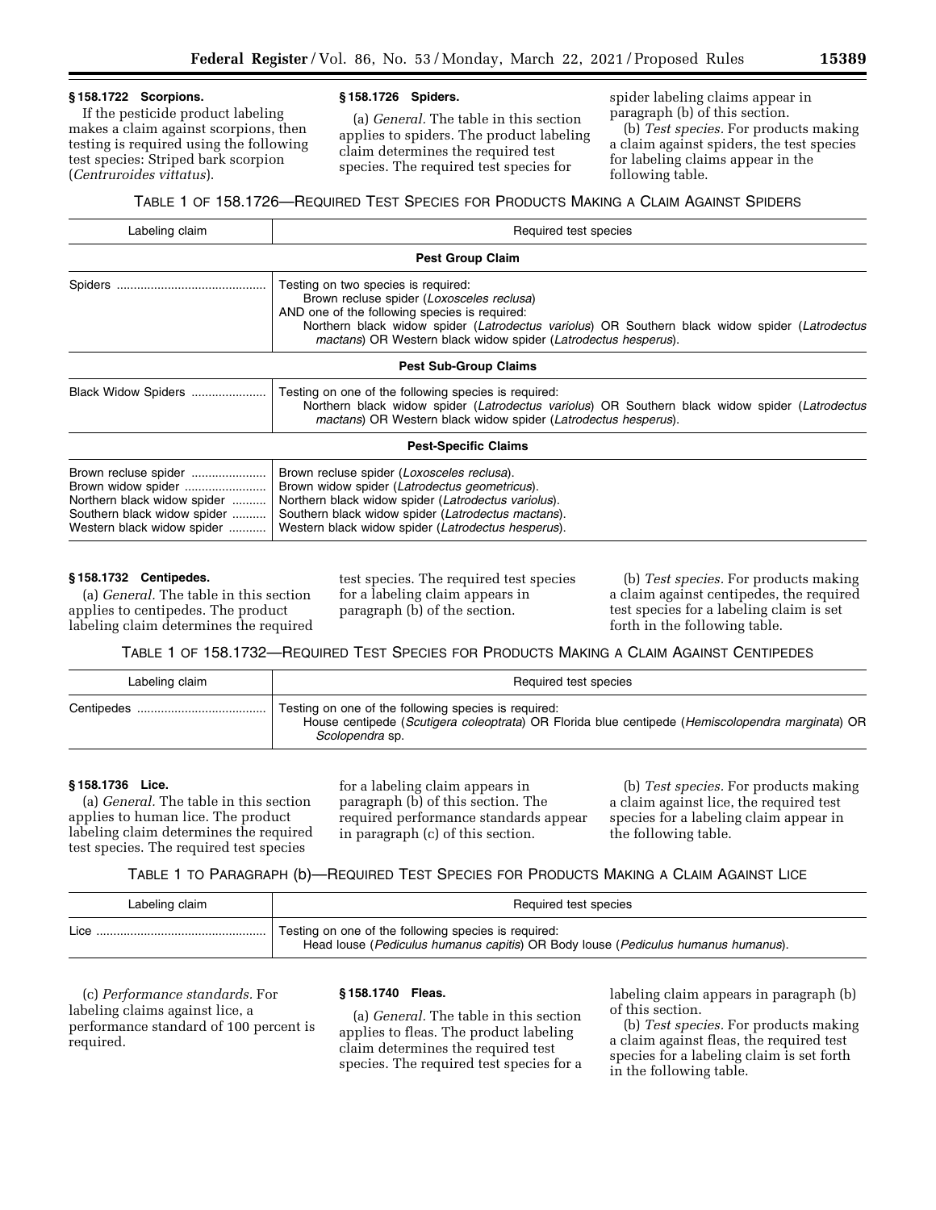### § 158.1722 Scorpions.

If the pesticide product labeling makes a claim against scorpions, then testing is required using the following test species: Striped bark scorpion (*Centruroides vittatus*).

### § 158.1726 Spiders.

(a) *General.* The table in this section applies to spiders. The product labeling claim determines the required test species. The required test species for spider labeling claims appear in paragraph (b) of this section.

(b) *Test species.* For products making a claim against spiders, the test species for labeling claims appear in the following table.

TABLE 1 OF 158.1726—REQUIRED TEST SPECIES FOR PRODUCTS MAKING A CLAIM AGAINST SPIDERS

| Labeling claim | Required test species |
|---|---|
| **Pest Group Claim** | |
| Spiders | Testing on two species is required: Brown recluse spider (*Loxosceles reclusa*) AND one of the following species is required: Northern black widow spider (*Latrodectus variolus*) OR Southern black widow spider (*Latrodectus mactans*) OR Western black widow spider (*Latrodectus hesperus*). |
| **Pest Sub-Group Claims** | |
| Black Widow Spiders | Testing on one of the following species is required: Northern black widow spider (*Latrodectus variolus*) OR Southern black widow spider (*Latrodectus mactans*) OR Western black widow spider (*Latrodectus hesperus*). |
| **Pest-Specific Claims** | |
| Brown recluse spider | Brown recluse spider (*Loxosceles reclusa*). |
| Brown widow spider | Brown widow spider (*Latrodectus geometricus*). |
| Northern black widow spider | Northern black widow spider (*Latrodectus variolus*). |
| Southern black widow spider | Southern black widow spider (*Latrodectus mactans*). |
| Western black widow spider | Western black widow spider (*Latrodectus hesperus*). |

### § 158.1732 Centipedes.

(a) *General.* The table in this section applies to centipedes. The product labeling claim determines the required test species. The required test species for a labeling claim appears in paragraph (b) of the section.

(b) *Test species.* For products making a claim against centipedes, the required test species for a labeling claim is set forth in the following table.

TABLE 1 OF 158.1732—REQUIRED TEST SPECIES FOR PRODUCTS MAKING A CLAIM AGAINST CENTIPEDES

| Labeling claim | Required test species |
|---|---|
| Centipedes | Testing on one of the following species is required: House centipede (*Scutigera coleoptrata*) OR Florida blue centipede (*Hemiscolopendra marginata*) OR *Scolopendra* sp. |

### § 158.1736 Lice.

(a) *General.* The table in this section applies to human lice. The product labeling claim determines the required test species. The required test species for a labeling claim appears in paragraph (b) of this section. The required performance standards appear in paragraph (c) of this section.

(b) *Test species.* For products making a claim against lice, the required test species for a labeling claim appear in the following table.

TABLE 1 TO PARAGRAPH (b)—REQUIRED TEST SPECIES FOR PRODUCTS MAKING A CLAIM AGAINST LICE

| Labeling claim | Required test species |
|---|---|
| Lice | Testing on one of the following species is required: Head louse (*Pediculus humanus capitis*) OR Body louse (*Pediculus humanus humanus*). |

(c) *Performance standards.* For labeling claims against lice, a performance standard of 100 percent is required.

### § 158.1740 Fleas.

(a) *General.* The table in this section applies to fleas. The product labeling claim determines the required test species. The required test species for a labeling claim appears in paragraph (b) of this section.

(b) *Test species.* For products making a claim against fleas, the required test species for a labeling claim is set forth in the following table.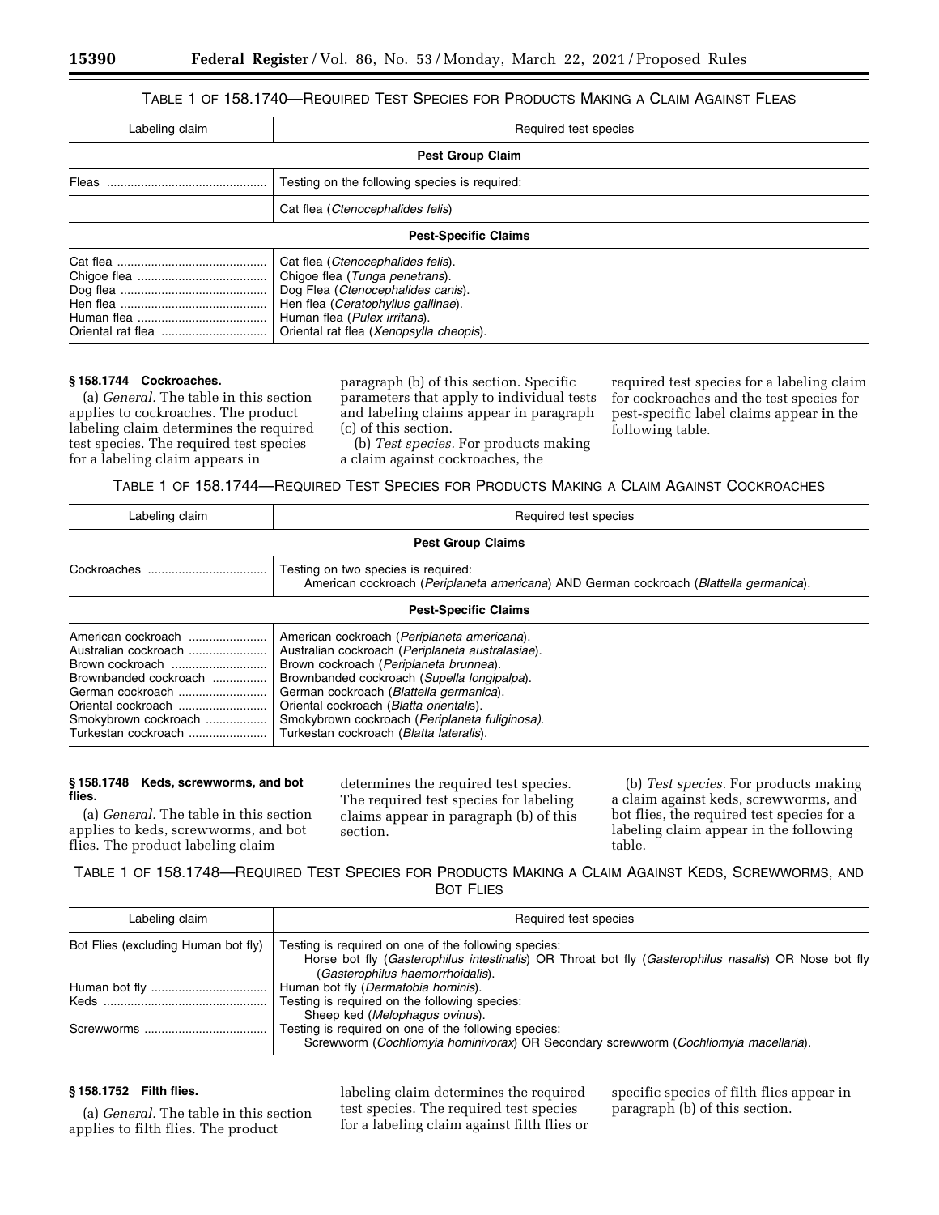TABLE 1 OF 158.1740—REQUIRED TEST SPECIES FOR PRODUCTS MAKING A CLAIM AGAINST FLEAS

| Labeling claim | Required test species |
| --- | --- |
| **Pest Group Claim** | |
| Fleas | Testing on the following species is required: |
| | Cat flea (*Ctenocephalides felis*) |
| **Pest-Specific Claims** | |
| Cat flea | Cat flea (*Ctenocephalides felis*). |
| Chigoe flea | Chigoe flea (*Tunga penetrans*). |
| Dog flea | Dog Flea (*Ctenocephalides canis*). |
| Hen flea | Hen flea (*Ceratophyllus gallinae*). |
| Human flea | Human flea (*Pulex irritans*). |
| Oriental rat flea | Oriental rat flea (*Xenopsylla cheopis*). |

### § 158.1744 Cockroaches.

(a) *General.* The table in this section applies to cockroaches. The product labeling claim determines the required test species. The required test species for a labeling claim appears in paragraph (b) of this section. Specific parameters that apply to individual tests and labeling claims appear in paragraph (c) of this section.

(b) *Test species.* For products making a claim against cockroaches, the required test species for a labeling claim for cockroaches and the test species for pest-specific label claims appear in the following table.

TABLE 1 OF 158.1744—REQUIRED TEST SPECIES FOR PRODUCTS MAKING A CLAIM AGAINST COCKROACHES

| Labeling claim | Required test species |
| --- | --- |
| **Pest Group Claims** | |
| Cockroaches | Testing on two species is required: American cockroach (*Periplaneta americana*) AND German cockroach (*Blattella germanica*). |
| **Pest-Specific Claims** | |
| American cockroach | American cockroach (*Periplaneta americana*). |
| Australian cockroach | Australian cockroach (*Periplaneta australasiae*). |
| Brown cockroach | Brown cockroach (*Periplaneta brunnea*). |
| Brownbanded cockroach | Brownbanded cockroach (*Supella longipalpa*). |
| German cockroach | German cockroach (*Blattella germanica*). |
| Oriental cockroach | Oriental cockroach (*Blatta orientalis*). |
| Smokybrown cockroach | Smokybrown cockroach (*Periplaneta fuliginosa*). |
| Turkestan cockroach | Turkestan cockroach (*Blatta lateralis*). |

### § 158.1748 Keds, screwworms, and bot flies.

(a) *General.* The table in this section applies to keds, screwworms, and bot flies. The product labeling claim determines the required test species. The required test species for labeling claims appear in paragraph (b) of this section.

(b) *Test species.* For products making a claim against keds, screwworms, and bot flies, the required test species for a labeling claim appear in the following table.

TABLE 1 OF 158.1748—REQUIRED TEST SPECIES FOR PRODUCTS MAKING A CLAIM AGAINST KEDS, SCREWWORMS, AND BOT FLIES

| Labeling claim | Required test species |
| --- | --- |
| Bot Flies (excluding Human bot fly) | Testing is required on one of the following species: Horse bot fly (*Gasterophilus intestinalis*) OR Throat bot fly (*Gasterophilus nasalis*) OR Nose bot fly (*Gasterophilus haemorrhoidalis*). |
| Human bot fly | Human bot fly (*Dermatobia hominis*). |
| Keds | Testing is required on the following species: Sheep ked (*Melophagus ovinus*). |
| Screwworms | Testing is required on one of the following species: Screwworm (*Cochliomyia hominivorax*) OR Secondary screwworm (*Cochliomyia macellaria*). |

### § 158.1752 Filth flies.

(a) *General.* The table in this section applies to filth flies. The product labeling claim determines the required test species. The required test species for a labeling claim against filth flies or specific species of filth flies appear in paragraph (b) of this section.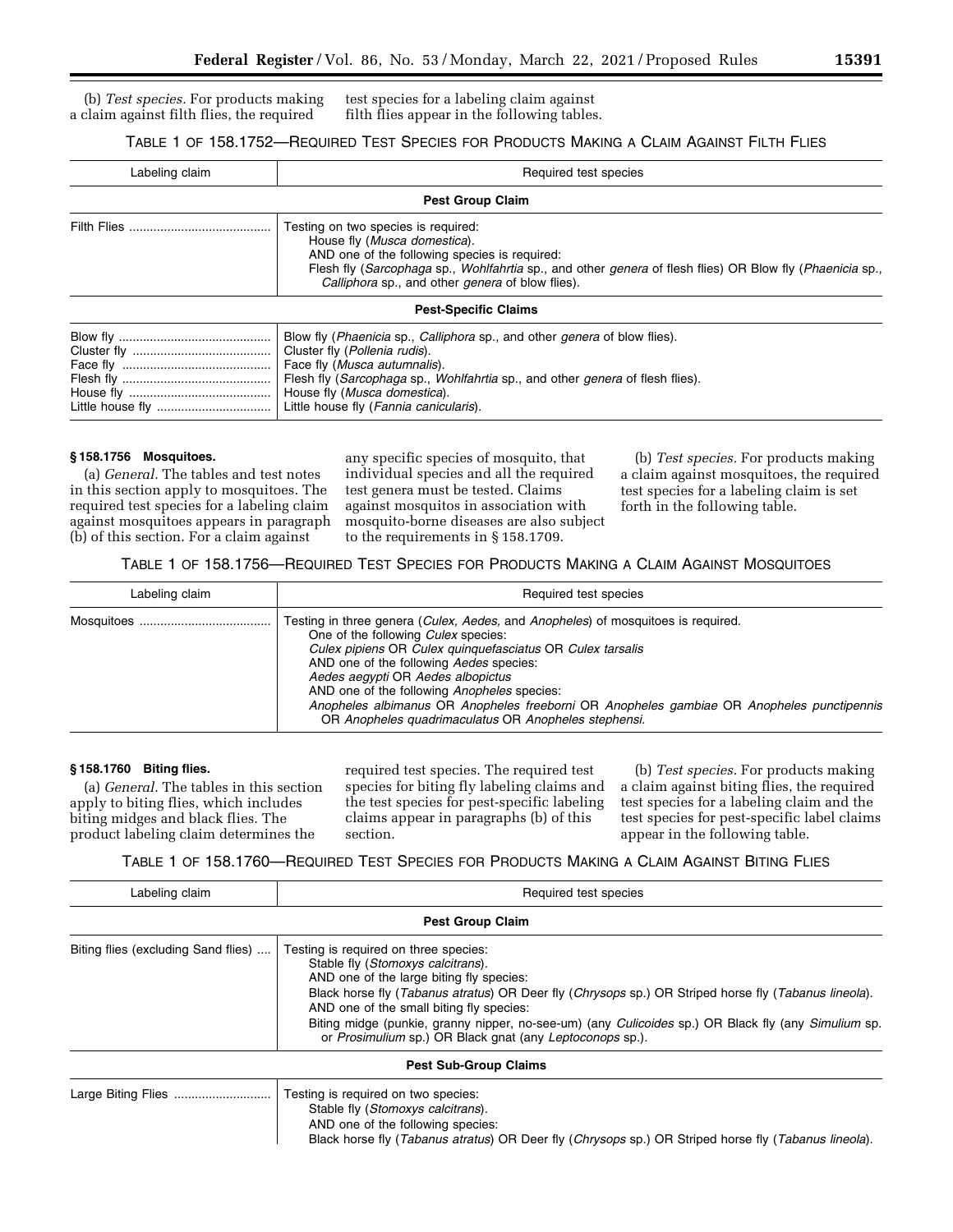(b) *Test species.* For products making a claim against filth flies, the required test species for a labeling claim against filth flies appear in the following tables.

TABLE 1 OF 158.1752—REQUIRED TEST SPECIES FOR PRODUCTS MAKING A CLAIM AGAINST FILTH FLIES

| Labeling claim | Required test species |
|---|---|
| **Pest Group Claim** | |
| Filth Flies | Testing on two species is required: House fly (*Musca domestica*). AND one of the following species is required: Flesh fly (*Sarcophaga* sp., *Wohlfahrtia* sp., and other *genera* of flesh flies) OR Blow fly (*Phaenicia* sp., *Calliphora* sp., and other *genera* of blow flies). |
| **Pest-Specific Claims** | |
| Blow fly | Blow fly (*Phaenicia* sp., *Calliphora* sp., and other *genera* of blow flies). |
| Cluster fly | Cluster fly (*Pollenia rudis*). |
| Face fly | Face fly (*Musca autumnalis*). |
| Flesh fly | Flesh fly (*Sarcophaga* sp., *Wohlfahrtia* sp., and other *genera* of flesh flies). |
| House fly | House fly (*Musca domestica*). |
| Little house fly | Little house fly (*Fannia canicularis*). |

### § 158.1756 Mosquitoes.

(a) *General.* The tables and test notes in this section apply to mosquitoes. The required test species for a labeling claim against mosquitoes appears in paragraph (b) of this section. For a claim against any specific species of mosquito, that individual species and all the required test genera must be tested. Claims against mosquitos in association with mosquito-borne diseases are also subject to the requirements in § 158.1709.

(b) *Test species.* For products making a claim against mosquitoes, the required test species for a labeling claim is set forth in the following table.

TABLE 1 OF 158.1756—REQUIRED TEST SPECIES FOR PRODUCTS MAKING A CLAIM AGAINST MOSQUITOES

| Labeling claim | Required test species |
|---|---|
| Mosquitoes | Testing in three genera (*Culex, Aedes,* and *Anopheles*) of mosquitoes is required. One of the following *Culex* species: *Culex pipiens* OR *Culex quinquefasciatus* OR *Culex tarsalis* AND one of the following *Aedes* species: *Aedes aegypti* OR *Aedes albopictus* AND one of the following *Anopheles* species: *Anopheles albimanus* OR *Anopheles freeborni* OR *Anopheles gambiae* OR *Anopheles punctipennis* OR *Anopheles quadrimaculatus* OR *Anopheles stephensi.* |

### § 158.1760 Biting flies.

(a) *General.* The tables in this section apply to biting flies, which includes biting midges and black flies. The product labeling claim determines the required test species. The required test species for biting fly labeling claims and the test species for pest-specific labeling claims appear in paragraphs (b) of this section.

(b) *Test species.* For products making a claim against biting flies, the required test species for a labeling claim and the test species for pest-specific label claims appear in the following table.

TABLE 1 OF 158.1760—REQUIRED TEST SPECIES FOR PRODUCTS MAKING A CLAIM AGAINST BITING FLIES

| Labeling claim | Required test species |
|---|---|
| **Pest Group Claim** | |
| Biting flies (excluding Sand flies) | Testing is required on three species: Stable fly (*Stomoxys calcitrans*). AND one of the large biting fly species: Black horse fly (*Tabanus atratus*) OR Deer fly (*Chrysops* sp.) OR Striped horse fly (*Tabanus lineola*). AND one of the small biting fly species: Biting midge (punkie, granny nipper, no-see-um) (any *Culicoides* sp.) OR Black fly (any *Simulium* sp. or *Prosimulium* sp.) OR Black gnat (any *Leptoconops* sp.). |
| **Pest Sub-Group Claims** | |
| Large Biting Flies | Testing is required on two species: Stable fly (*Stomoxys calcitrans*). AND one of the following species: Black horse fly (*Tabanus atratus*) OR Deer fly (*Chrysops* sp.) OR Striped horse fly (*Tabanus lineola*). |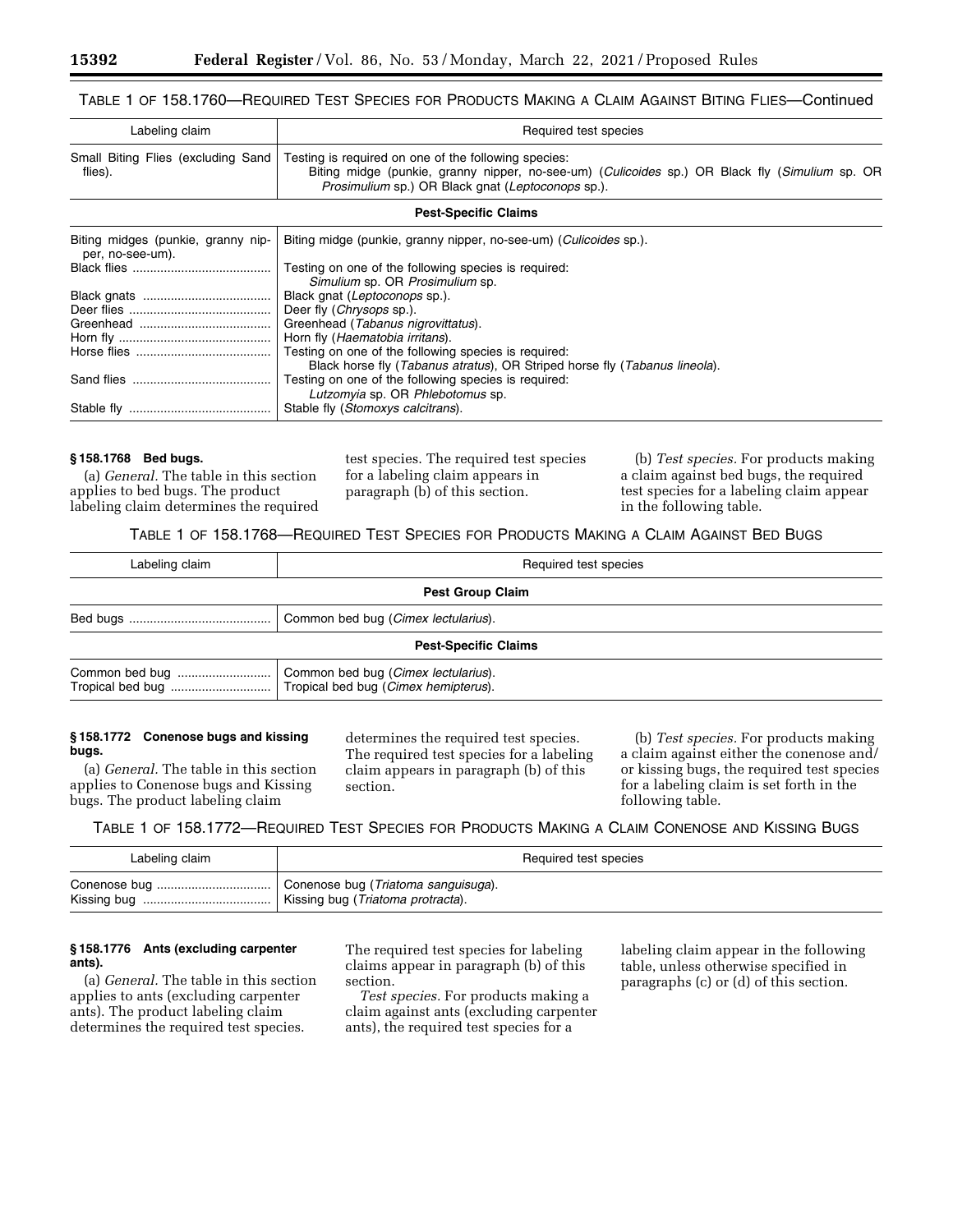TABLE 1 OF 158.1760—REQUIRED TEST SPECIES FOR PRODUCTS MAKING A CLAIM AGAINST BITING FLIES—Continued

| Labeling claim | Required test species |
| --- | --- |
| Small Biting Flies (excluding Sand flies). | Testing is required on one of the following species: Biting midge (punkie, granny nipper, no-see-um) (*Culicoides* sp.) OR Black fly (*Simulium* sp. OR *Prosimulium* sp.) OR Black gnat (*Leptoconops* sp.). |
| **Pest-Specific Claims** | |
| Biting midges (punkie, granny nipper, no-see-um). | Biting midge (punkie, granny nipper, no-see-um) (*Culicoides* sp.). |
| Black flies | Testing on one of the following species is required: *Simulium* sp. OR *Prosimulium* sp. |
| Black gnats | Black gnat (*Leptoconops* sp.). |
| Deer flies | Deer fly (*Chrysops* sp.). |
| Greenhead | Greenhead (*Tabanus nigrovittatus*). |
| Horn fly | Horn fly (*Haematobia irritans*). |
| Horse flies | Testing on one of the following species is required: Black horse fly (*Tabanus atratus*), OR Striped horse fly (*Tabanus lineola*). |
| Sand flies | Testing on one of the following species is required: *Lutzomyia* sp. OR *Phlebotomus* sp. |
| Stable fly | Stable fly (*Stomoxys calcitrans*). |

**§ 158.1768 Bed bugs.**

(a) *General.* The table in this section applies to bed bugs. The product labeling claim determines the required test species. The required test species for a labeling claim appears in paragraph (b) of this section.

(b) *Test species.* For products making a claim against bed bugs, the required test species for a labeling claim appear in the following table.

TABLE 1 OF 158.1768—REQUIRED TEST SPECIES FOR PRODUCTS MAKING A CLAIM AGAINST BED BUGS

| Labeling claim | Required test species |
| --- | --- |
| **Pest Group Claim** | |
| Bed bugs | Common bed bug (*Cimex lectularius*). |
| **Pest-Specific Claims** | |
| Common bed bug | Common bed bug (*Cimex lectularius*). |
| Tropical bed bug | Tropical bed bug (*Cimex hemipterus*). |

**§ 158.1772 Conenose bugs and kissing bugs.**

(a) *General.* The table in this section applies to Conenose bugs and Kissing bugs. The product labeling claim determines the required test species. The required test species for a labeling claim appears in paragraph (b) of this section.

(b) *Test species.* For products making a claim against either the conenose and/or kissing bugs, the required test species for a labeling claim is set forth in the following table.

TABLE 1 OF 158.1772—REQUIRED TEST SPECIES FOR PRODUCTS MAKING A CLAIM CONENOSE AND KISSING BUGS

| Labeling claim | Required test species |
| --- | --- |
| Conenose bug | Conenose bug (*Triatoma sanguisuga*). |
| Kissing bug | Kissing bug (*Triatoma protracta*). |

**§ 158.1776 Ants (excluding carpenter ants).**

(a) *General.* The table in this section applies to ants (excluding carpenter ants). The product labeling claim determines the required test species. The required test species for labeling claims appear in paragraph (b) of this section.

*Test species.* For products making a claim against ants (excluding carpenter ants), the required test species for a labeling claim appear in the following table, unless otherwise specified in paragraphs (c) or (d) of this section.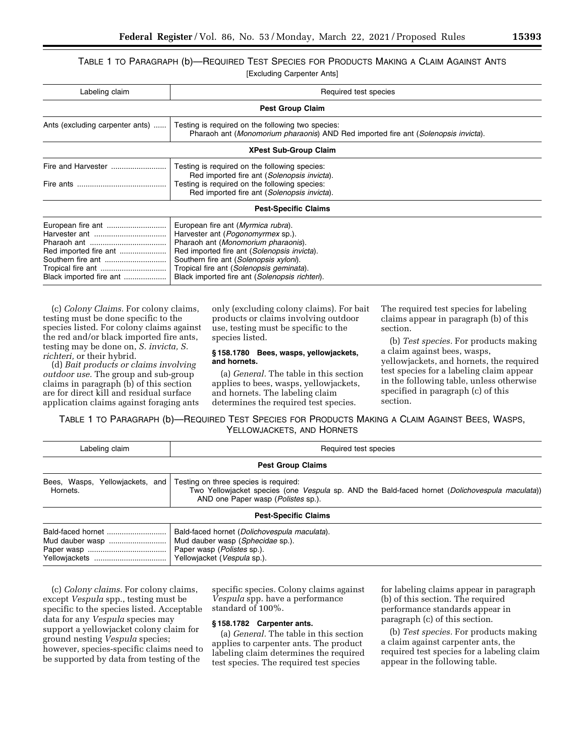TABLE 1 TO PARAGRAPH (b)—REQUIRED TEST SPECIES FOR PRODUCTS MAKING A CLAIM AGAINST ANTS

[Excluding Carpenter Ants]

| Labeling claim | Required test species |
|---|---|
| **Pest Group Claim** | |
| Ants (excluding carpenter ants) | Testing is required on the following two species: Pharaoh ant (*Monomorium pharaonis*) AND Red imported fire ant (*Solenopsis invicta*). |
| **XPest Sub-Group Claim** | |
| Fire and Harvester | Testing is required on the following species: Red imported fire ant (*Solenopsis invicta*). |
| Fire ants | Testing is required on the following species: Red imported fire ant (*Solenopsis invicta*). |
| **Pest-Specific Claims** | |
| European fire ant | European fire ant (*Myrmica rubra*). |
| Harvester ant | Harvester ant (*Pogonomyrmex* sp.). |
| Pharaoh ant | Pharaoh ant (*Monomorium pharaonis*). |
| Red imported fire ant | Red imported fire ant (*Solenopsis invicta*). |
| Southern fire ant | Southern fire ant (*Solenopsis xyloni*). |
| Tropical fire ant | Tropical fire ant (*Solenopsis geminata*). |
| Black imported fire ant | Black imported fire ant (*Solenopsis richteri*). |

(c) *Colony Claims.* For colony claims, testing must be done specific to the species listed. For colony claims against the red and/or black imported fire ants, testing may be done on, *S. invicta, S. richteri,* or their hybrid.

(d) *Bait products or claims involving outdoor use.* The group and sub-group claims in paragraph (b) of this section are for direct kill and residual surface application claims against foraging ants only (excluding colony claims). For bait products or claims involving outdoor use, testing must be specific to the species listed.

**§ 158.1780 Bees, wasps, yellowjackets, and hornets.**

(a) *General.* The table in this section applies to bees, wasps, yellowjackets, and hornets. The labeling claim determines the required test species. The required test species for labeling claims appear in paragraph (b) of this section.

(b) *Test species.* For products making a claim against bees, wasps, yellowjackets, and hornets, the required test species for a labeling claim appear in the following table, unless otherwise specified in paragraph (c) of this section.

TABLE 1 TO PARAGRAPH (b)—REQUIRED TEST SPECIES FOR PRODUCTS MAKING A CLAIM AGAINST BEES, WASPS, YELLOWJACKETS, AND HORNETS

| Labeling claim | Required test species |
|---|---|
| **Pest Group Claims** | |
| Bees, Wasps, Yellowjackets, and Hornets. | Testing on three species is required: Two Yellowjacket species (one *Vespula* sp. AND the Bald-faced hornet (*Dolichovespula maculata*)) AND one Paper wasp (*Polistes* sp.). |
| **Pest-Specific Claims** | |
| Bald-faced hornet | Bald-faced hornet (*Dolichovespula maculata*). |
| Mud dauber wasp | Mud dauber wasp (*Sphecidae* sp.). |
| Paper wasp | Paper wasp (*Polistes* sp.). |
| Yellowjackets | Yellowjacket (*Vespula* sp.). |

(c) *Colony claims.* For colony claims, except *Vespula* spp., testing must be specific to the species listed. Acceptable data for any *Vespula* species may support a yellowjacket colony claim for ground nesting *Vespula* species; however, species-specific claims need to be supported by data from testing of the specific species. Colony claims against *Vespula* spp. have a performance standard of 100%.

**§ 158.1782 Carpenter ants.**

(a) *General.* The table in this section applies to carpenter ants. The product labeling claim determines the required test species. The required test species for labeling claims appear in paragraph (b) of this section. The required performance standards appear in paragraph (c) of this section.

(b) *Test species.* For products making a claim against carpenter ants, the required test species for a labeling claim appear in the following table.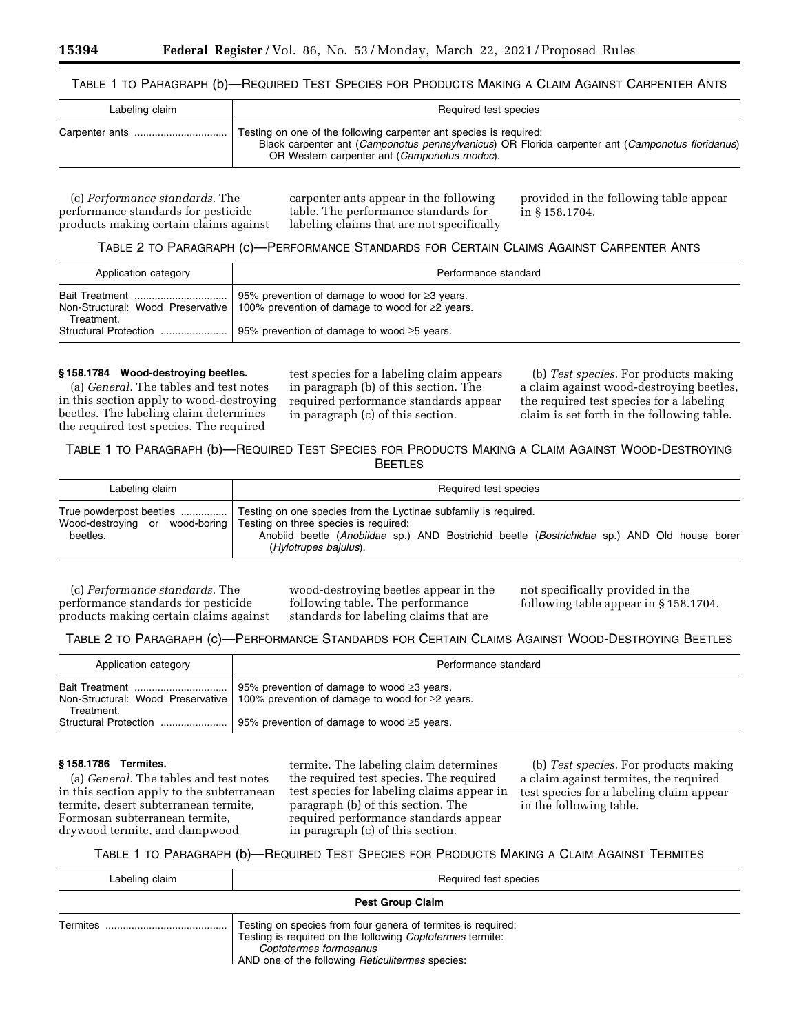TABLE 1 TO PARAGRAPH (b)—REQUIRED TEST SPECIES FOR PRODUCTS MAKING A CLAIM AGAINST CARPENTER ANTS

| Labeling claim | Required test species |
| --- | --- |
| Carpenter ants | Testing on one of the following carpenter ant species is required: Black carpenter ant (*Camponotus pennsylvanicus*) OR Florida carpenter ant (*Camponotus floridanus*) OR Western carpenter ant (*Camponotus modoc*). |

(c) *Performance standards.* The performance standards for pesticide products making certain claims against carpenter ants appear in the following table. The performance standards for labeling claims that are not specifically provided in the following table appear in § 158.1704.

TABLE 2 TO PARAGRAPH (c)—PERFORMANCE STANDARDS FOR CERTAIN CLAIMS AGAINST CARPENTER ANTS

| Application category | Performance standard |
| --- | --- |
| Bait Treatment | 95% prevention of damage to wood for ≥3 years. |
| Non-Structural: Wood Preservative Treatment. | 100% prevention of damage to wood for ≥2 years. |
| Structural Protection | 95% prevention of damage to wood ≥5 years. |

### § 158.1784 Wood-destroying beetles.

(a) *General.* The tables and test notes in this section apply to wood-destroying beetles. The labeling claim determines the required test species. The required test species for a labeling claim appears in paragraph (b) of this section. The required performance standards appear in paragraph (c) of this section.

(b) *Test species.* For products making a claim against wood-destroying beetles, the required test species for a labeling claim is set forth in the following table.

TABLE 1 TO PARAGRAPH (b)—REQUIRED TEST SPECIES FOR PRODUCTS MAKING A CLAIM AGAINST WOOD-DESTROYING BEETLES

| Labeling claim | Required test species |
| --- | --- |
| True powderpost beetles | Testing on one species from the Lyctinae subfamily is required. |
| Wood-destroying or wood-boring beetles. | Testing on three species is required: Anobiid beetle (*Anobiidae* sp.) AND Bostrichid beetle (*Bostrichidae* sp.) AND Old house borer (*Hylotrupes bajulus*). |

(c) *Performance standards.* The performance standards for pesticide products making certain claims against wood-destroying beetles appear in the following table. The performance standards for labeling claims that are not specifically provided in the following table appear in § 158.1704.

TABLE 2 TO PARAGRAPH (c)—PERFORMANCE STANDARDS FOR CERTAIN CLAIMS AGAINST WOOD-DESTROYING BEETLES

| Application category | Performance standard |
| --- | --- |
| Bait Treatment | 95% prevention of damage to wood ≥3 years. |
| Non-Structural: Wood Preservative Treatment. | 100% prevention of damage to wood for ≥2 years. |
| Structural Protection | 95% prevention of damage to wood ≥5 years. |

### § 158.1786 Termites.

(a) *General.* The tables and test notes in this section apply to the subterranean termite, desert subterranean termite, Formosan subterranean termite, drywood termite, and dampwood termite. The labeling claim determines the required test species. The required test species for labeling claims appear in paragraph (b) of this section. The required performance standards appear in paragraph (c) of this section.

(b) *Test species.* For products making a claim against termites, the required test species for a labeling claim appear in the following table.

TABLE 1 TO PARAGRAPH (b)—REQUIRED TEST SPECIES FOR PRODUCTS MAKING A CLAIM AGAINST TERMITES

| Labeling claim | Required test species |
| --- | --- |
| **Pest Group Claim** | |
| Termites | Testing on species from four genera of termites is required: Testing is required on the following *Coptotermes* termite: *Coptotermes formosanus* AND one of the following *Reticulitermes* species: |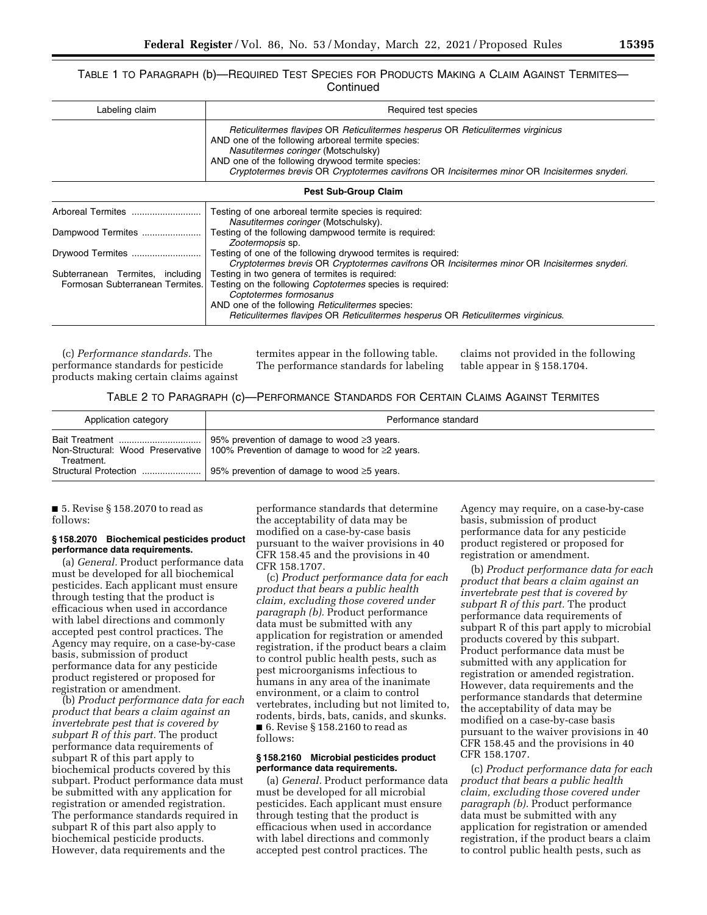TABLE 1 TO PARAGRAPH (b)—REQUIRED TEST SPECIES FOR PRODUCTS MAKING A CLAIM AGAINST TERMITES—Continued

| Labeling claim | Required test species |
|---|---|
| | *Reticulitermes flavipes* OR *Reticulitermes hesperus* OR *Reticulitermes virginicus*<br>AND one of the following arboreal termite species:<br>*Nasutitermes coringer* (Motschulsky)<br>AND one of the following drywood termite species:<br>*Cryptotermes brevis* OR *Cryptotermes cavifrons* OR *Incisitermes minor* OR *Incisitermes snyderi*. |
| **Pest Sub-Group Claim** | |
| Arboreal Termites | Testing of one arboreal termite species is required:<br>*Nasutitermes coringer* (Motschulsky). |
| Dampwood Termites | Testing of the following dampwood termite is required:<br>*Zootermopsis* sp. |
| Drywood Termites | Testing of one of the following drywood termites is required:<br>*Cryptotermes brevis* OR *Cryptotermes cavifrons* OR *Incisitermes minor* OR *Incisitermes snyderi*. |
| Subterranean Termites, including Formosan Subterranean Termites. | Testing in two genera of termites is required:<br>Testing on the following *Coptotermes* species is required:<br>*Coptotermes formosanus*<br>AND one of the following *Reticulitermes* species:<br>*Reticulitermes flavipes* OR *Reticulitermes hesperus* OR *Reticulitermes virginicus*. |

(c) *Performance standards.* The performance standards for pesticide products making certain claims against termites appear in the following table. The performance standards for labeling claims not provided in the following table appear in § 158.1704.

TABLE 2 TO PARAGRAPH (c)—PERFORMANCE STANDARDS FOR CERTAIN CLAIMS AGAINST TERMITES

| Application category | Performance standard |
|---|---|
| Bait Treatment | 95% prevention of damage to wood ≥3 years. |
| Non-Structural: Wood Preservative Treatment. | 100% Prevention of damage to wood for ≥2 years. |
| Structural Protection | 95% prevention of damage to wood ≥5 years. |

■ 5. Revise § 158.2070 to read as follows:

**§ 158.2070 Biochemical pesticides product performance data requirements.**

(a) *General.* Product performance data must be developed for all biochemical pesticides. Each applicant must ensure through testing that the product is efficacious when used in accordance with label directions and commonly accepted pest control practices. The Agency may require, on a case-by-case basis, submission of product performance data for any pesticide product registered or proposed for registration or amendment.

(b) *Product performance data for each product that bears a claim against an invertebrate pest that is covered by subpart R of this part.* The product performance data requirements of subpart R of this part apply to biochemical products covered by this subpart. Product performance data must be submitted with any application for registration or amended registration. The performance standards required in subpart R of this part also apply to biochemical pesticide products. However, data requirements and the performance standards that determine the acceptability of data may be modified on a case-by-case basis pursuant to the waiver provisions in 40 CFR 158.45 and the provisions in 40 CFR 158.1707.

(c) *Product performance data for each product that bears a public health claim, excluding those covered under paragraph (b).* Product performance data must be submitted with any application for registration or amended registration, if the product bears a claim to control public health pests, such as pest microorganisms infectious to humans in any area of the inanimate environment, or a claim to control vertebrates, including but not limited to, rodents, birds, bats, canids, and skunks.

■ 6. Revise § 158.2160 to read as follows:

**§ 158.2160 Microbial pesticides product performance data requirements.**

(a) *General.* Product performance data must be developed for all microbial pesticides. Each applicant must ensure through testing that the product is efficacious when used in accordance with label directions and commonly accepted pest control practices. The Agency may require, on a case-by-case basis, submission of product performance data for any pesticide product registered or proposed for registration or amendment.

(b) *Product performance data for each product that bears a claim against an invertebrate pest that is covered by subpart R of this part.* The product performance data requirements of subpart R of this part apply to microbial products covered by this subpart. Product performance data must be submitted with any application for registration or amended registration. However, data requirements and the performance standards that determine the acceptability of data may be modified on a case-by-case basis pursuant to the waiver provisions in 40 CFR 158.45 and the provisions in 40 CFR 158.1707.

(c) *Product performance data for each product that bears a public health claim, excluding those covered under paragraph (b).* Product performance data must be submitted with any application for registration or amended registration, if the product bears a claim to control public health pests, such as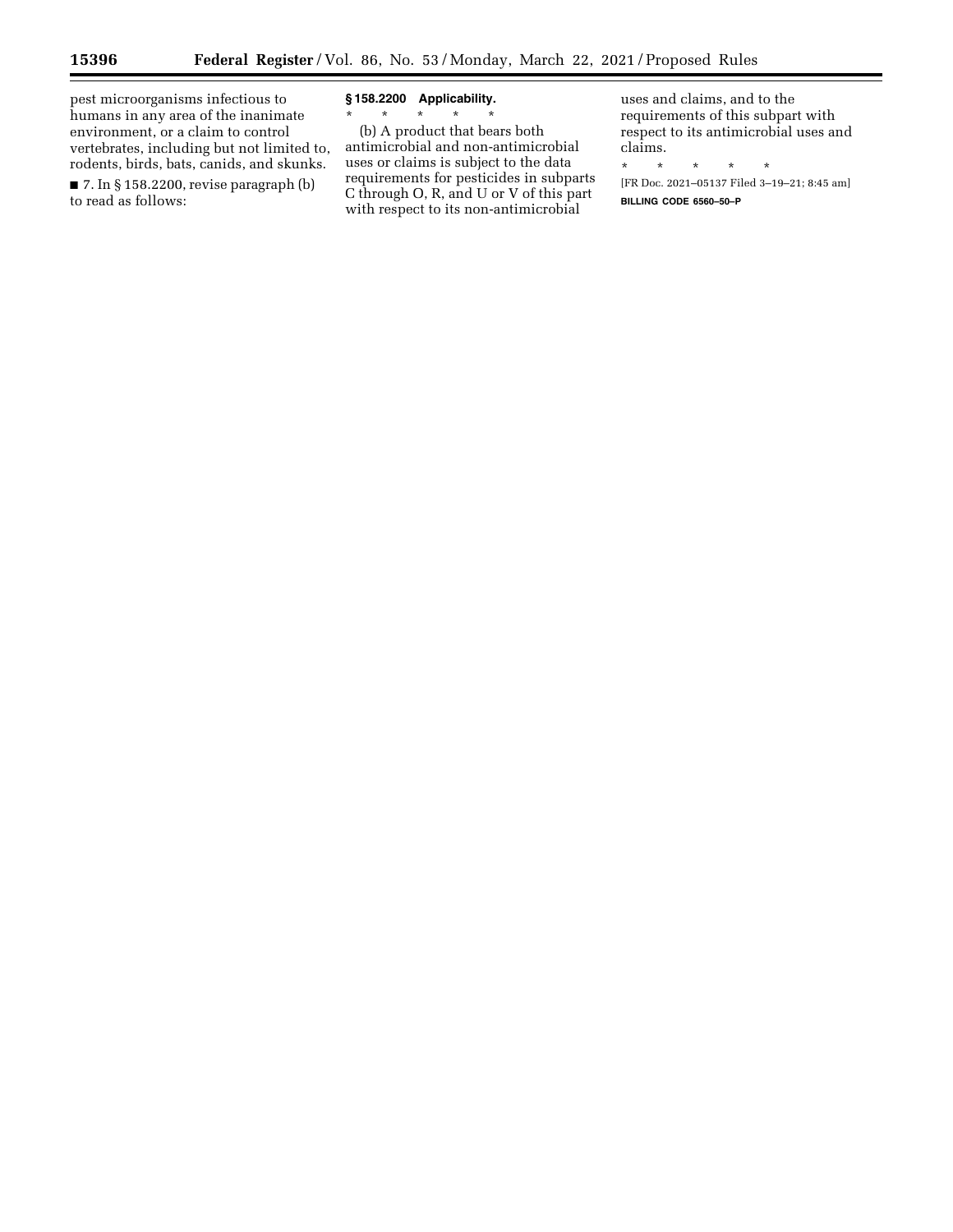pest microorganisms infectious to humans in any area of the inanimate environment, or a claim to control vertebrates, including but not limited to, rodents, birds, bats, canids, and skunks.

■ 7. In § 158.2200, revise paragraph (b) to read as follows:

**§ 158.2200 Applicability.**

\* \* \* \* \*

(b) A product that bears both antimicrobial and non-antimicrobial uses or claims is subject to the data requirements for pesticides in subparts C through O, R, and U or V of this part with respect to its non-antimicrobial uses and claims, and to the requirements of this subpart with respect to its antimicrobial uses and claims.

\* \* \* \* \*

[FR Doc. 2021–05137 Filed 3–19–21; 8:45 am]

**BILLING CODE 6560–50–P**